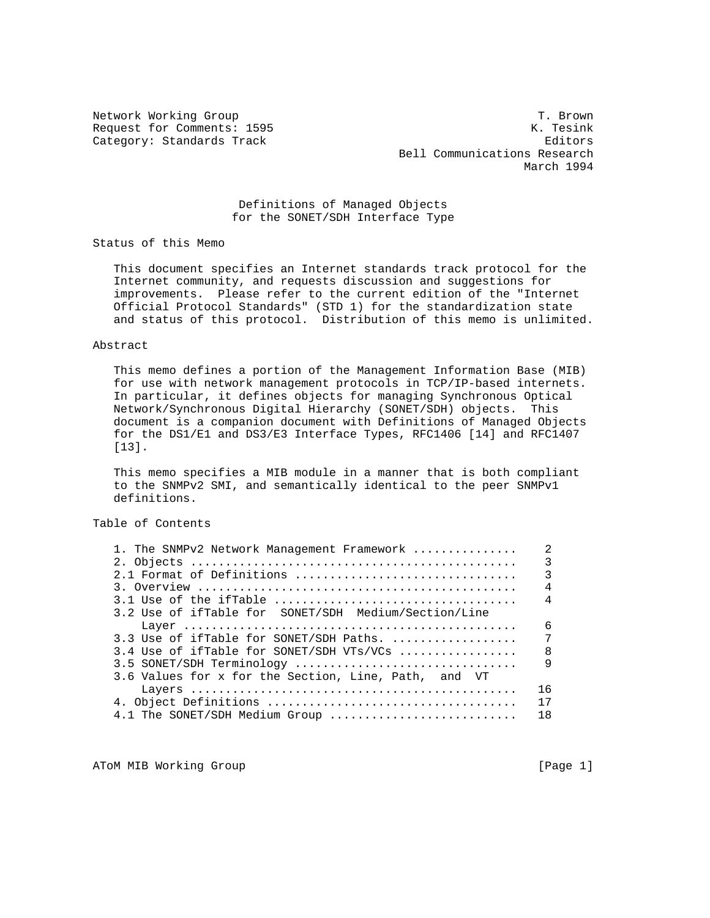Network Working Group                                           T. Brown
Request for Comments: 1595                                      K. Tesink
Category: Standards Track                                         Editors
                                              Bell Communications Research
                                                               March 1994

# Definitions of Managed Objects for the SONET/SDH Interface Type

## Status of this Memo

This document specifies an Internet standards track protocol for the Internet community, and requests discussion and suggestions for improvements. Please refer to the current edition of the "Internet Official Protocol Standards" (STD 1) for the standardization state and status of this protocol. Distribution of this memo is unlimited.

## Abstract

This memo defines a portion of the Management Information Base (MIB) for use with network management protocols in TCP/IP-based internets. In particular, it defines objects for managing Synchronous Optical Network/Synchronous Digital Hierarchy (SONET/SDH) objects. This document is a companion document with Definitions of Managed Objects for the DS1/E1 and DS3/E3 Interface Types, RFC1406 [14] and RFC1407 [13].

This memo specifies a MIB module in a manner that is both compliant to the SNMPv2 SMI, and semantically identical to the peer SNMPv1 definitions.

## Table of Contents

```
1. The SNMPv2 Network Management Framework ..............    2
2. Objects ..............................................    3
2.1 Format of Definitions ...............................    3
3. Overview .............................................    4
3.1 Use of the ifTable ..................................    4
3.2 Use of ifTable for  SONET/SDH  Medium/Section/Line
    Layer ...............................................    6
3.3 Use of ifTable for SONET/SDH Paths. .................    7
3.4 Use of ifTable for SONET/SDH VTs/VCs ................    8
3.5 SONET/SDH Terminology ...............................    9
3.6 Values for x for the Section, Line, Path,  and  VT
    Layers ..............................................   16
4. Object Definitions ...................................   17
4.1 The SONET/SDH Medium Group ..........................   18
```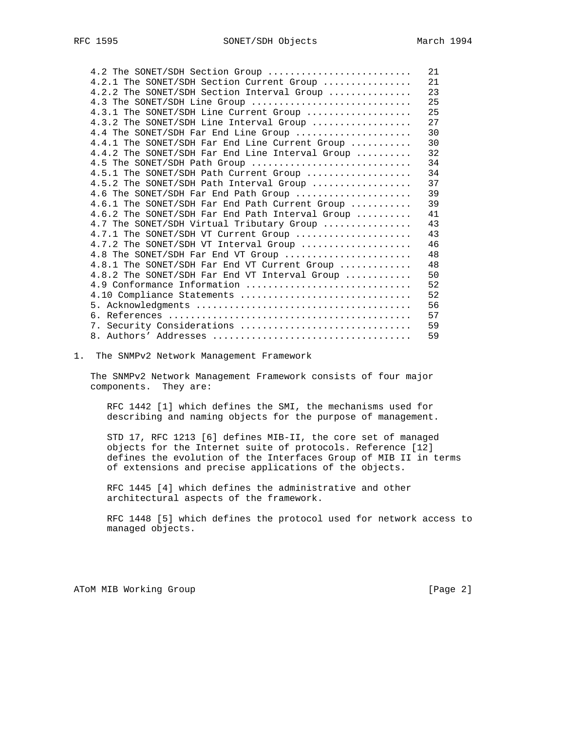4.2 The SONET/SDH Section Group .......................... 21
4.2.1 The SONET/SDH Section Current Group ................ 21
4.2.2 The SONET/SDH Section Interval Group ............... 23
4.3 The SONET/SDH Line Group ............................. 25
4.3.1 The SONET/SDH Line Current Group ................... 25
4.3.2 The SONET/SDH Line Interval Group .................. 27
4.4 The SONET/SDH Far End Line Group ..................... 30
4.4.1 The SONET/SDH Far End Line Current Group ........... 30
4.4.2 The SONET/SDH Far End Line Interval Group .......... 32
4.5 The SONET/SDH Path Group ............................. 34
4.5.1 The SONET/SDH Path Current Group ................... 34
4.5.2 The SONET/SDH Path Interval Group .................. 37
4.6 The SONET/SDH Far End Path Group ..................... 39
4.6.1 The SONET/SDH Far End Path Current Group ........... 39
4.6.2 The SONET/SDH Far End Path Interval Group .......... 41
4.7 The SONET/SDH Virtual Tributary Group ................ 43
4.7.1 The SONET/SDH VT Current Group ..................... 43
4.7.2 The SONET/SDH VT Interval Group .................... 46
4.8 The SONET/SDH Far End VT Group ....................... 48
4.8.1 The SONET/SDH Far End VT Current Group ............. 48
4.8.2 The SONET/SDH Far End VT Interval Group ............ 50
4.9 Conformance Information .............................. 52
4.10 Compliance Statements ............................... 52
5. Acknowledgments ....................................... 56
6. References ............................................ 57
7. Security Considerations ............................... 59
8. Authors' Addresses .................................... 59

## 1. The SNMPv2 Network Management Framework

The SNMPv2 Network Management Framework consists of four major components. They are:

RFC 1442 [1] which defines the SMI, the mechanisms used for describing and naming objects for the purpose of management.

STD 17, RFC 1213 [6] defines MIB-II, the core set of managed objects for the Internet suite of protocols. Reference [12] defines the evolution of the Interfaces Group of MIB II in terms of extensions and precise applications of the objects.

RFC 1445 [4] which defines the administrative and other architectural aspects of the framework.

RFC 1448 [5] which defines the protocol used for network access to managed objects.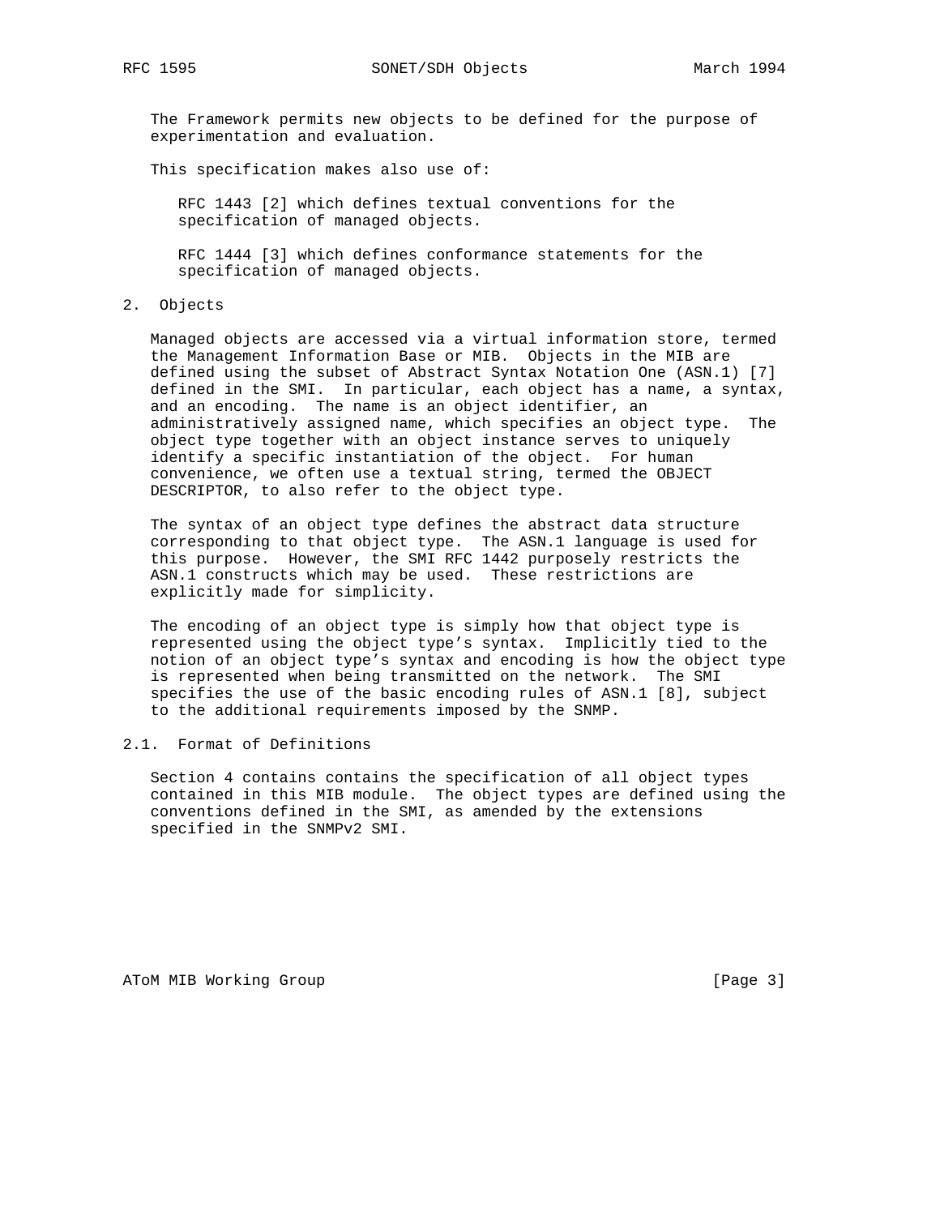The Framework permits new objects to be defined for the purpose of experimentation and evaluation.

This specification makes also use of:

RFC 1443 [2] which defines textual conventions for the specification of managed objects.

RFC 1444 [3] which defines conformance statements for the specification of managed objects.

## 2. Objects

Managed objects are accessed via a virtual information store, termed the Management Information Base or MIB. Objects in the MIB are defined using the subset of Abstract Syntax Notation One (ASN.1) [7] defined in the SMI. In particular, each object has a name, a syntax, and an encoding. The name is an object identifier, an administratively assigned name, which specifies an object type. The object type together with an object instance serves to uniquely identify a specific instantiation of the object. For human convenience, we often use a textual string, termed the OBJECT DESCRIPTOR, to also refer to the object type.

The syntax of an object type defines the abstract data structure corresponding to that object type. The ASN.1 language is used for this purpose. However, the SMI RFC 1442 purposely restricts the ASN.1 constructs which may be used. These restrictions are explicitly made for simplicity.

The encoding of an object type is simply how that object type is represented using the object type's syntax. Implicitly tied to the notion of an object type's syntax and encoding is how the object type is represented when being transmitted on the network. The SMI specifies the use of the basic encoding rules of ASN.1 [8], subject to the additional requirements imposed by the SNMP.

### 2.1. Format of Definitions

Section 4 contains contains the specification of all object types contained in this MIB module. The object types are defined using the conventions defined in the SMI, as amended by the extensions specified in the SNMPv2 SMI.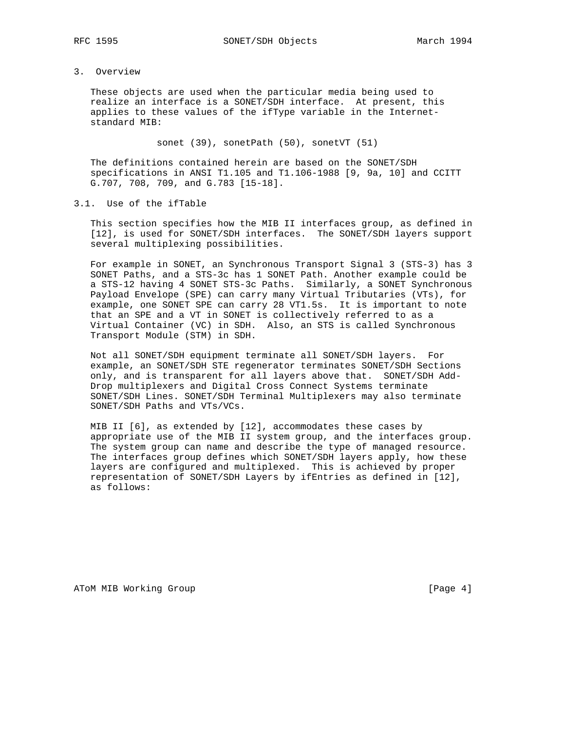## 3. Overview

These objects are used when the particular media being used to realize an interface is a SONET/SDH interface. At present, this applies to these values of the ifType variable in the Internet-standard MIB:

sonet (39), sonetPath (50), sonetVT (51)

The definitions contained herein are based on the SONET/SDH specifications in ANSI T1.105 and T1.106-1988 [9, 9a, 10] and CCITT G.707, 708, 709, and G.783 [15-18].

### 3.1. Use of the ifTable

This section specifies how the MIB II interfaces group, as defined in [12], is used for SONET/SDH interfaces. The SONET/SDH layers support several multiplexing possibilities.

For example in SONET, an Synchronous Transport Signal 3 (STS-3) has 3 SONET Paths, and a STS-3c has 1 SONET Path. Another example could be a STS-12 having 4 SONET STS-3c Paths. Similarly, a SONET Synchronous Payload Envelope (SPE) can carry many Virtual Tributaries (VTs), for example, one SONET SPE can carry 28 VT1.5s. It is important to note that an SPE and a VT in SONET is collectively referred to as a Virtual Container (VC) in SDH. Also, an STS is called Synchronous Transport Module (STM) in SDH.

Not all SONET/SDH equipment terminate all SONET/SDH layers. For example, an SONET/SDH STE regenerator terminates SONET/SDH Sections only, and is transparent for all layers above that. SONET/SDH Add-Drop multiplexers and Digital Cross Connect Systems terminate SONET/SDH Lines. SONET/SDH Terminal Multiplexers may also terminate SONET/SDH Paths and VTs/VCs.

MIB II [6], as extended by [12], accommodates these cases by appropriate use of the MIB II system group, and the interfaces group. The system group can name and describe the type of managed resource. The interfaces group defines which SONET/SDH layers apply, how these layers are configured and multiplexed. This is achieved by proper representation of SONET/SDH Layers by ifEntries as defined in [12], as follows: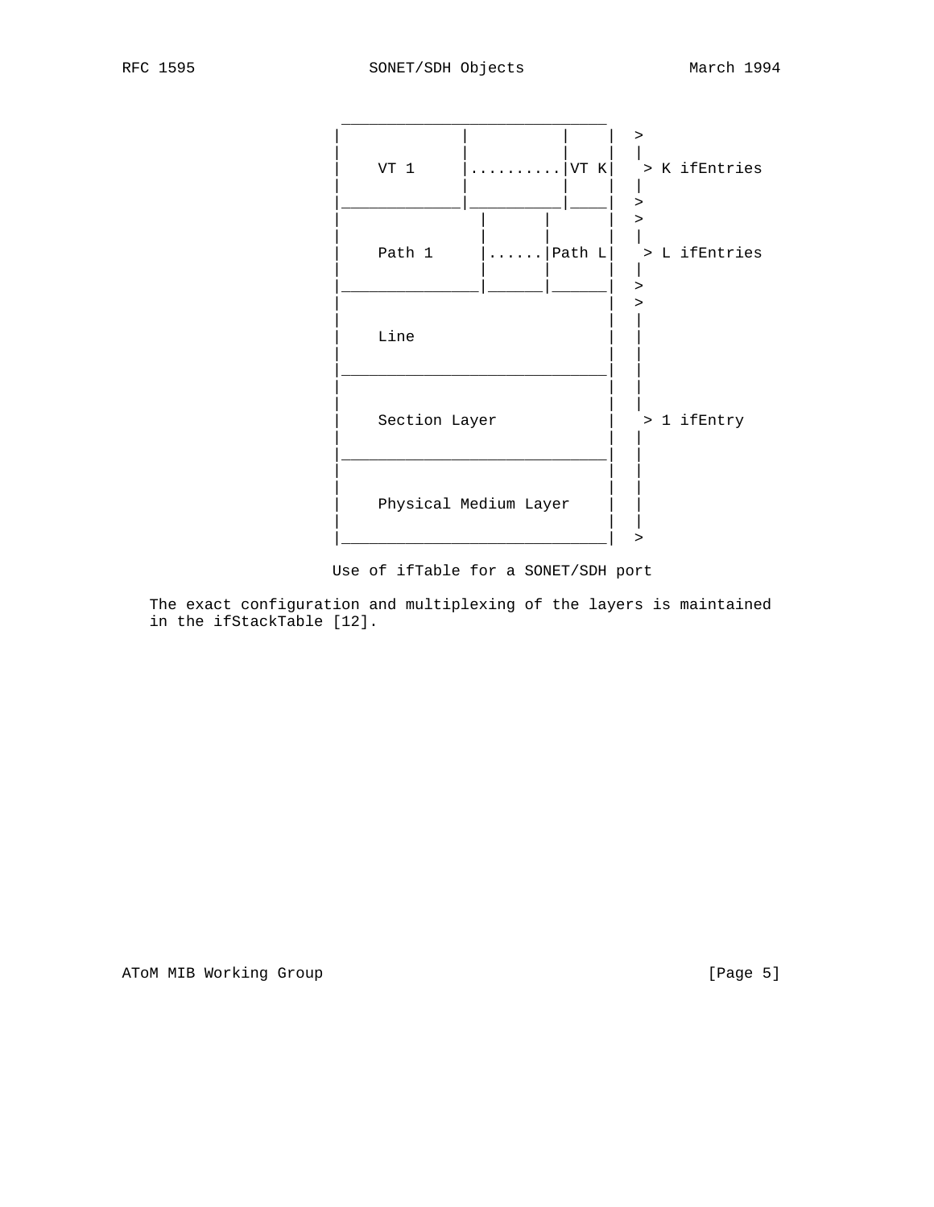```
         _____________________________
        |             |          |    |  >
        |             |          |    |  |
        |    VT 1     |..........|VT K|   > K ifEntries
        |             |          |    |  |
        |_____________|__________|____|  >
        |               |      |      |  >
        |               |      |      |  |
        |    Path 1     |......|Path L|   > L ifEntries
        |               |      |      |  |
        |_______________|______|______|  >
        |                             |  >
        |                             |  |
        |    Line                     |  |
        |                             |  |
        |_____________________________|  |
        |                             |  |
        |                             |  |
        |    Section Layer            |   > 1 ifEntry
        |                             |  |
        |_____________________________|  |
        |                             |  |
        |                             |  |
        |    Physical Medium Layer    |  |
        |                             |  |
        |_____________________________|  >
```

Use of ifTable for a SONET/SDH port

The exact configuration and multiplexing of the layers is maintained in the ifStackTable [12].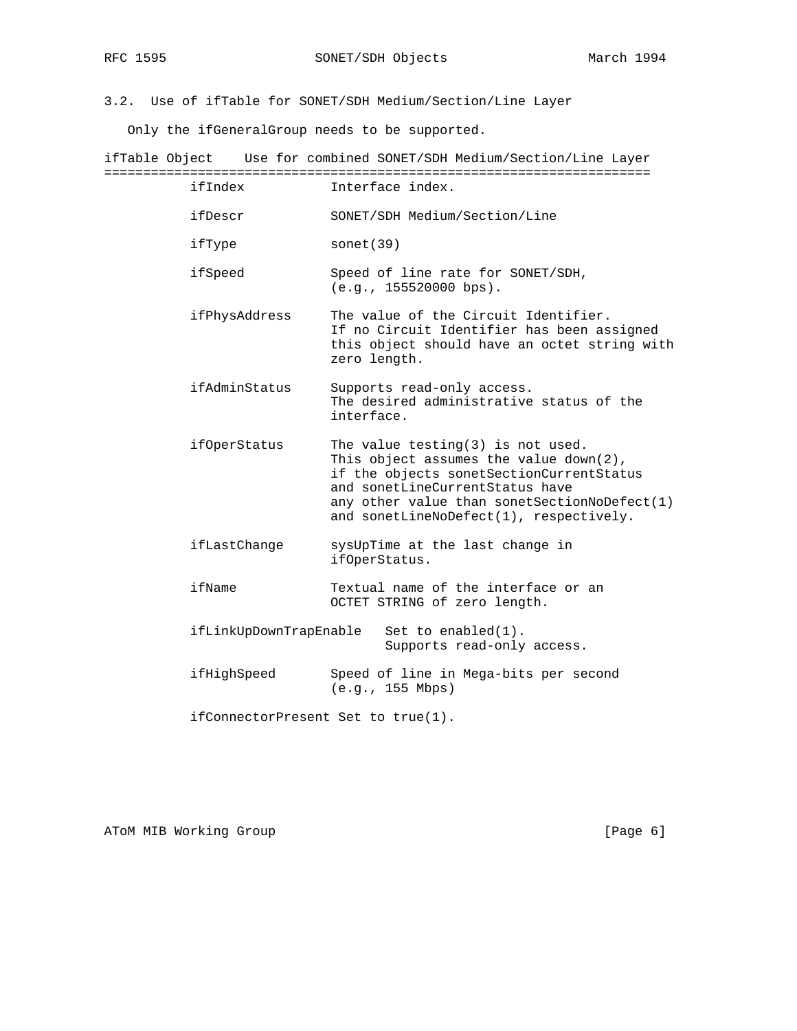## 3.2. Use of ifTable for SONET/SDH Medium/Section/Line Layer

Only the ifGeneralGroup needs to be supported.

| ifTable Object | Use for combined SONET/SDH Medium/Section/Line Layer |
| --- | --- |
| ifIndex | Interface index. |
| ifDescr | SONET/SDH Medium/Section/Line |
| ifType | sonet(39) |
| ifSpeed | Speed of line rate for SONET/SDH, (e.g., 155520000 bps). |
| ifPhysAddress | The value of the Circuit Identifier. If no Circuit Identifier has been assigned this object should have an octet string with zero length. |
| ifAdminStatus | Supports read-only access. The desired administrative status of the interface. |
| ifOperStatus | The value testing(3) is not used. This object assumes the value down(2), if the objects sonetSectionCurrentStatus and sonetLineCurrentStatus have any other value than sonetSectionNoDefect(1) and sonetLineNoDefect(1), respectively. |
| ifLastChange | sysUpTime at the last change in ifOperStatus. |
| ifName | Textual name of the interface or an OCTET STRING of zero length. |
| ifLinkUpDownTrapEnable | Set to enabled(1). Supports read-only access. |
| ifHighSpeed | Speed of line in Mega-bits per second (e.g., 155 Mbps) |
| ifConnectorPresent | Set to true(1). |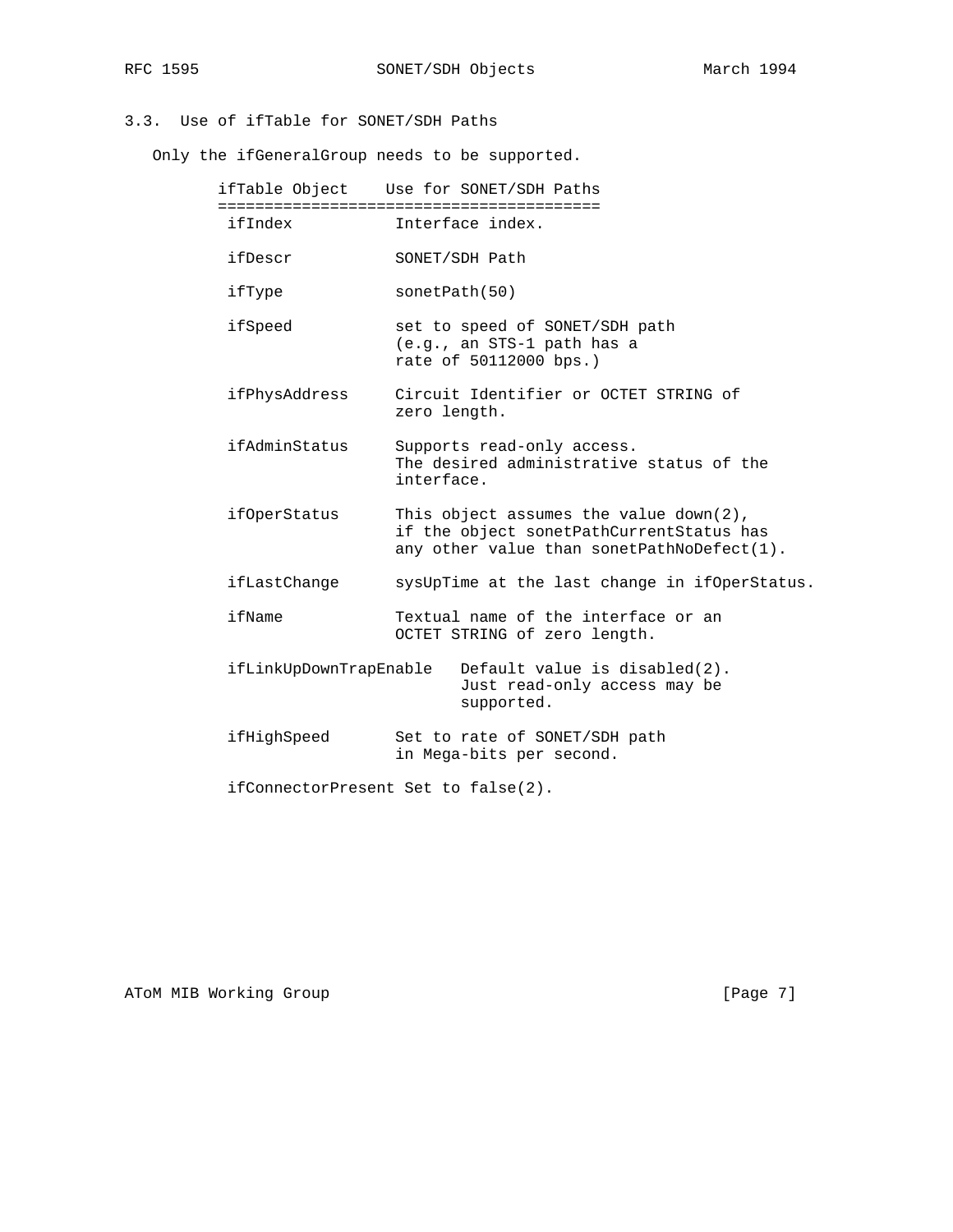### 3.3. Use of ifTable for SONET/SDH Paths

Only the ifGeneralGroup needs to be supported.

| ifTable Object | Use for SONET/SDH Paths |
|---|---|
| ifIndex | Interface index. |
| ifDescr | SONET/SDH Path |
| ifType | sonetPath(50) |
| ifSpeed | set to speed of SONET/SDH path (e.g., an STS-1 path has a rate of 50112000 bps.) |
| ifPhysAddress | Circuit Identifier or OCTET STRING of zero length. |
| ifAdminStatus | Supports read-only access. The desired administrative status of the interface. |
| ifOperStatus | This object assumes the value down(2), if the object sonetPathCurrentStatus has any other value than sonetPathNoDefect(1). |
| ifLastChange | sysUpTime at the last change in ifOperStatus. |
| ifName | Textual name of the interface or an OCTET STRING of zero length. |
| ifLinkUpDownTrapEnable | Default value is disabled(2). Just read-only access may be supported. |
| ifHighSpeed | Set to rate of SONET/SDH path in Mega-bits per second. |
| ifConnectorPresent | Set to false(2). |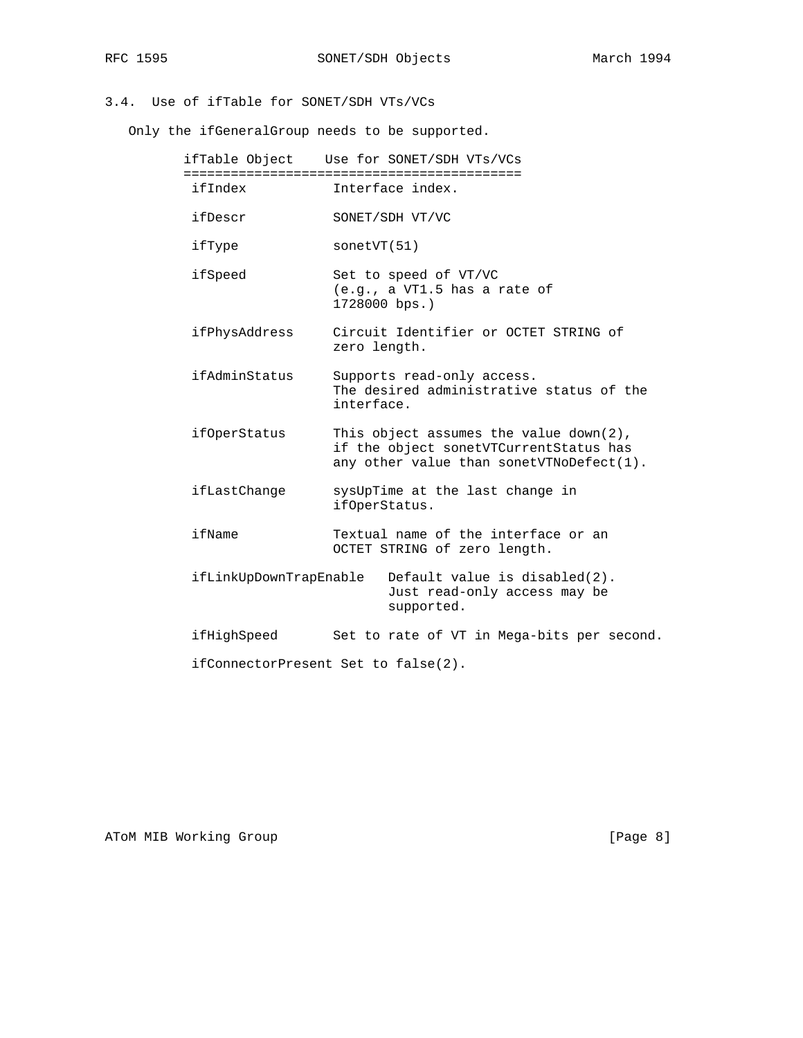## 3.4. Use of ifTable for SONET/SDH VTs/VCs

Only the ifGeneralGroup needs to be supported.

| ifTable Object | Use for SONET/SDH VTs/VCs |
|---|---|
| ifIndex | Interface index. |
| ifDescr | SONET/SDH VT/VC |
| ifType | sonetVT(51) |
| ifSpeed | Set to speed of VT/VC (e.g., a VT1.5 has a rate of 1728000 bps.) |
| ifPhysAddress | Circuit Identifier or OCTET STRING of zero length. |
| ifAdminStatus | Supports read-only access. The desired administrative status of the interface. |
| ifOperStatus | This object assumes the value down(2), if the object sonetVTCurrentStatus has any other value than sonetVTNoDefect(1). |
| ifLastChange | sysUpTime at the last change in ifOperStatus. |
| ifName | Textual name of the interface or an OCTET STRING of zero length. |
| ifLinkUpDownTrapEnable | Default value is disabled(2). Just read-only access may be supported. |
| ifHighSpeed | Set to rate of VT in Mega-bits per second. |
| ifConnectorPresent | Set to false(2). |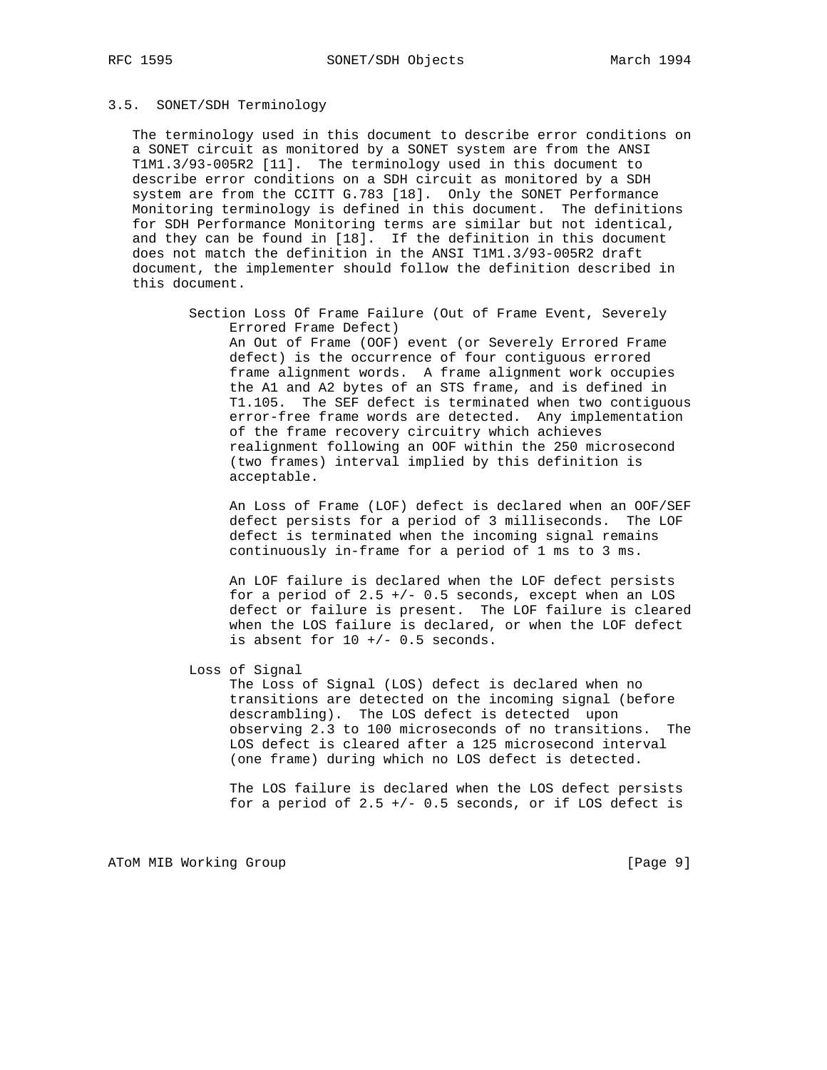### 3.5. SONET/SDH Terminology

The terminology used in this document to describe error conditions on a SONET circuit as monitored by a SONET system are from the ANSI T1M1.3/93-005R2 [11]. The terminology used in this document to describe error conditions on a SDH circuit as monitored by a SDH system are from the CCITT G.783 [18]. Only the SONET Performance Monitoring terminology is defined in this document. The definitions for SDH Performance Monitoring terms are similar but not identical, and they can be found in [18]. If the definition in this document does not match the definition in the ANSI T1M1.3/93-005R2 draft document, the implementer should follow the definition described in this document.

Section Loss Of Frame Failure (Out of Frame Event, Severely Errored Frame Defect)

An Out of Frame (OOF) event (or Severely Errored Frame defect) is the occurrence of four contiguous errored frame alignment words. A frame alignment work occupies the A1 and A2 bytes of an STS frame, and is defined in T1.105. The SEF defect is terminated when two contiguous error-free frame words are detected. Any implementation of the frame recovery circuitry which achieves realignment following an OOF within the 250 microsecond (two frames) interval implied by this definition is acceptable.

An Loss of Frame (LOF) defect is declared when an OOF/SEF defect persists for a period of 3 milliseconds. The LOF defect is terminated when the incoming signal remains continuously in-frame for a period of 1 ms to 3 ms.

An LOF failure is declared when the LOF defect persists for a period of 2.5 +/- 0.5 seconds, except when an LOS defect or failure is present. The LOF failure is cleared when the LOS failure is declared, or when the LOF defect is absent for 10 +/- 0.5 seconds.

Loss of Signal

The Loss of Signal (LOS) defect is declared when no transitions are detected on the incoming signal (before descrambling). The LOS defect is detected upon observing 2.3 to 100 microseconds of no transitions. The LOS defect is cleared after a 125 microsecond interval (one frame) during which no LOS defect is detected.

The LOS failure is declared when the LOS defect persists for a period of 2.5 +/- 0.5 seconds, or if LOS defect is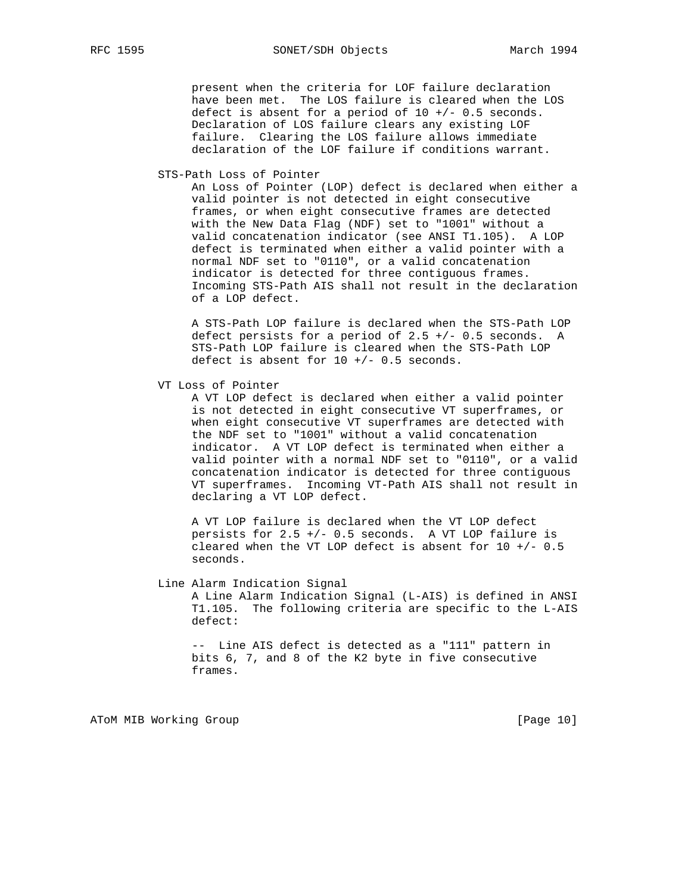present when the criteria for LOF failure declaration have been met. The LOS failure is cleared when the LOS defect is absent for a period of 10 +/- 0.5 seconds. Declaration of LOS failure clears any existing LOF failure. Clearing the LOS failure allows immediate declaration of the LOF failure if conditions warrant.

STS-Path Loss of Pointer

An Loss of Pointer (LOP) defect is declared when either a valid pointer is not detected in eight consecutive frames, or when eight consecutive frames are detected with the New Data Flag (NDF) set to "1001" without a valid concatenation indicator (see ANSI T1.105). A LOP defect is terminated when either a valid pointer with a normal NDF set to "0110", or a valid concatenation indicator is detected for three contiguous frames. Incoming STS-Path AIS shall not result in the declaration of a LOP defect.

A STS-Path LOP failure is declared when the STS-Path LOP defect persists for a period of 2.5 +/- 0.5 seconds. A STS-Path LOP failure is cleared when the STS-Path LOP defect is absent for 10 +/- 0.5 seconds.

VT Loss of Pointer

A VT LOP defect is declared when either a valid pointer is not detected in eight consecutive VT superframes, or when eight consecutive VT superframes are detected with the NDF set to "1001" without a valid concatenation indicator. A VT LOP defect is terminated when either a valid pointer with a normal NDF set to "0110", or a valid concatenation indicator is detected for three contiguous VT superframes. Incoming VT-Path AIS shall not result in declaring a VT LOP defect.

A VT LOP failure is declared when the VT LOP defect persists for 2.5 +/- 0.5 seconds. A VT LOP failure is cleared when the VT LOP defect is absent for 10 +/- 0.5 seconds.

Line Alarm Indication Signal

A Line Alarm Indication Signal (L-AIS) is defined in ANSI T1.105. The following criteria are specific to the L-AIS defect:

-- Line AIS defect is detected as a "111" pattern in bits 6, 7, and 8 of the K2 byte in five consecutive frames.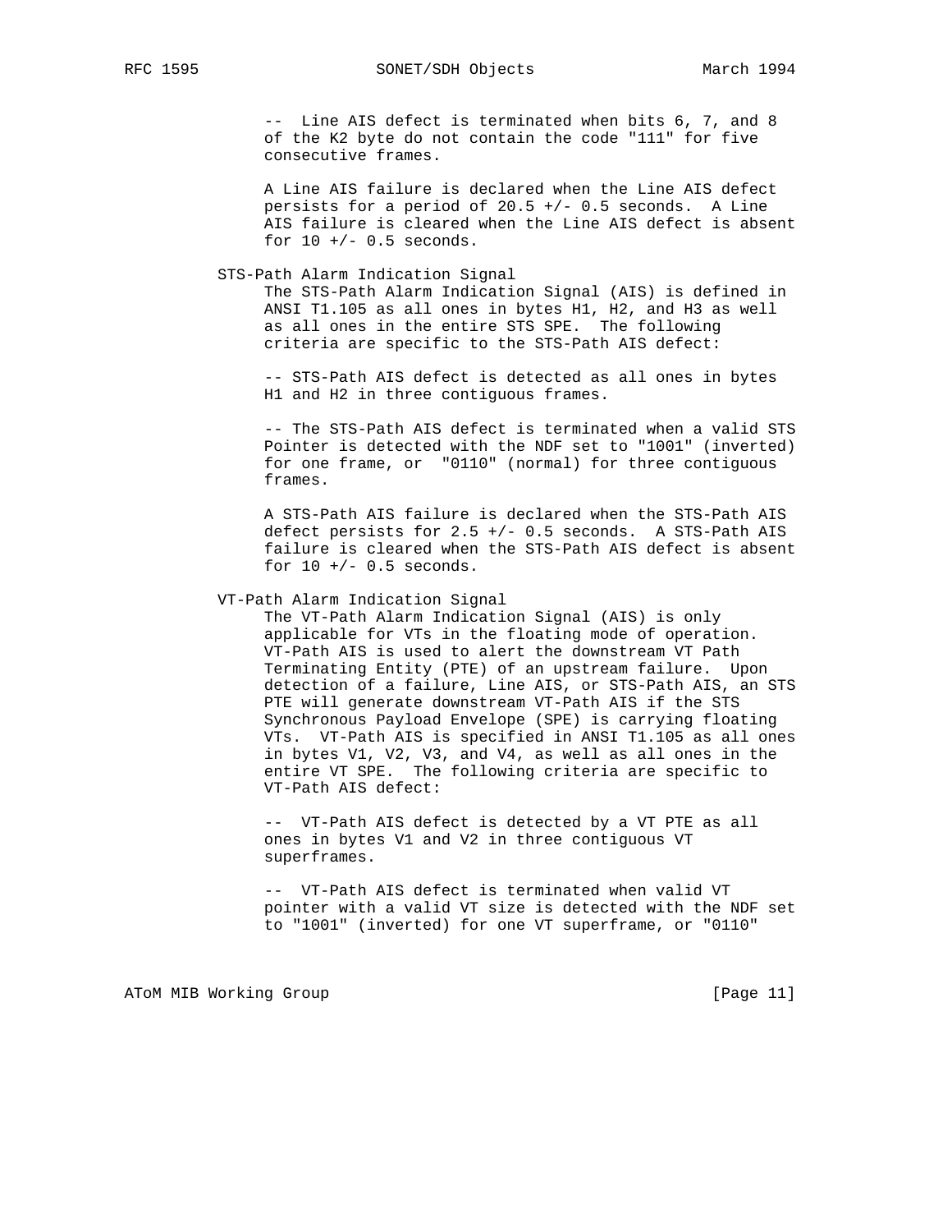-- Line AIS defect is terminated when bits 6, 7, and 8 of the K2 byte do not contain the code "111" for five consecutive frames.

A Line AIS failure is declared when the Line AIS defect persists for a period of 20.5 +/- 0.5 seconds. A Line AIS failure is cleared when the Line AIS defect is absent for 10 +/- 0.5 seconds.

STS-Path Alarm Indication Signal

The STS-Path Alarm Indication Signal (AIS) is defined in ANSI T1.105 as all ones in bytes H1, H2, and H3 as well as all ones in the entire STS SPE. The following criteria are specific to the STS-Path AIS defect:

-- STS-Path AIS defect is detected as all ones in bytes H1 and H2 in three contiguous frames.

-- The STS-Path AIS defect is terminated when a valid STS Pointer is detected with the NDF set to "1001" (inverted) for one frame, or "0110" (normal) for three contiguous frames.

A STS-Path AIS failure is declared when the STS-Path AIS defect persists for 2.5 +/- 0.5 seconds. A STS-Path AIS failure is cleared when the STS-Path AIS defect is absent for 10 +/- 0.5 seconds.

VT-Path Alarm Indication Signal

The VT-Path Alarm Indication Signal (AIS) is only applicable for VTs in the floating mode of operation. VT-Path AIS is used to alert the downstream VT Path Terminating Entity (PTE) of an upstream failure. Upon detection of a failure, Line AIS, or STS-Path AIS, an STS PTE will generate downstream VT-Path AIS if the STS Synchronous Payload Envelope (SPE) is carrying floating VTs. VT-Path AIS is specified in ANSI T1.105 as all ones in bytes V1, V2, V3, and V4, as well as all ones in the entire VT SPE. The following criteria are specific to VT-Path AIS defect:

-- VT-Path AIS defect is detected by a VT PTE as all ones in bytes V1 and V2 in three contiguous VT superframes.

-- VT-Path AIS defect is terminated when valid VT pointer with a valid VT size is detected with the NDF set to "1001" (inverted) for one VT superframe, or "0110"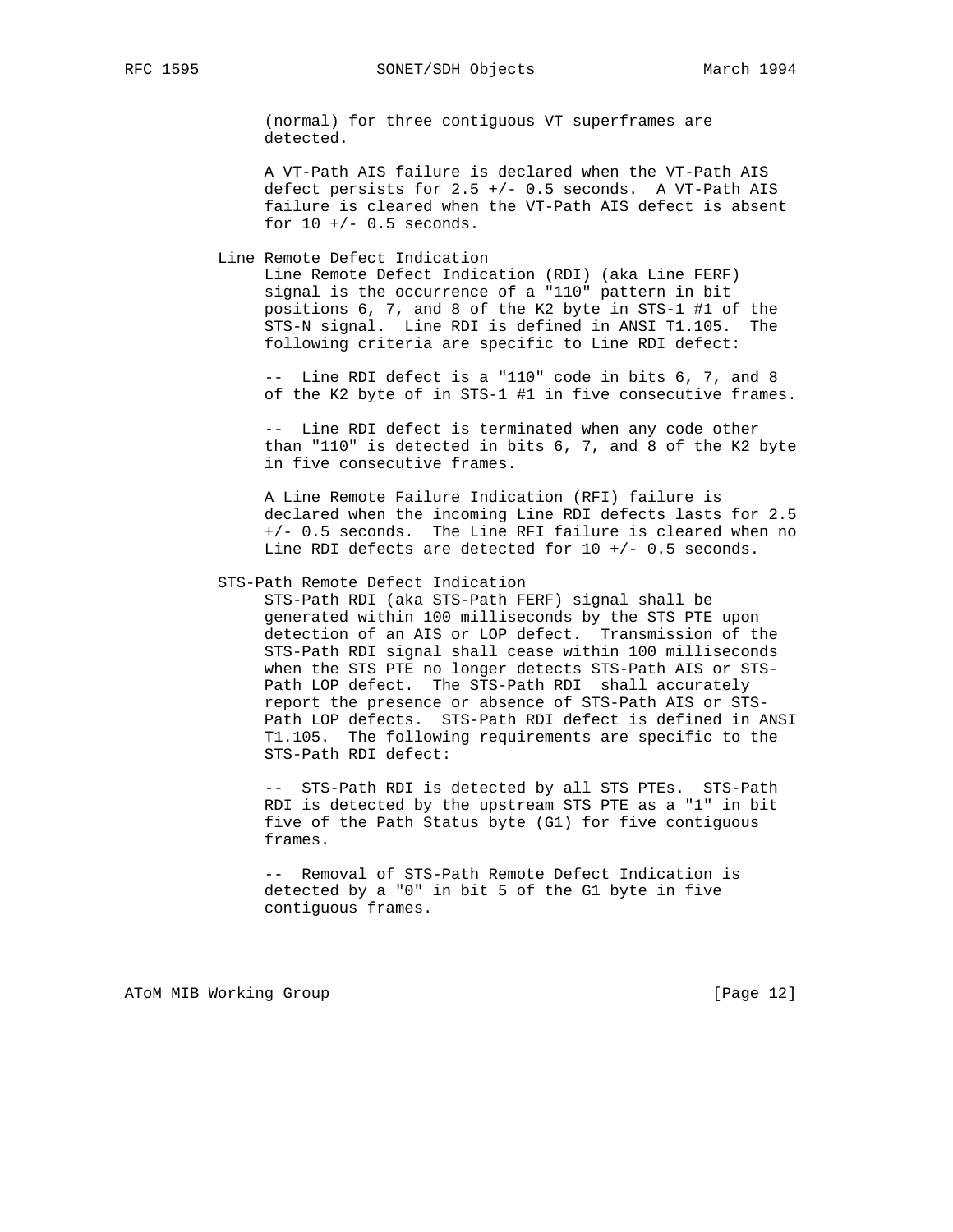(normal) for three contiguous VT superframes are detected.

A VT-Path AIS failure is declared when the VT-Path AIS defect persists for 2.5 +/- 0.5 seconds. A VT-Path AIS failure is cleared when the VT-Path AIS defect is absent for 10 +/- 0.5 seconds.

Line Remote Defect Indication

Line Remote Defect Indication (RDI) (aka Line FERF) signal is the occurrence of a "110" pattern in bit positions 6, 7, and 8 of the K2 byte in STS-1 #1 of the STS-N signal. Line RDI is defined in ANSI T1.105. The following criteria are specific to Line RDI defect:

-- Line RDI defect is a "110" code in bits 6, 7, and 8 of the K2 byte of in STS-1 #1 in five consecutive frames.

-- Line RDI defect is terminated when any code other than "110" is detected in bits 6, 7, and 8 of the K2 byte in five consecutive frames.

A Line Remote Failure Indication (RFI) failure is declared when the incoming Line RDI defects lasts for 2.5 +/- 0.5 seconds. The Line RFI failure is cleared when no Line RDI defects are detected for 10 +/- 0.5 seconds.

STS-Path Remote Defect Indication

STS-Path RDI (aka STS-Path FERF) signal shall be generated within 100 milliseconds by the STS PTE upon detection of an AIS or LOP defect. Transmission of the STS-Path RDI signal shall cease within 100 milliseconds when the STS PTE no longer detects STS-Path AIS or STS-Path LOP defect. The STS-Path RDI shall accurately report the presence or absence of STS-Path AIS or STS-Path LOP defects. STS-Path RDI defect is defined in ANSI T1.105. The following requirements are specific to the STS-Path RDI defect:

-- STS-Path RDI is detected by all STS PTEs. STS-Path RDI is detected by the upstream STS PTE as a "1" in bit five of the Path Status byte (G1) for five contiguous frames.

-- Removal of STS-Path Remote Defect Indication is detected by a "0" in bit 5 of the G1 byte in five contiguous frames.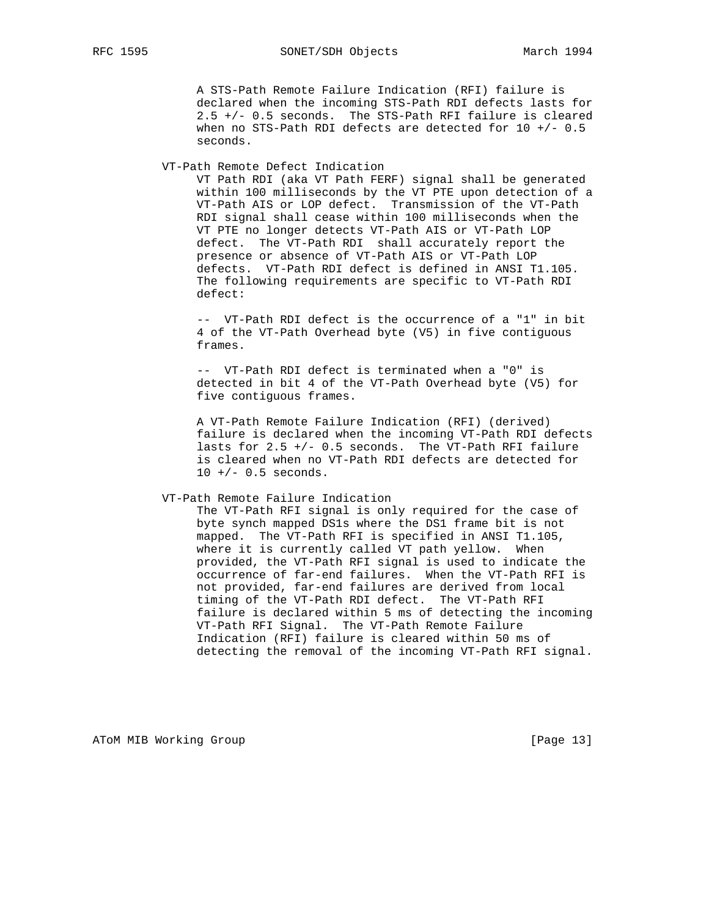A STS-Path Remote Failure Indication (RFI) failure is declared when the incoming STS-Path RDI defects lasts for 2.5 +/- 0.5 seconds. The STS-Path RFI failure is cleared when no STS-Path RDI defects are detected for 10 +/- 0.5 seconds.

VT-Path Remote Defect Indication

VT Path RDI (aka VT Path FERF) signal shall be generated within 100 milliseconds by the VT PTE upon detection of a VT-Path AIS or LOP defect. Transmission of the VT-Path RDI signal shall cease within 100 milliseconds when the VT PTE no longer detects VT-Path AIS or VT-Path LOP defect. The VT-Path RDI shall accurately report the presence or absence of VT-Path AIS or VT-Path LOP defects. VT-Path RDI defect is defined in ANSI T1.105. The following requirements are specific to VT-Path RDI defect:

-- VT-Path RDI defect is the occurrence of a "1" in bit 4 of the VT-Path Overhead byte (V5) in five contiguous frames.

-- VT-Path RDI defect is terminated when a "0" is detected in bit 4 of the VT-Path Overhead byte (V5) for five contiguous frames.

A VT-Path Remote Failure Indication (RFI) (derived) failure is declared when the incoming VT-Path RDI defects lasts for 2.5 +/- 0.5 seconds. The VT-Path RFI failure is cleared when no VT-Path RDI defects are detected for 10 +/- 0.5 seconds.

VT-Path Remote Failure Indication

The VT-Path RFI signal is only required for the case of byte synch mapped DS1s where the DS1 frame bit is not mapped. The VT-Path RFI is specified in ANSI T1.105, where it is currently called VT path yellow. When provided, the VT-Path RFI signal is used to indicate the occurrence of far-end failures. When the VT-Path RFI is not provided, far-end failures are derived from local timing of the VT-Path RDI defect. The VT-Path RFI failure is declared within 5 ms of detecting the incoming VT-Path RFI Signal. The VT-Path Remote Failure Indication (RFI) failure is cleared within 50 ms of detecting the removal of the incoming VT-Path RFI signal.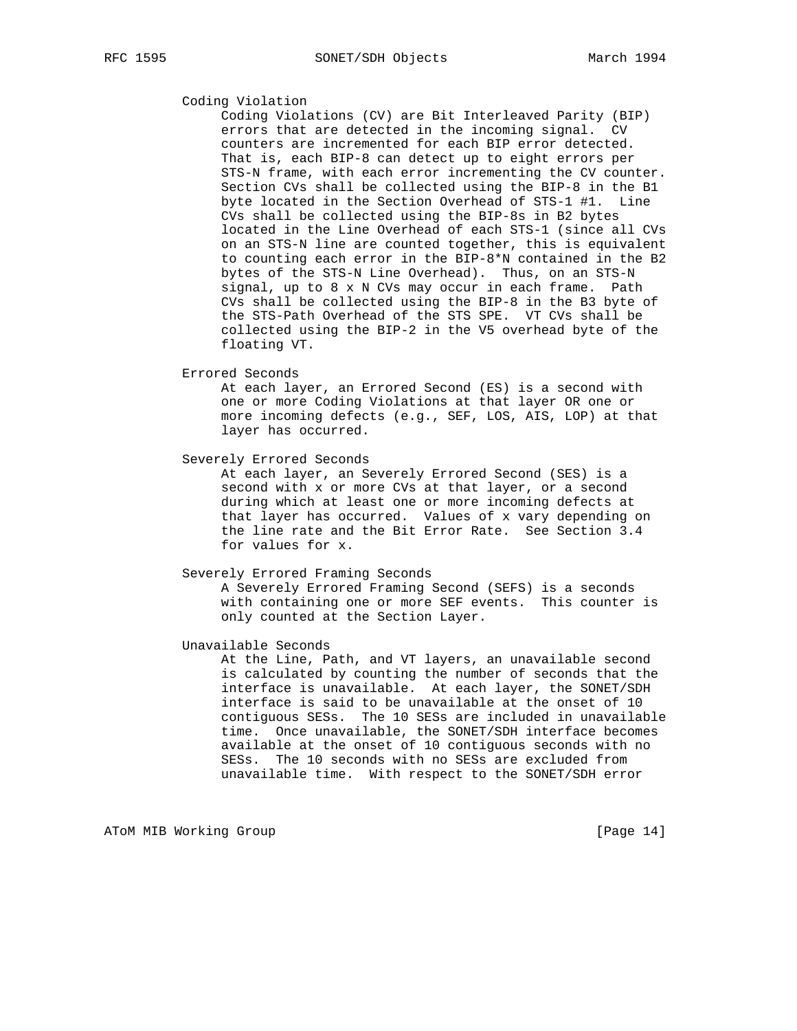Coding Violation

Coding Violations (CV) are Bit Interleaved Parity (BIP) errors that are detected in the incoming signal. CV counters are incremented for each BIP error detected. That is, each BIP-8 can detect up to eight errors per STS-N frame, with each error incrementing the CV counter. Section CVs shall be collected using the BIP-8 in the B1 byte located in the Section Overhead of STS-1 #1. Line CVs shall be collected using the BIP-8s in B2 bytes located in the Line Overhead of each STS-1 (since all CVs on an STS-N line are counted together, this is equivalent to counting each error in the BIP-8*N contained in the B2 bytes of the STS-N Line Overhead). Thus, on an STS-N signal, up to 8 x N CVs may occur in each frame. Path CVs shall be collected using the BIP-8 in the B3 byte of the STS-Path Overhead of the STS SPE. VT CVs shall be collected using the BIP-2 in the V5 overhead byte of the floating VT.

Errored Seconds

At each layer, an Errored Second (ES) is a second with one or more Coding Violations at that layer OR one or more incoming defects (e.g., SEF, LOS, AIS, LOP) at that layer has occurred.

Severely Errored Seconds

At each layer, an Severely Errored Second (SES) is a second with x or more CVs at that layer, or a second during which at least one or more incoming defects at that layer has occurred. Values of x vary depending on the line rate and the Bit Error Rate. See Section 3.4 for values for x.

Severely Errored Framing Seconds

A Severely Errored Framing Second (SEFS) is a seconds with containing one or more SEF events. This counter is only counted at the Section Layer.

Unavailable Seconds

At the Line, Path, and VT layers, an unavailable second is calculated by counting the number of seconds that the interface is unavailable. At each layer, the SONET/SDH interface is said to be unavailable at the onset of 10 contiguous SESs. The 10 SESs are included in unavailable time. Once unavailable, the SONET/SDH interface becomes available at the onset of 10 contiguous seconds with no SESs. The 10 seconds with no SESs are excluded from unavailable time. With respect to the SONET/SDH error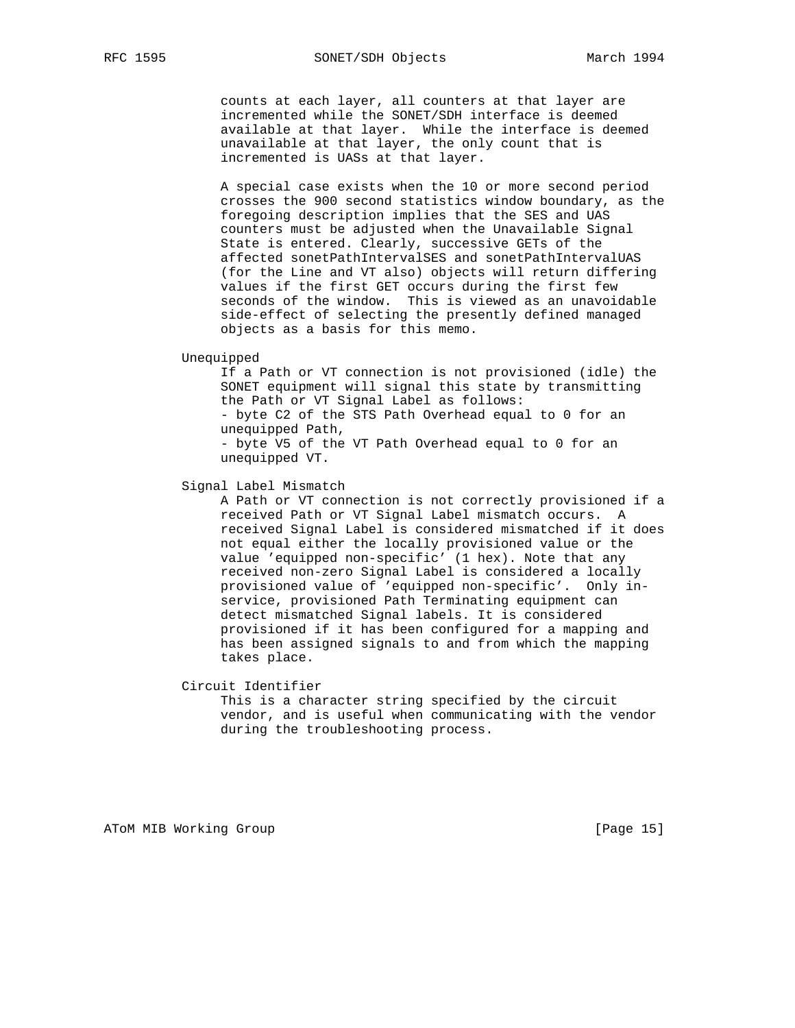counts at each layer, all counters at that layer are incremented while the SONET/SDH interface is deemed available at that layer. While the interface is deemed unavailable at that layer, the only count that is incremented is UASs at that layer.

A special case exists when the 10 or more second period crosses the 900 second statistics window boundary, as the foregoing description implies that the SES and UAS counters must be adjusted when the Unavailable Signal State is entered. Clearly, successive GETs of the affected sonetPathIntervalSES and sonetPathIntervalUAS (for the Line and VT also) objects will return differing values if the first GET occurs during the first few seconds of the window. This is viewed as an unavoidable side-effect of selecting the presently defined managed objects as a basis for this memo.

Unequipped

If a Path or VT connection is not provisioned (idle) the SONET equipment will signal this state by transmitting the Path or VT Signal Label as follows:

- byte C2 of the STS Path Overhead equal to 0 for an unequipped Path,
- byte V5 of the VT Path Overhead equal to 0 for an unequipped VT.

Signal Label Mismatch

A Path or VT connection is not correctly provisioned if a received Path or VT Signal Label mismatch occurs. A received Signal Label is considered mismatched if it does not equal either the locally provisioned value or the value 'equipped non-specific' (1 hex). Note that any received non-zero Signal Label is considered a locally provisioned value of 'equipped non-specific'. Only in-service, provisioned Path Terminating equipment can detect mismatched Signal labels. It is considered provisioned if it has been configured for a mapping and has been assigned signals to and from which the mapping takes place.

Circuit Identifier

This is a character string specified by the circuit vendor, and is useful when communicating with the vendor during the troubleshooting process.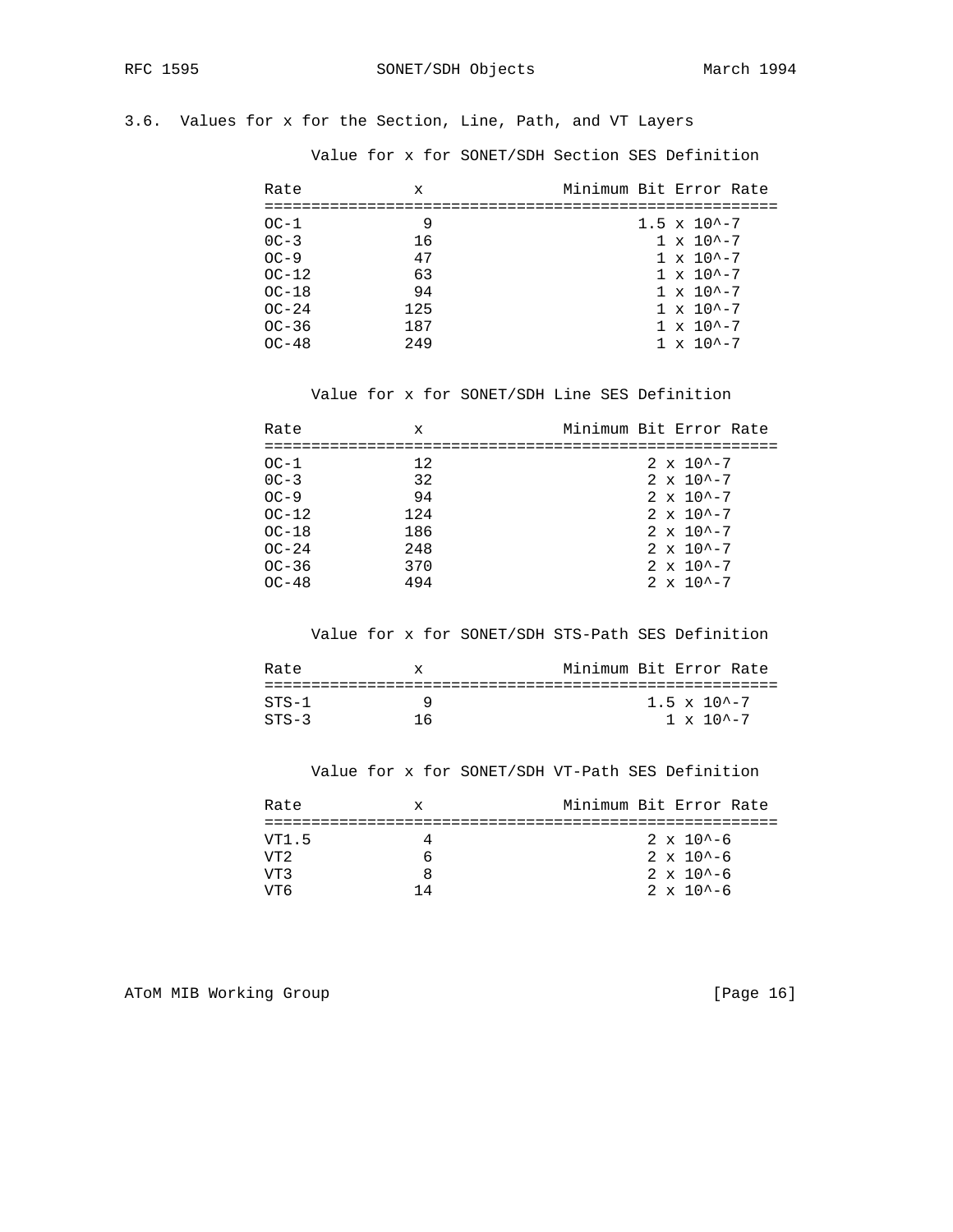### 3.6. Values for x for the Section, Line, Path, and VT Layers

Value for x for SONET/SDH Section SES Definition

| Rate | x | Minimum Bit Error Rate |
|---|---|---|
| OC-1 | 9 | 1.5 x 10^-7 |
| 0C-3 | 16 | 1 x 10^-7 |
| OC-9 | 47 | 1 x 10^-7 |
| OC-12 | 63 | 1 x 10^-7 |
| OC-18 | 94 | 1 x 10^-7 |
| OC-24 | 125 | 1 x 10^-7 |
| OC-36 | 187 | 1 x 10^-7 |
| OC-48 | 249 | 1 x 10^-7 |

Value for x for SONET/SDH Line SES Definition

| Rate | x | Minimum Bit Error Rate |
|---|---|---|
| OC-1 | 12 | 2 x 10^-7 |
| 0C-3 | 32 | 2 x 10^-7 |
| OC-9 | 94 | 2 x 10^-7 |
| OC-12 | 124 | 2 x 10^-7 |
| OC-18 | 186 | 2 x 10^-7 |
| OC-24 | 248 | 2 x 10^-7 |
| OC-36 | 370 | 2 x 10^-7 |
| OC-48 | 494 | 2 x 10^-7 |

Value for x for SONET/SDH STS-Path SES Definition

| Rate | x | Minimum Bit Error Rate |
|---|---|---|
| STS-1 | 9 | 1.5 x 10^-7 |
| STS-3 | 16 | 1 x 10^-7 |

Value for x for SONET/SDH VT-Path SES Definition

| Rate | x | Minimum Bit Error Rate |
|---|---|---|
| VT1.5 | 4 | 2 x 10^-6 |
| VT2 | 6 | 2 x 10^-6 |
| VT3 | 8 | 2 x 10^-6 |
| VT6 | 14 | 2 x 10^-6 |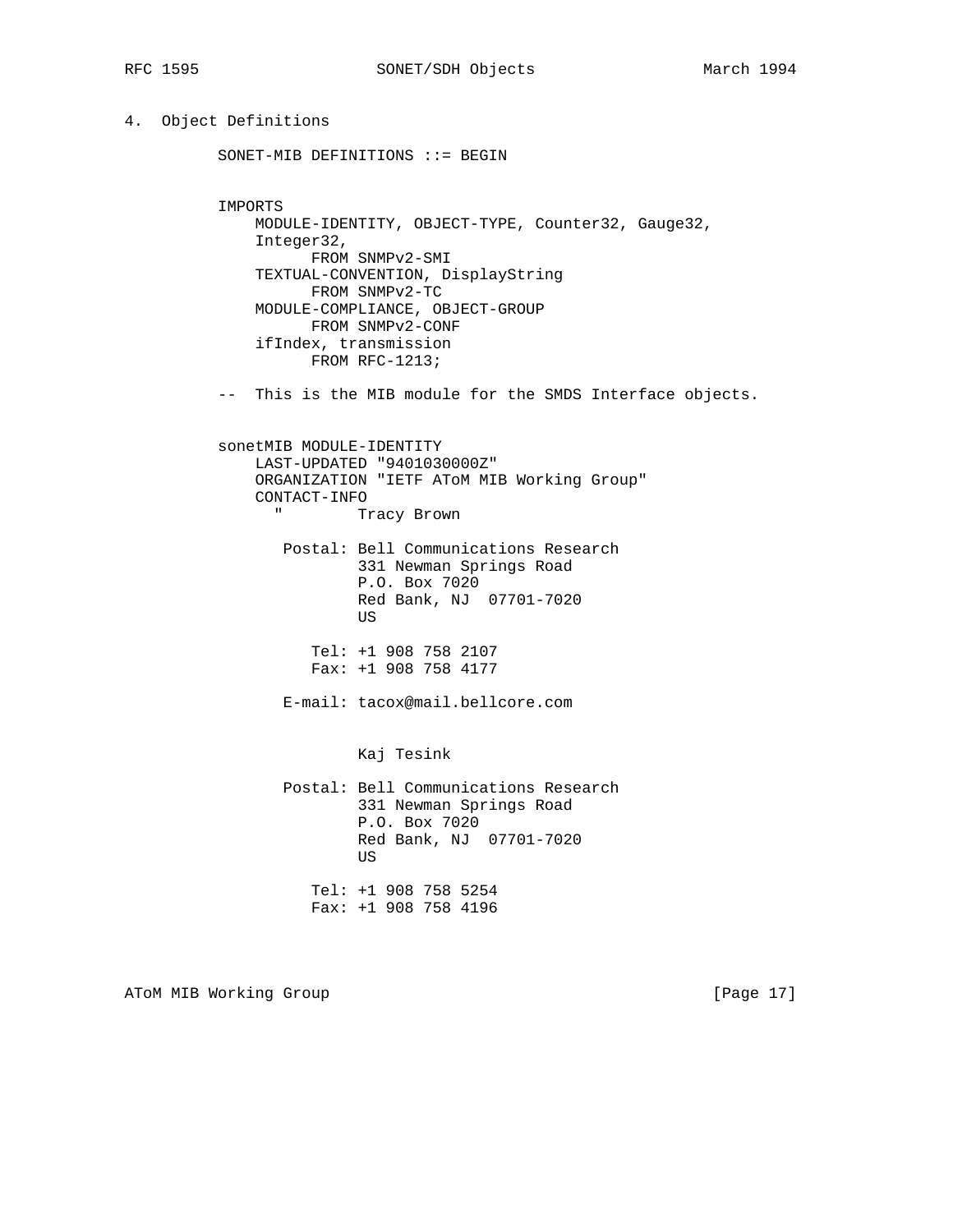## 4. Object Definitions

```
          SONET-MIB DEFINITIONS ::= BEGIN


          IMPORTS
              MODULE-IDENTITY, OBJECT-TYPE, Counter32, Gauge32,
              Integer32,
                    FROM SNMPv2-SMI
              TEXTUAL-CONVENTION, DisplayString
                    FROM SNMPv2-TC
              MODULE-COMPLIANCE, OBJECT-GROUP
                    FROM SNMPv2-CONF
              ifIndex, transmission
                    FROM RFC-1213;

          --  This is the MIB module for the SMDS Interface objects.


          sonetMIB MODULE-IDENTITY
              LAST-UPDATED "9401030000Z"
              ORGANIZATION "IETF AToM MIB Working Group"
              CONTACT-INFO
                "        Tracy Brown

                 Postal: Bell Communications Research
                         331 Newman Springs Road
                         P.O. Box 7020
                         Red Bank, NJ  07701-7020
                         US

                    Tel: +1 908 758 2107
                    Fax: +1 908 758 4177

                 E-mail: tacox@mail.bellcore.com


                         Kaj Tesink

                 Postal: Bell Communications Research
                         331 Newman Springs Road
                         P.O. Box 7020
                         Red Bank, NJ  07701-7020
                         US

                    Tel: +1 908 758 5254
                    Fax: +1 908 758 4196
```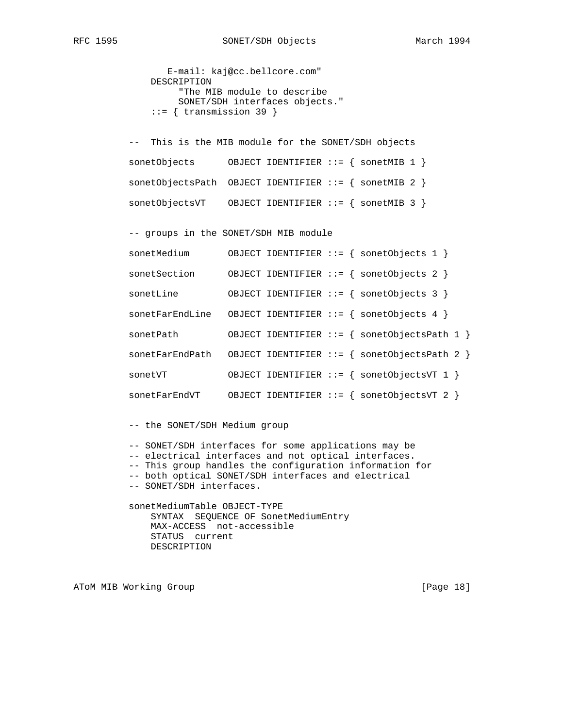```
           E-mail: kaj@cc.bellcore.com"
        DESCRIPTION
             "The MIB module to describe
             SONET/SDH interfaces objects."
        ::= { transmission 39 }


    --  This is the MIB module for the SONET/SDH objects

    sonetObjects      OBJECT IDENTIFIER ::= { sonetMIB 1 }

    sonetObjectsPath  OBJECT IDENTIFIER ::= { sonetMIB 2 }

    sonetObjectsVT    OBJECT IDENTIFIER ::= { sonetMIB 3 }


    -- groups in the SONET/SDH MIB module

    sonetMedium       OBJECT IDENTIFIER ::= { sonetObjects 1 }

    sonetSection      OBJECT IDENTIFIER ::= { sonetObjects 2 }

    sonetLine         OBJECT IDENTIFIER ::= { sonetObjects 3 }

    sonetFarEndLine   OBJECT IDENTIFIER ::= { sonetObjects 4 }

    sonetPath         OBJECT IDENTIFIER ::= { sonetObjectsPath 1 }

    sonetFarEndPath   OBJECT IDENTIFIER ::= { sonetObjectsPath 2 }

    sonetVT           OBJECT IDENTIFIER ::= { sonetObjectsVT 1 }

    sonetFarEndVT     OBJECT IDENTIFIER ::= { sonetObjectsVT 2 }


    -- the SONET/SDH Medium group

    -- SONET/SDH interfaces for some applications may be
    -- electrical interfaces and not optical interfaces.
    -- This group handles the configuration information for
    -- both optical SONET/SDH interfaces and electrical
    -- SONET/SDH interfaces.

    sonetMediumTable OBJECT-TYPE
        SYNTAX  SEQUENCE OF SonetMediumEntry
        MAX-ACCESS  not-accessible
        STATUS  current
        DESCRIPTION
```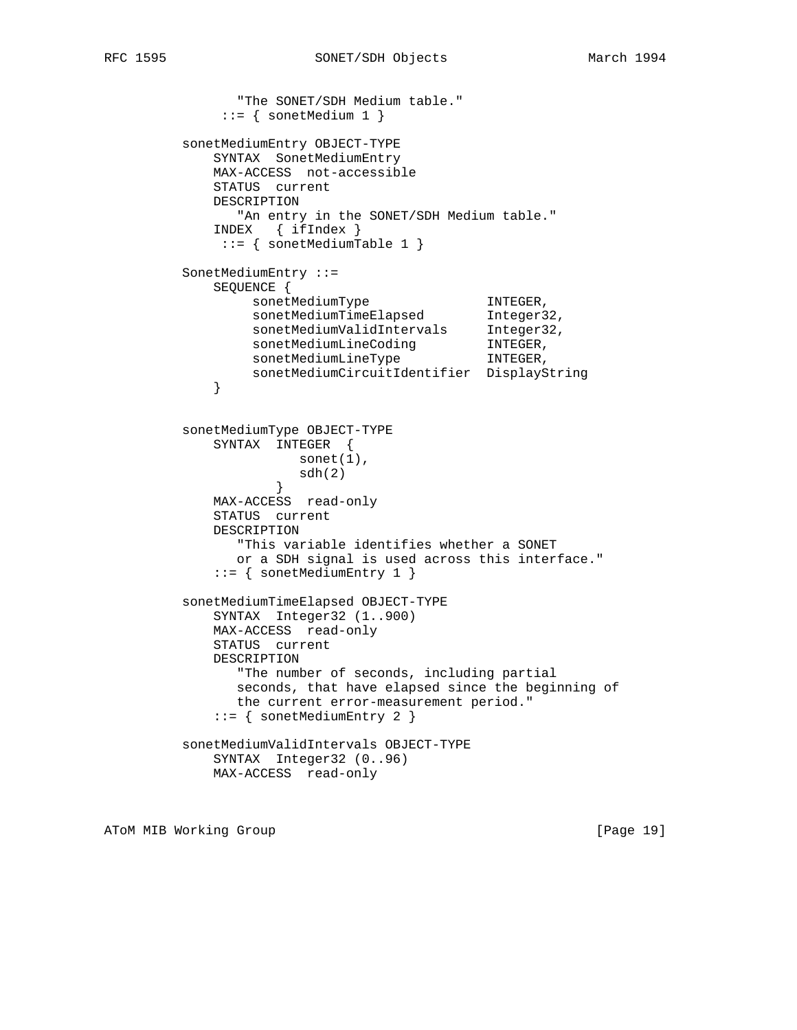```
             "The SONET/SDH Medium table."
            ::= { sonetMedium 1 }

          sonetMediumEntry OBJECT-TYPE
              SYNTAX  SonetMediumEntry
              MAX-ACCESS  not-accessible
              STATUS  current
              DESCRIPTION
                 "An entry in the SONET/SDH Medium table."
              INDEX   { ifIndex }
               ::= { sonetMediumTable 1 }

          SonetMediumEntry ::=
              SEQUENCE {
                   sonetMediumType                INTEGER,
                   sonetMediumTimeElapsed         Integer32,
                   sonetMediumValidIntervals      Integer32,
                   sonetMediumLineCoding          INTEGER,
                   sonetMediumLineType            INTEGER,
                   sonetMediumCircuitIdentifier  DisplayString
              }


          sonetMediumType OBJECT-TYPE
              SYNTAX  INTEGER  {
                         sonet(1),
                         sdh(2)
                      }
              MAX-ACCESS  read-only
              STATUS  current
              DESCRIPTION
                 "This variable identifies whether a SONET
                 or a SDH signal is used across this interface."
              ::= { sonetMediumEntry 1 }

          sonetMediumTimeElapsed OBJECT-TYPE
              SYNTAX  Integer32 (1..900)
              MAX-ACCESS  read-only
              STATUS  current
              DESCRIPTION
                 "The number of seconds, including partial
                 seconds, that have elapsed since the beginning of
                 the current error-measurement period."
              ::= { sonetMediumEntry 2 }

          sonetMediumValidIntervals OBJECT-TYPE
              SYNTAX  Integer32 (0..96)
              MAX-ACCESS  read-only
```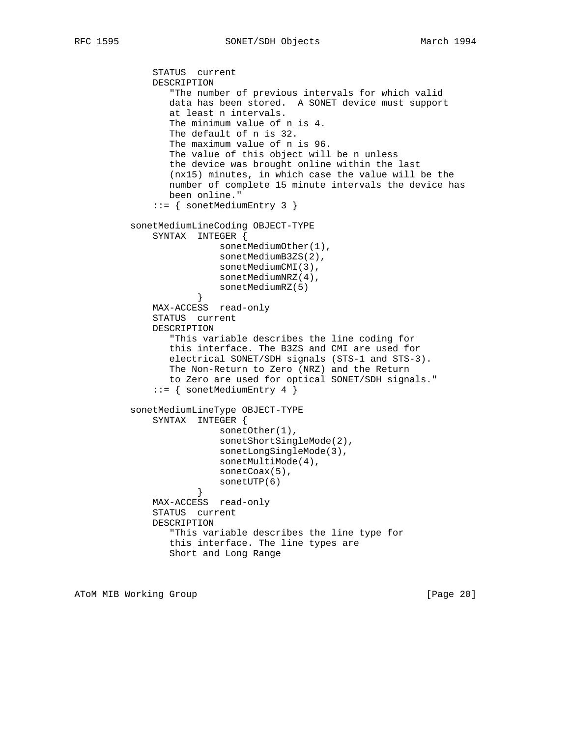```
            STATUS  current
            DESCRIPTION
               "The number of previous intervals for which valid
               data has been stored.  A SONET device must support
               at least n intervals.
               The minimum value of n is 4.
               The default of n is 32.
               The maximum value of n is 96.
               The value of this object will be n unless
               the device was brought online within the last
               (nx15) minutes, in which case the value will be the
               number of complete 15 minute intervals the device has
               been online."
            ::= { sonetMediumEntry 3 }

        sonetMediumLineCoding OBJECT-TYPE
            SYNTAX  INTEGER {
                        sonetMediumOther(1),
                        sonetMediumB3ZS(2),
                        sonetMediumCMI(3),
                        sonetMediumNRZ(4),
                        sonetMediumRZ(5)
                    }
            MAX-ACCESS  read-only
            STATUS  current
            DESCRIPTION
               "This variable describes the line coding for
               this interface. The B3ZS and CMI are used for
               electrical SONET/SDH signals (STS-1 and STS-3).
               The Non-Return to Zero (NRZ) and the Return
               to Zero are used for optical SONET/SDH signals."
            ::= { sonetMediumEntry 4 }

        sonetMediumLineType OBJECT-TYPE
            SYNTAX  INTEGER {
                        sonetOther(1),
                        sonetShortSingleMode(2),
                        sonetLongSingleMode(3),
                        sonetMultiMode(4),
                        sonetCoax(5),
                        sonetUTP(6)
                    }
            MAX-ACCESS  read-only
            STATUS  current
            DESCRIPTION
               "This variable describes the line type for
               this interface. The line types are
               Short and Long Range
```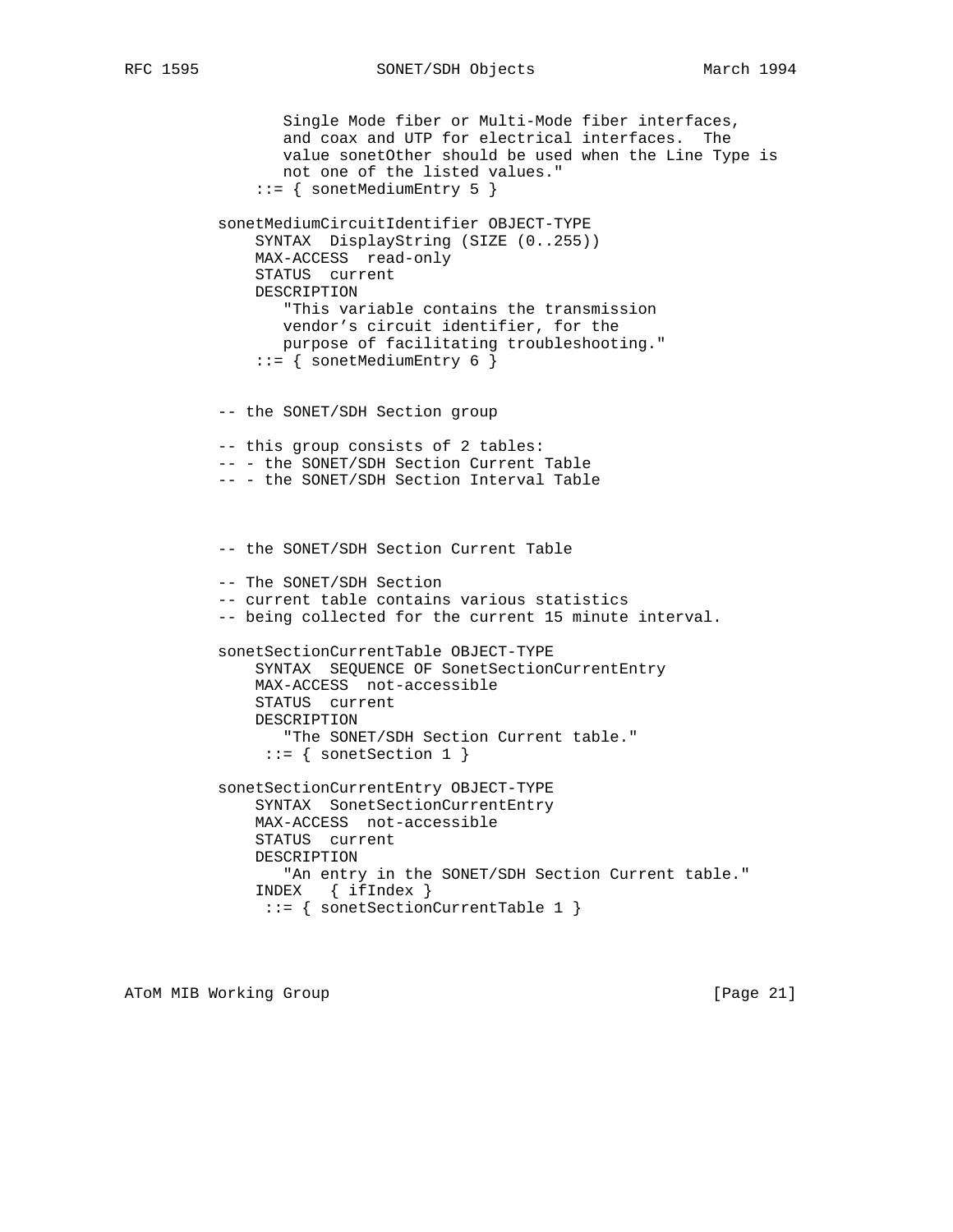```
              Single Mode fiber or Multi-Mode fiber interfaces,
              and coax and UTP for electrical interfaces.  The
              value sonetOther should be used when the Line Type is
              not one of the listed values."
           ::= { sonetMediumEntry 5 }

       sonetMediumCircuitIdentifier OBJECT-TYPE
           SYNTAX  DisplayString (SIZE (0..255))
           MAX-ACCESS  read-only
           STATUS  current
           DESCRIPTION
              "This variable contains the transmission
              vendor's circuit identifier, for the
              purpose of facilitating troubleshooting."
           ::= { sonetMediumEntry 6 }


       -- the SONET/SDH Section group

       -- this group consists of 2 tables:
       -- - the SONET/SDH Section Current Table
       -- - the SONET/SDH Section Interval Table



       -- the SONET/SDH Section Current Table

       -- The SONET/SDH Section
       -- current table contains various statistics
       -- being collected for the current 15 minute interval.

       sonetSectionCurrentTable OBJECT-TYPE
           SYNTAX  SEQUENCE OF SonetSectionCurrentEntry
           MAX-ACCESS  not-accessible
           STATUS  current
           DESCRIPTION
              "The SONET/SDH Section Current table."
            ::= { sonetSection 1 }

       sonetSectionCurrentEntry OBJECT-TYPE
           SYNTAX  SonetSectionCurrentEntry
           MAX-ACCESS  not-accessible
           STATUS  current
           DESCRIPTION
              "An entry in the SONET/SDH Section Current table."
           INDEX   { ifIndex }
            ::= { sonetSectionCurrentTable 1 }
```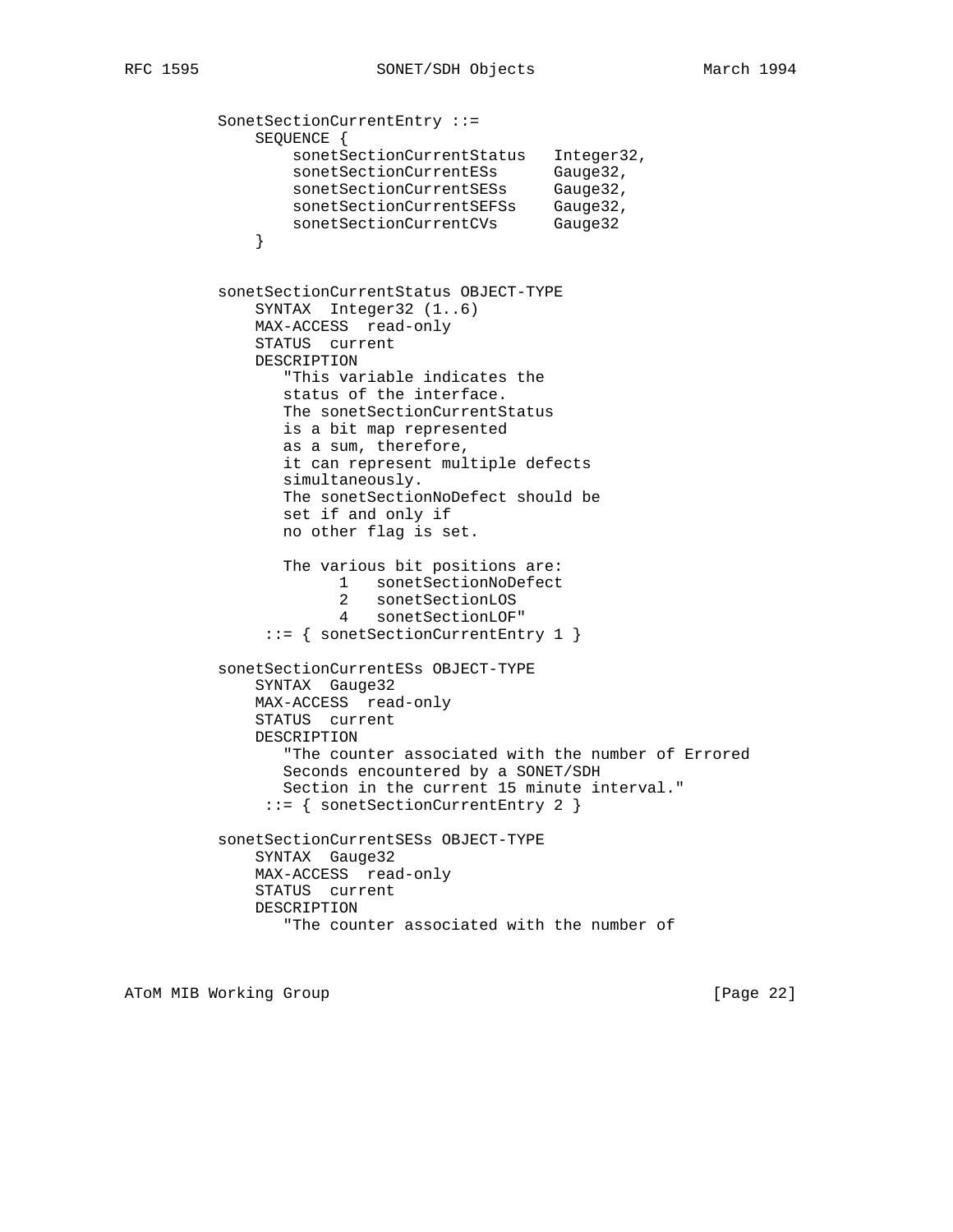```
          SonetSectionCurrentEntry ::=
              SEQUENCE {
                  sonetSectionCurrentStatus   Integer32,
                  sonetSectionCurrentESs      Gauge32,
                  sonetSectionCurrentSESs     Gauge32,
                  sonetSectionCurrentSEFSs    Gauge32,
                  sonetSectionCurrentCVs      Gauge32
              }


          sonetSectionCurrentStatus OBJECT-TYPE
              SYNTAX  Integer32 (1..6)
              MAX-ACCESS  read-only
              STATUS  current
              DESCRIPTION
                 "This variable indicates the
                 status of the interface.
                 The sonetSectionCurrentStatus
                 is a bit map represented
                 as a sum, therefore,
                 it can represent multiple defects
                 simultaneously.
                 The sonetSectionNoDefect should be
                 set if and only if
                 no other flag is set.

                 The various bit positions are:
                       1   sonetSectionNoDefect
                       2   sonetSectionLOS
                       4   sonetSectionLOF"
               ::= { sonetSectionCurrentEntry 1 }

          sonetSectionCurrentESs OBJECT-TYPE
              SYNTAX  Gauge32
              MAX-ACCESS  read-only
              STATUS  current
              DESCRIPTION
                 "The counter associated with the number of Errored
                 Seconds encountered by a SONET/SDH
                 Section in the current 15 minute interval."
               ::= { sonetSectionCurrentEntry 2 }

          sonetSectionCurrentSESs OBJECT-TYPE
              SYNTAX  Gauge32
              MAX-ACCESS  read-only
              STATUS  current
              DESCRIPTION
                 "The counter associated with the number of
```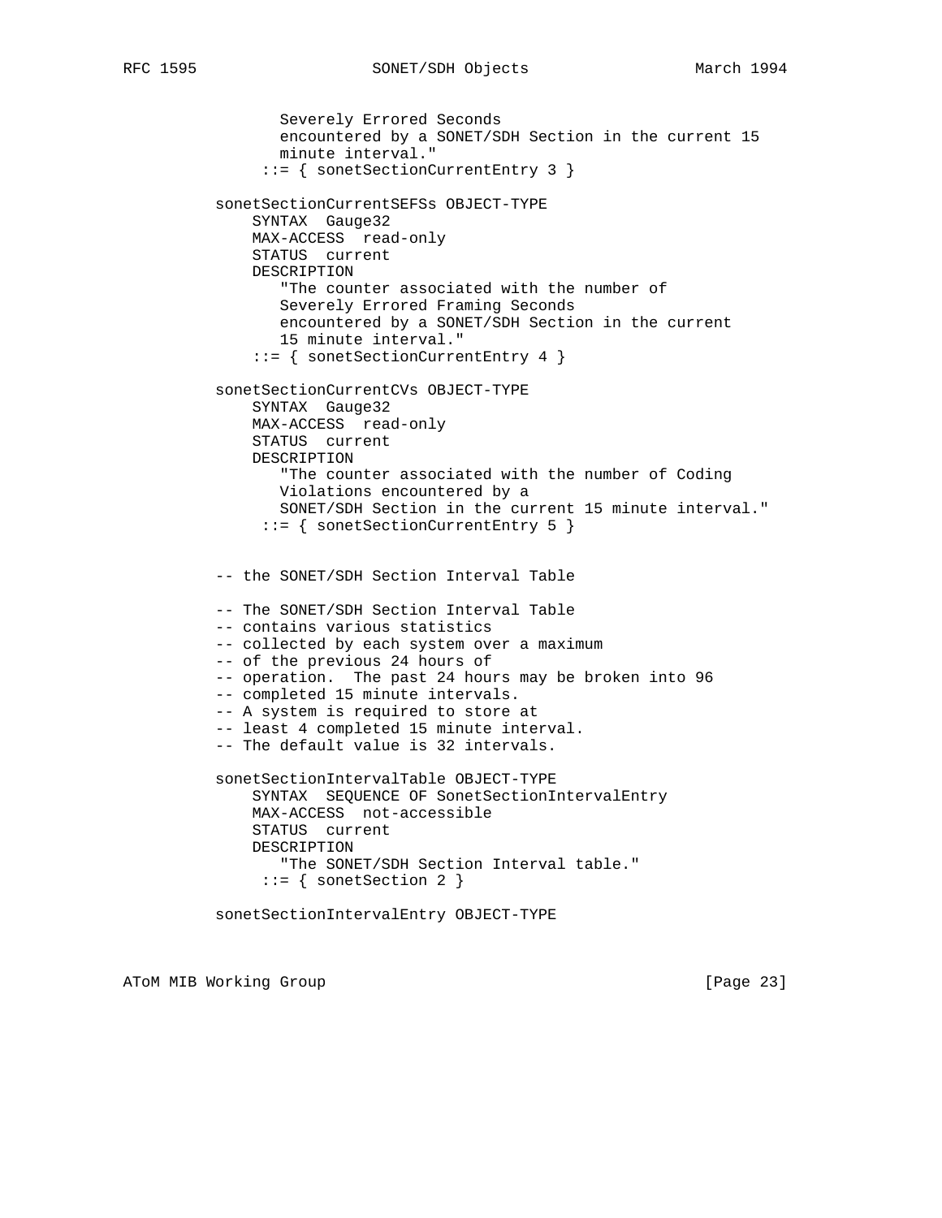```
          Severely Errored Seconds
          encountered by a SONET/SDH Section in the current 15
          minute interval."
       ::= { sonetSectionCurrentEntry 3 }

 sonetSectionCurrentSEFSs OBJECT-TYPE
     SYNTAX  Gauge32
     MAX-ACCESS  read-only
     STATUS  current
     DESCRIPTION
        "The counter associated with the number of
        Severely Errored Framing Seconds
        encountered by a SONET/SDH Section in the current
        15 minute interval."
     ::= { sonetSectionCurrentEntry 4 }

 sonetSectionCurrentCVs OBJECT-TYPE
     SYNTAX  Gauge32
     MAX-ACCESS  read-only
     STATUS  current
     DESCRIPTION
        "The counter associated with the number of Coding
        Violations encountered by a
        SONET/SDH Section in the current 15 minute interval."
      ::= { sonetSectionCurrentEntry 5 }


 -- the SONET/SDH Section Interval Table

 -- The SONET/SDH Section Interval Table
 -- contains various statistics
 -- collected by each system over a maximum
 -- of the previous 24 hours of
 -- operation.  The past 24 hours may be broken into 96
 -- completed 15 minute intervals.
 -- A system is required to store at
 -- least 4 completed 15 minute interval.
 -- The default value is 32 intervals.

 sonetSectionIntervalTable OBJECT-TYPE
     SYNTAX  SEQUENCE OF SonetSectionIntervalEntry
     MAX-ACCESS  not-accessible
     STATUS  current
     DESCRIPTION
        "The SONET/SDH Section Interval table."
      ::= { sonetSection 2 }

 sonetSectionIntervalEntry OBJECT-TYPE
```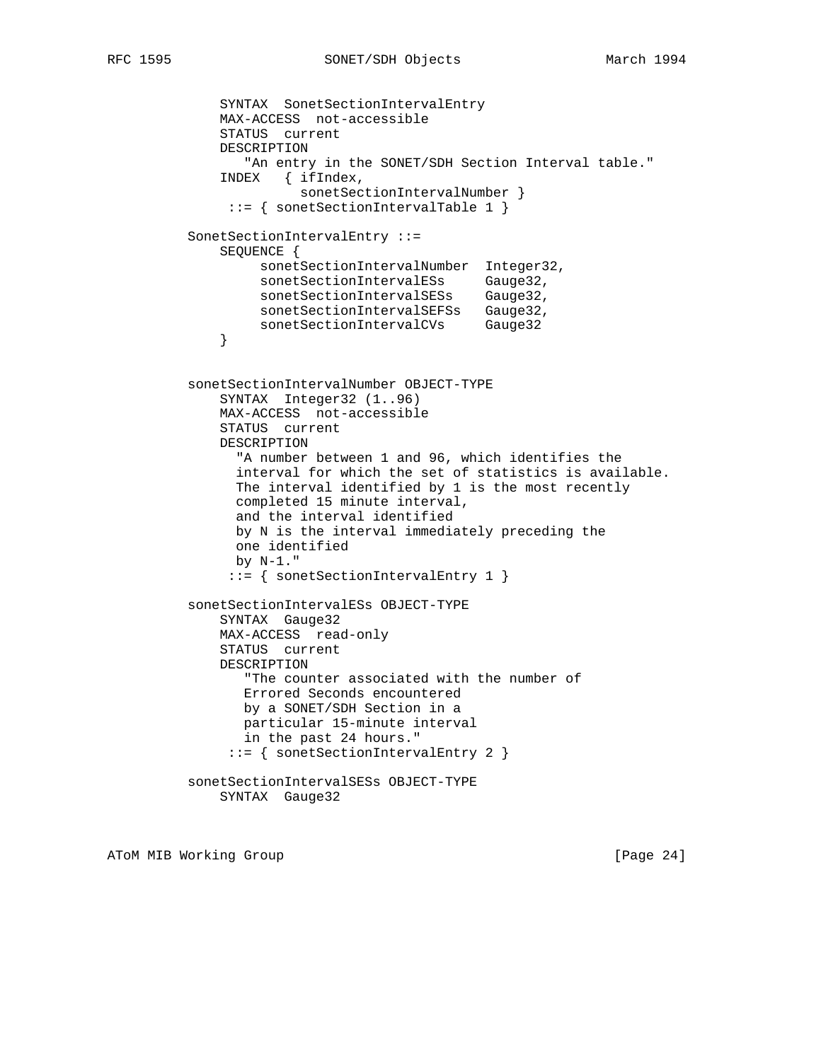```
    SYNTAX  SonetSectionIntervalEntry
    MAX-ACCESS  not-accessible
    STATUS  current
    DESCRIPTION
       "An entry in the SONET/SDH Section Interval table."
    INDEX   { ifIndex,
              sonetSectionIntervalNumber }
     ::= { sonetSectionIntervalTable 1 }

SonetSectionIntervalEntry ::=
    SEQUENCE {
         sonetSectionIntervalNumber  Integer32,
         sonetSectionIntervalESs     Gauge32,
         sonetSectionIntervalSESs    Gauge32,
         sonetSectionIntervalSEFSs   Gauge32,
         sonetSectionIntervalCVs     Gauge32
    }


sonetSectionIntervalNumber OBJECT-TYPE
    SYNTAX  Integer32 (1..96)
    MAX-ACCESS  not-accessible
    STATUS  current
    DESCRIPTION
      "A number between 1 and 96, which identifies the
      interval for which the set of statistics is available.
      The interval identified by 1 is the most recently
      completed 15 minute interval,
      and the interval identified
      by N is the interval immediately preceding the
      one identified
      by N-1."
     ::= { sonetSectionIntervalEntry 1 }

sonetSectionIntervalESs OBJECT-TYPE
    SYNTAX  Gauge32
    MAX-ACCESS  read-only
    STATUS  current
    DESCRIPTION
       "The counter associated with the number of
       Errored Seconds encountered
       by a SONET/SDH Section in a
       particular 15-minute interval
       in the past 24 hours."
     ::= { sonetSectionIntervalEntry 2 }

sonetSectionIntervalSESs OBJECT-TYPE
    SYNTAX  Gauge32
```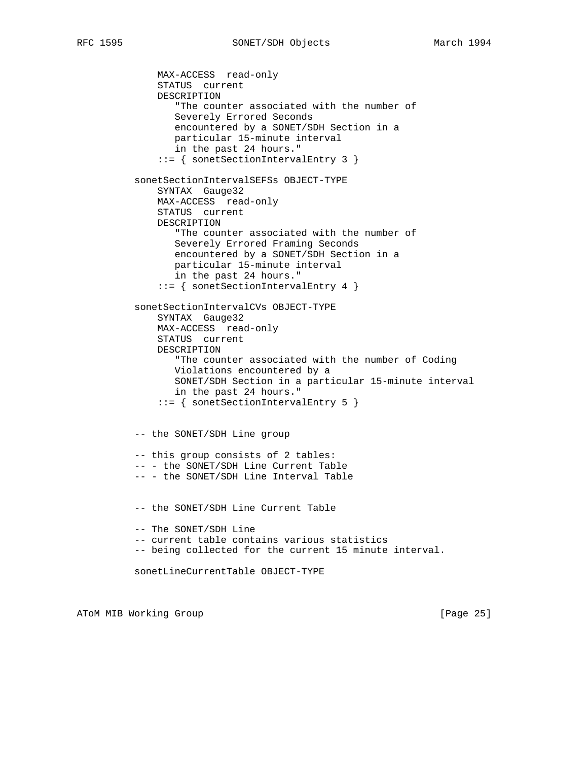```
        MAX-ACCESS  read-only
        STATUS  current
        DESCRIPTION
           "The counter associated with the number of
           Severely Errored Seconds
           encountered by a SONET/SDH Section in a
           particular 15-minute interval
           in the past 24 hours."
        ::= { sonetSectionIntervalEntry 3 }

    sonetSectionIntervalSEFSs OBJECT-TYPE
        SYNTAX  Gauge32
        MAX-ACCESS  read-only
        STATUS  current
        DESCRIPTION
           "The counter associated with the number of
           Severely Errored Framing Seconds
           encountered by a SONET/SDH Section in a
           particular 15-minute interval
           in the past 24 hours."
        ::= { sonetSectionIntervalEntry 4 }

    sonetSectionIntervalCVs OBJECT-TYPE
        SYNTAX  Gauge32
        MAX-ACCESS  read-only
        STATUS  current
        DESCRIPTION
           "The counter associated with the number of Coding
           Violations encountered by a
           SONET/SDH Section in a particular 15-minute interval
           in the past 24 hours."
        ::= { sonetSectionIntervalEntry 5 }


    -- the SONET/SDH Line group

    -- this group consists of 2 tables:
    -- - the SONET/SDH Line Current Table
    -- - the SONET/SDH Line Interval Table


    -- the SONET/SDH Line Current Table

    -- The SONET/SDH Line
    -- current table contains various statistics
    -- being collected for the current 15 minute interval.

    sonetLineCurrentTable OBJECT-TYPE
```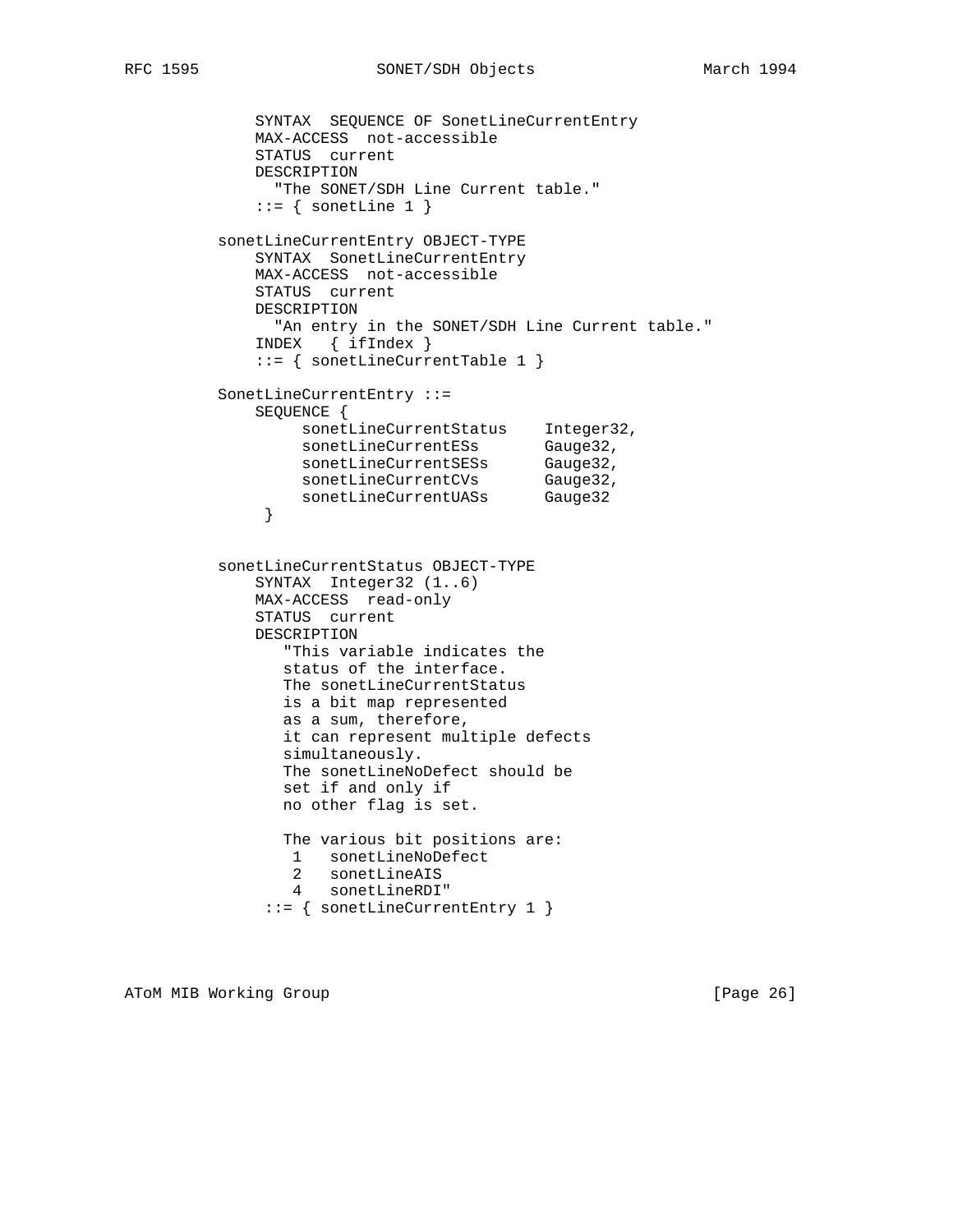```
             SYNTAX  SEQUENCE OF SonetLineCurrentEntry
             MAX-ACCESS  not-accessible
             STATUS  current
             DESCRIPTION
               "The SONET/SDH Line Current table."
             ::= { sonetLine 1 }

         sonetLineCurrentEntry OBJECT-TYPE
             SYNTAX  SonetLineCurrentEntry
             MAX-ACCESS  not-accessible
             STATUS  current
             DESCRIPTION
               "An entry in the SONET/SDH Line Current table."
             INDEX   { ifIndex }
             ::= { sonetLineCurrentTable 1 }

         SonetLineCurrentEntry ::=
             SEQUENCE {
                  sonetLineCurrentStatus    Integer32,
                  sonetLineCurrentESs       Gauge32,
                  sonetLineCurrentSESs      Gauge32,
                  sonetLineCurrentCVs       Gauge32,
                  sonetLineCurrentUASs      Gauge32
              }


         sonetLineCurrentStatus OBJECT-TYPE
             SYNTAX  Integer32 (1..6)
             MAX-ACCESS  read-only
             STATUS  current
             DESCRIPTION
                "This variable indicates the
                status of the interface.
                The sonetLineCurrentStatus
                is a bit map represented
                as a sum, therefore,
                it can represent multiple defects
                simultaneously.
                The sonetLineNoDefect should be
                set if and only if
                no other flag is set.

                The various bit positions are:
                 1   sonetLineNoDefect
                 2   sonetLineAIS
                 4   sonetLineRDI"
              ::= { sonetLineCurrentEntry 1 }
```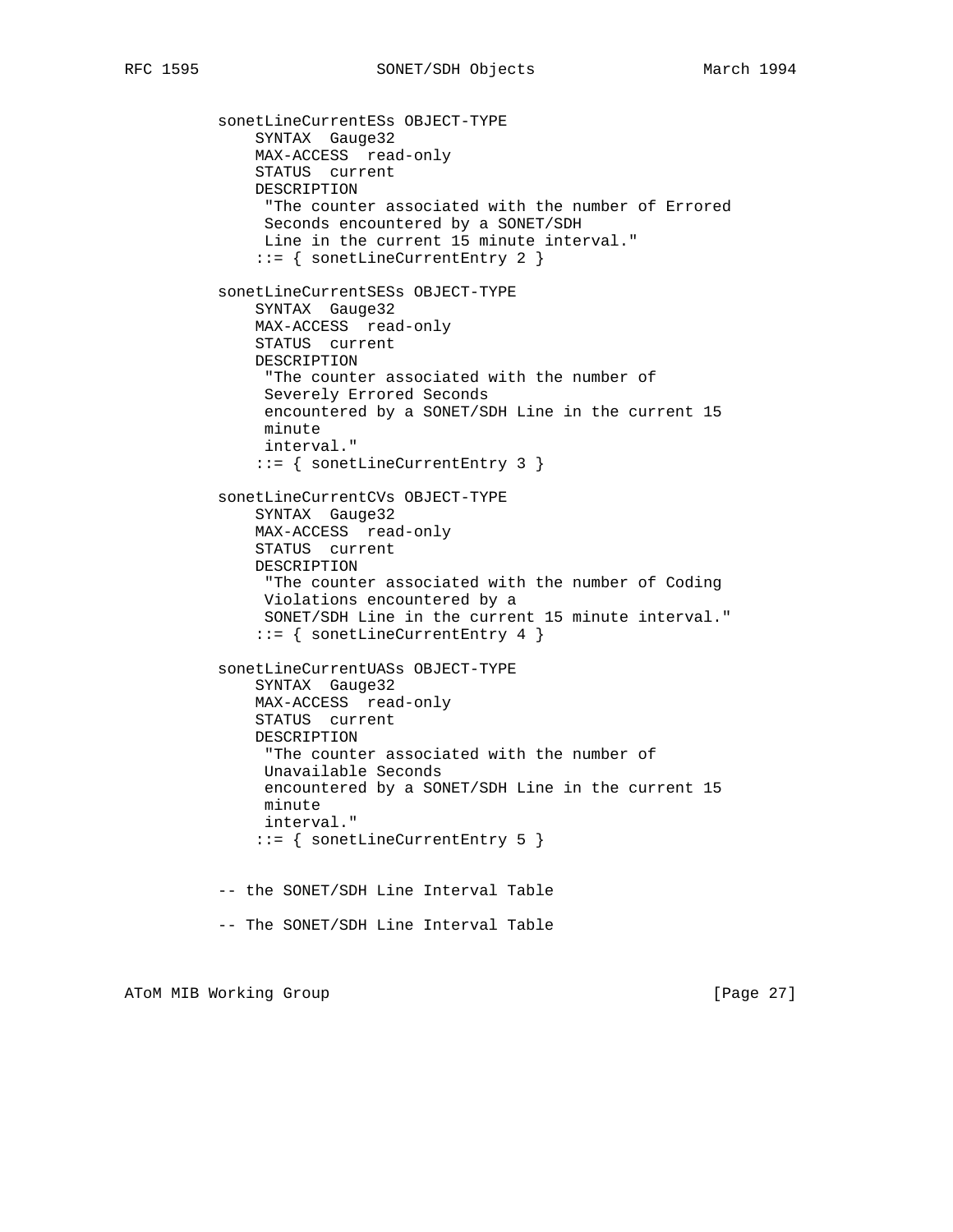```
          sonetLineCurrentESs OBJECT-TYPE
              SYNTAX  Gauge32
              MAX-ACCESS  read-only
              STATUS  current
              DESCRIPTION
               "The counter associated with the number of Errored
               Seconds encountered by a SONET/SDH
               Line in the current 15 minute interval."
              ::= { sonetLineCurrentEntry 2 }

          sonetLineCurrentSESs OBJECT-TYPE
              SYNTAX  Gauge32
              MAX-ACCESS  read-only
              STATUS  current
              DESCRIPTION
               "The counter associated with the number of
               Severely Errored Seconds
               encountered by a SONET/SDH Line in the current 15
               minute
               interval."
              ::= { sonetLineCurrentEntry 3 }

          sonetLineCurrentCVs OBJECT-TYPE
              SYNTAX  Gauge32
              MAX-ACCESS  read-only
              STATUS  current
              DESCRIPTION
               "The counter associated with the number of Coding
               Violations encountered by a
               SONET/SDH Line in the current 15 minute interval."
              ::= { sonetLineCurrentEntry 4 }

          sonetLineCurrentUASs OBJECT-TYPE
              SYNTAX  Gauge32
              MAX-ACCESS  read-only
              STATUS  current
              DESCRIPTION
               "The counter associated with the number of
               Unavailable Seconds
               encountered by a SONET/SDH Line in the current 15
               minute
               interval."
              ::= { sonetLineCurrentEntry 5 }


          -- the SONET/SDH Line Interval Table

          -- The SONET/SDH Line Interval Table
```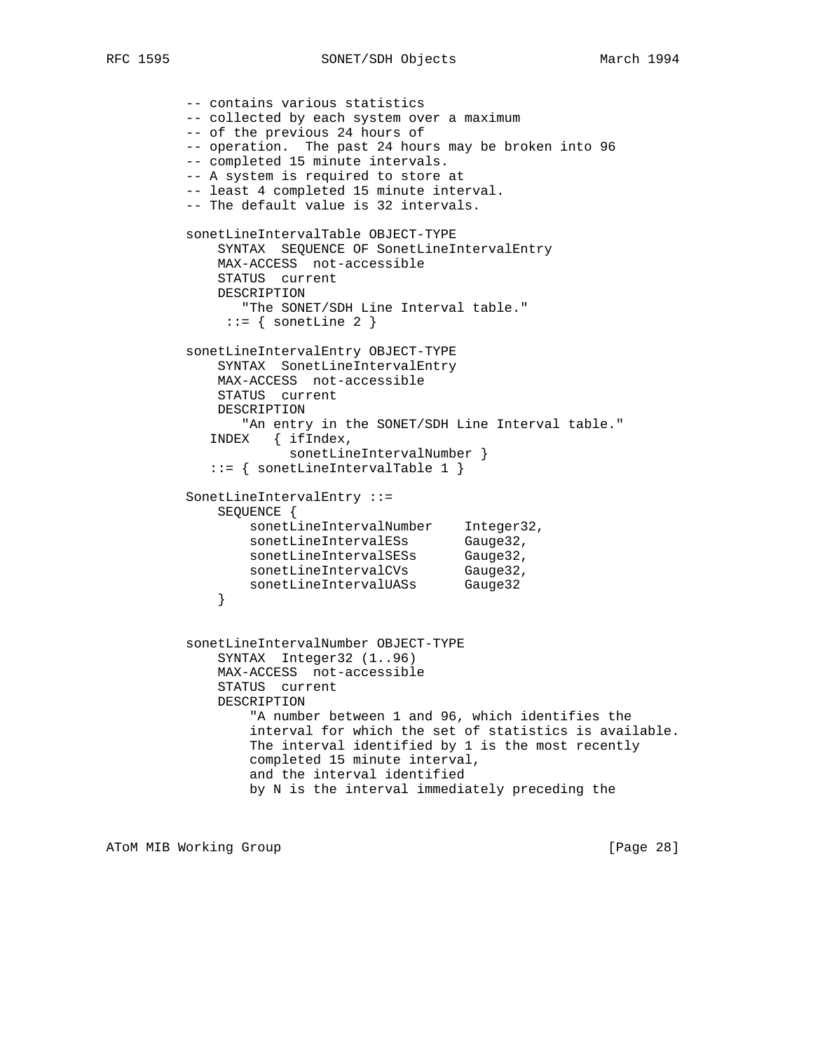```
          -- contains various statistics
          -- collected by each system over a maximum
          -- of the previous 24 hours of
          -- operation.  The past 24 hours may be broken into 96
          -- completed 15 minute intervals.
          -- A system is required to store at
          -- least 4 completed 15 minute interval.
          -- The default value is 32 intervals.

          sonetLineIntervalTable OBJECT-TYPE
              SYNTAX  SEQUENCE OF SonetLineIntervalEntry
              MAX-ACCESS  not-accessible
              STATUS  current
              DESCRIPTION
                 "The SONET/SDH Line Interval table."
               ::= { sonetLine 2 }

          sonetLineIntervalEntry OBJECT-TYPE
              SYNTAX  SonetLineIntervalEntry
              MAX-ACCESS  not-accessible
              STATUS  current
              DESCRIPTION
                 "An entry in the SONET/SDH Line Interval table."
             INDEX   { ifIndex,
                       sonetLineIntervalNumber }
             ::= { sonetLineIntervalTable 1 }

          SonetLineIntervalEntry ::=
              SEQUENCE {
                  sonetLineIntervalNumber    Integer32,
                  sonetLineIntervalESs       Gauge32,
                  sonetLineIntervalSESs      Gauge32,
                  sonetLineIntervalCVs       Gauge32,
                  sonetLineIntervalUASs      Gauge32
              }


          sonetLineIntervalNumber OBJECT-TYPE
              SYNTAX  Integer32 (1..96)
              MAX-ACCESS  not-accessible
              STATUS  current
              DESCRIPTION
                  "A number between 1 and 96, which identifies the
                  interval for which the set of statistics is available.
                  The interval identified by 1 is the most recently
                  completed 15 minute interval,
                  and the interval identified
                  by N is the interval immediately preceding the
```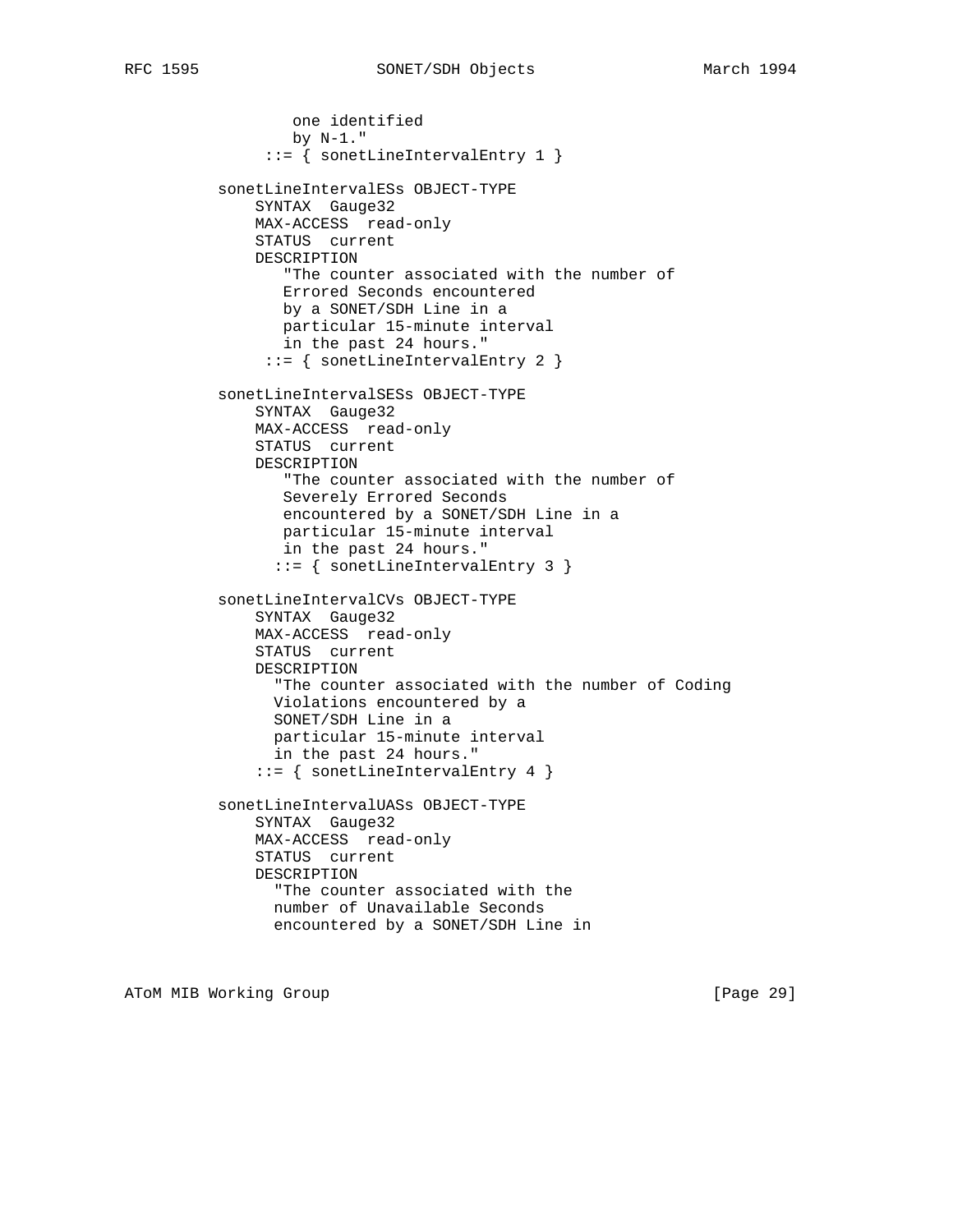```
                one identified
                by N-1."
             ::= { sonetLineIntervalEntry 1 }

         sonetLineIntervalESs OBJECT-TYPE
             SYNTAX  Gauge32
             MAX-ACCESS  read-only
             STATUS  current
             DESCRIPTION
                "The counter associated with the number of
                Errored Seconds encountered
                by a SONET/SDH Line in a
                particular 15-minute interval
                in the past 24 hours."
             ::= { sonetLineIntervalEntry 2 }

         sonetLineIntervalSESs OBJECT-TYPE
             SYNTAX  Gauge32
             MAX-ACCESS  read-only
             STATUS  current
             DESCRIPTION
                "The counter associated with the number of
                Severely Errored Seconds
                encountered by a SONET/SDH Line in a
                particular 15-minute interval
                in the past 24 hours."
               ::= { sonetLineIntervalEntry 3 }

         sonetLineIntervalCVs OBJECT-TYPE
             SYNTAX  Gauge32
             MAX-ACCESS  read-only
             STATUS  current
             DESCRIPTION
               "The counter associated with the number of Coding
               Violations encountered by a
               SONET/SDH Line in a
               particular 15-minute interval
               in the past 24 hours."
             ::= { sonetLineIntervalEntry 4 }

         sonetLineIntervalUASs OBJECT-TYPE
             SYNTAX  Gauge32
             MAX-ACCESS  read-only
             STATUS  current
             DESCRIPTION
               "The counter associated with the
               number of Unavailable Seconds
               encountered by a SONET/SDH Line in
```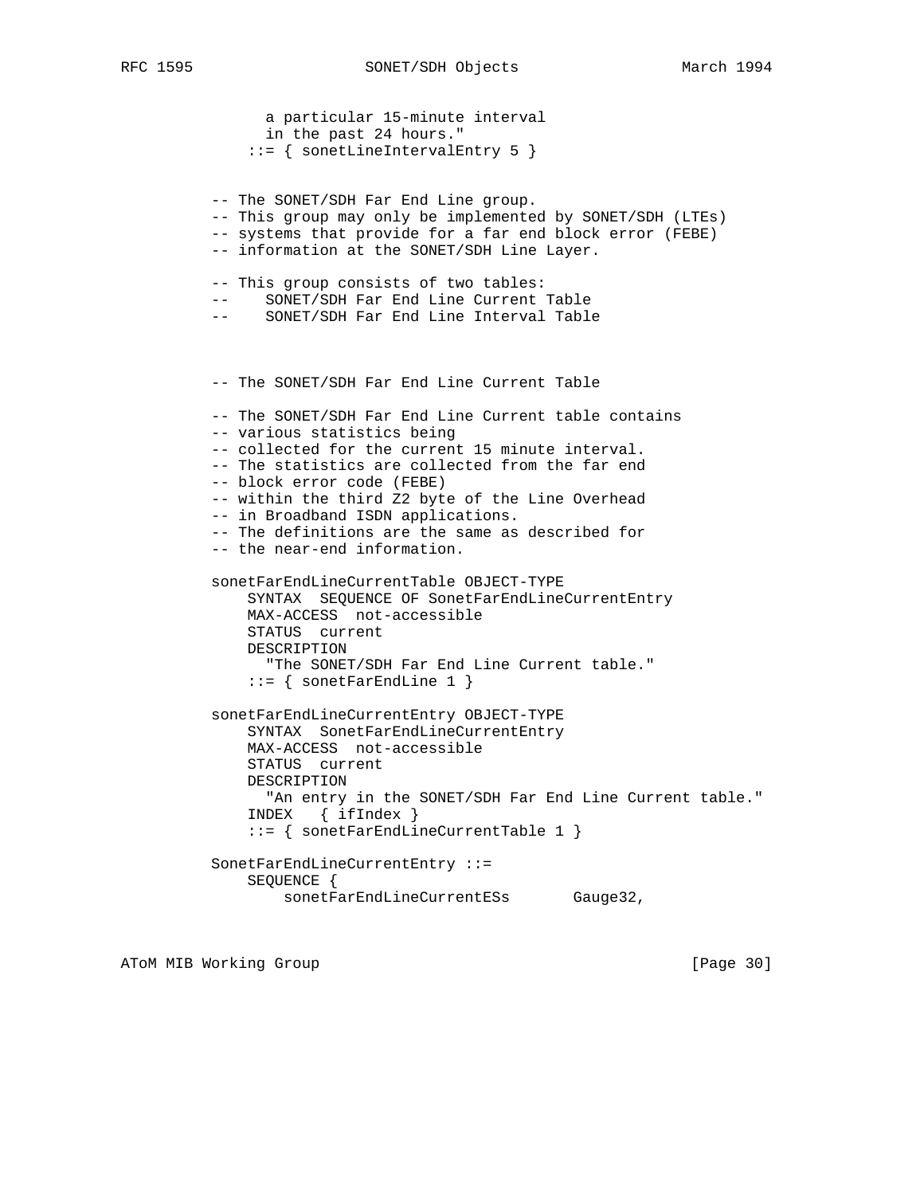```
             a particular 15-minute interval
             in the past 24 hours."
            ::= { sonetLineIntervalEntry 5 }


       -- The SONET/SDH Far End Line group.
       -- This group may only be implemented by SONET/SDH (LTEs)
       -- systems that provide for a far end block error (FEBE)
       -- information at the SONET/SDH Line Layer.

       -- This group consists of two tables:
       --     SONET/SDH Far End Line Current Table
       --     SONET/SDH Far End Line Interval Table



       -- The SONET/SDH Far End Line Current Table

       -- The SONET/SDH Far End Line Current table contains
       -- various statistics being
       -- collected for the current 15 minute interval.
       -- The statistics are collected from the far end
       -- block error code (FEBE)
       -- within the third Z2 byte of the Line Overhead
       -- in Broadband ISDN applications.
       -- The definitions are the same as described for
       -- the near-end information.

       sonetFarEndLineCurrentTable OBJECT-TYPE
           SYNTAX  SEQUENCE OF SonetFarEndLineCurrentEntry
           MAX-ACCESS  not-accessible
           STATUS  current
           DESCRIPTION
             "The SONET/SDH Far End Line Current table."
           ::= { sonetFarEndLine 1 }

       sonetFarEndLineCurrentEntry OBJECT-TYPE
           SYNTAX  SonetFarEndLineCurrentEntry
           MAX-ACCESS  not-accessible
           STATUS  current
           DESCRIPTION
             "An entry in the SONET/SDH Far End Line Current table."
           INDEX   { ifIndex }
           ::= { sonetFarEndLineCurrentTable 1 }

       SonetFarEndLineCurrentEntry ::=
           SEQUENCE {
               sonetFarEndLineCurrentESs       Gauge32,
```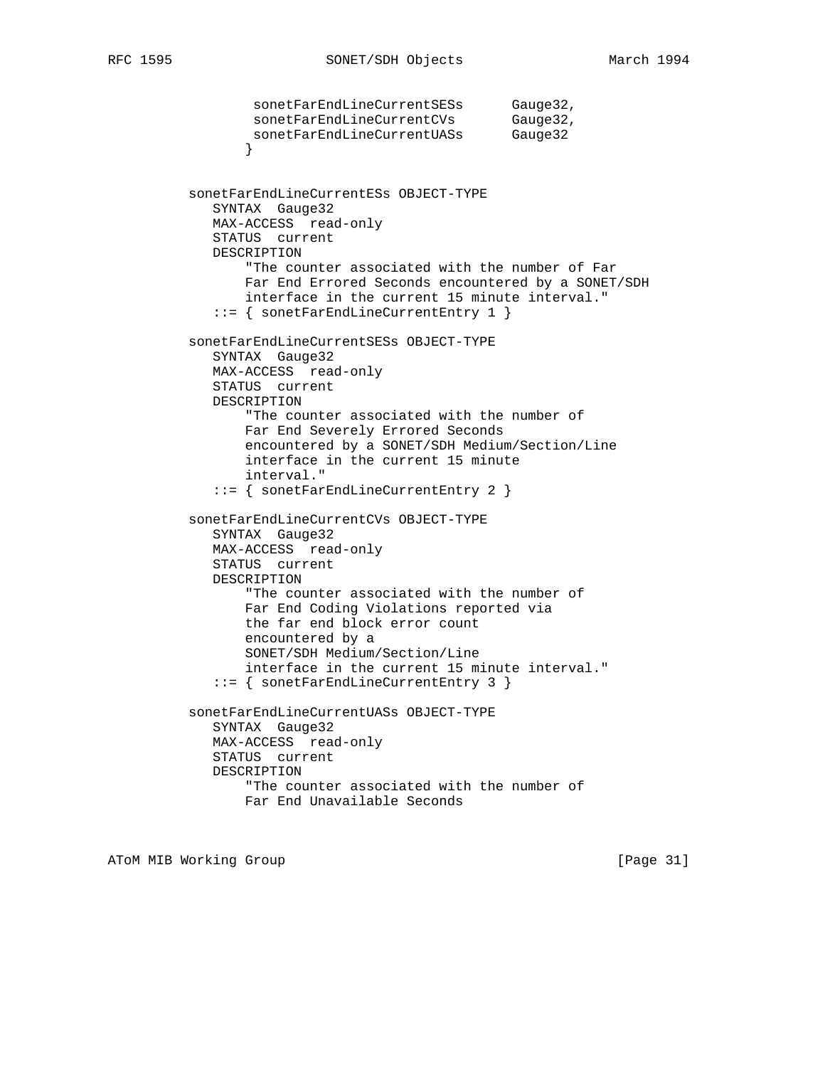```
             sonetFarEndLineCurrentSESs      Gauge32,
             sonetFarEndLineCurrentCVs       Gauge32,
             sonetFarEndLineCurrentUASs      Gauge32
            }


          sonetFarEndLineCurrentESs OBJECT-TYPE
             SYNTAX  Gauge32
             MAX-ACCESS  read-only
             STATUS  current
             DESCRIPTION
                 "The counter associated with the number of Far
                 Far End Errored Seconds encountered by a SONET/SDH
                 interface in the current 15 minute interval."
             ::= { sonetFarEndLineCurrentEntry 1 }

          sonetFarEndLineCurrentSESs OBJECT-TYPE
             SYNTAX  Gauge32
             MAX-ACCESS  read-only
             STATUS  current
             DESCRIPTION
                 "The counter associated with the number of
                 Far End Severely Errored Seconds
                 encountered by a SONET/SDH Medium/Section/Line
                 interface in the current 15 minute
                 interval."
             ::= { sonetFarEndLineCurrentEntry 2 }

          sonetFarEndLineCurrentCVs OBJECT-TYPE
             SYNTAX  Gauge32
             MAX-ACCESS  read-only
             STATUS  current
             DESCRIPTION
                 "The counter associated with the number of
                 Far End Coding Violations reported via
                 the far end block error count
                 encountered by a
                 SONET/SDH Medium/Section/Line
                 interface in the current 15 minute interval."
             ::= { sonetFarEndLineCurrentEntry 3 }

          sonetFarEndLineCurrentUASs OBJECT-TYPE
             SYNTAX  Gauge32
             MAX-ACCESS  read-only
             STATUS  current
             DESCRIPTION
                 "The counter associated with the number of
                 Far End Unavailable Seconds
```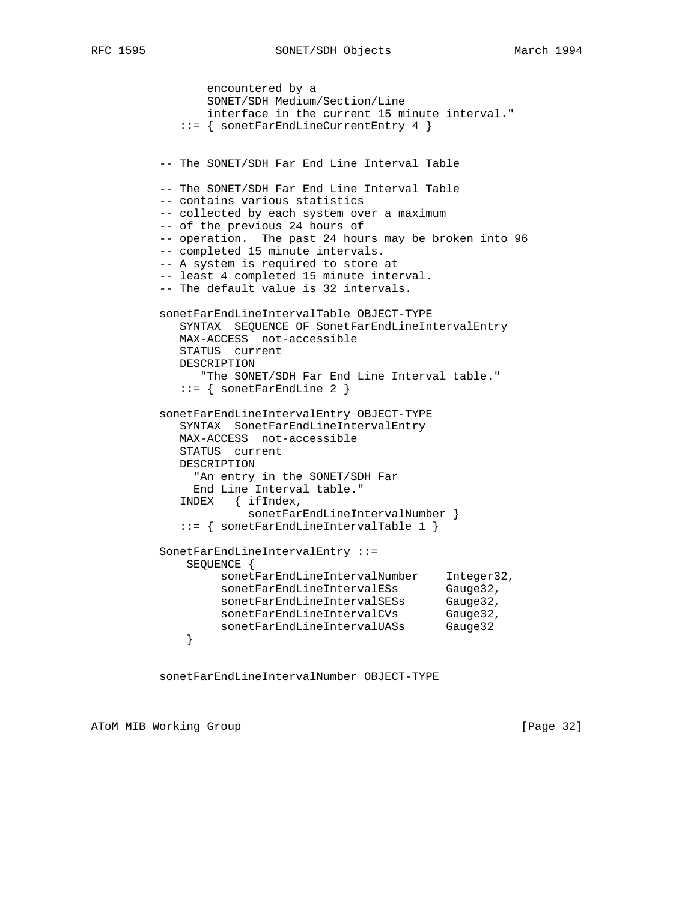```
                encountered by a
                SONET/SDH Medium/Section/Line
                interface in the current 15 minute interval."
           ::= { sonetFarEndLineCurrentEntry 4 }


        -- The SONET/SDH Far End Line Interval Table

        -- The SONET/SDH Far End Line Interval Table
        -- contains various statistics
        -- collected by each system over a maximum
        -- of the previous 24 hours of
        -- operation.  The past 24 hours may be broken into 96
        -- completed 15 minute intervals.
        -- A system is required to store at
        -- least 4 completed 15 minute interval.
        -- The default value is 32 intervals.

        sonetFarEndLineIntervalTable OBJECT-TYPE
           SYNTAX  SEQUENCE OF SonetFarEndLineIntervalEntry
           MAX-ACCESS  not-accessible
           STATUS  current
           DESCRIPTION
              "The SONET/SDH Far End Line Interval table."
           ::= { sonetFarEndLine 2 }

        sonetFarEndLineIntervalEntry OBJECT-TYPE
           SYNTAX  SonetFarEndLineIntervalEntry
           MAX-ACCESS  not-accessible
           STATUS  current
           DESCRIPTION
             "An entry in the SONET/SDH Far
             End Line Interval table."
           INDEX   { ifIndex,
                     sonetFarEndLineIntervalNumber }
           ::= { sonetFarEndLineIntervalTable 1 }

        SonetFarEndLineIntervalEntry ::=
            SEQUENCE {
                 sonetFarEndLineIntervalNumber    Integer32,
                 sonetFarEndLineIntervalESs       Gauge32,
                 sonetFarEndLineIntervalSESs      Gauge32,
                 sonetFarEndLineIntervalCVs       Gauge32,
                 sonetFarEndLineIntervalUASs      Gauge32
            }


        sonetFarEndLineIntervalNumber OBJECT-TYPE
```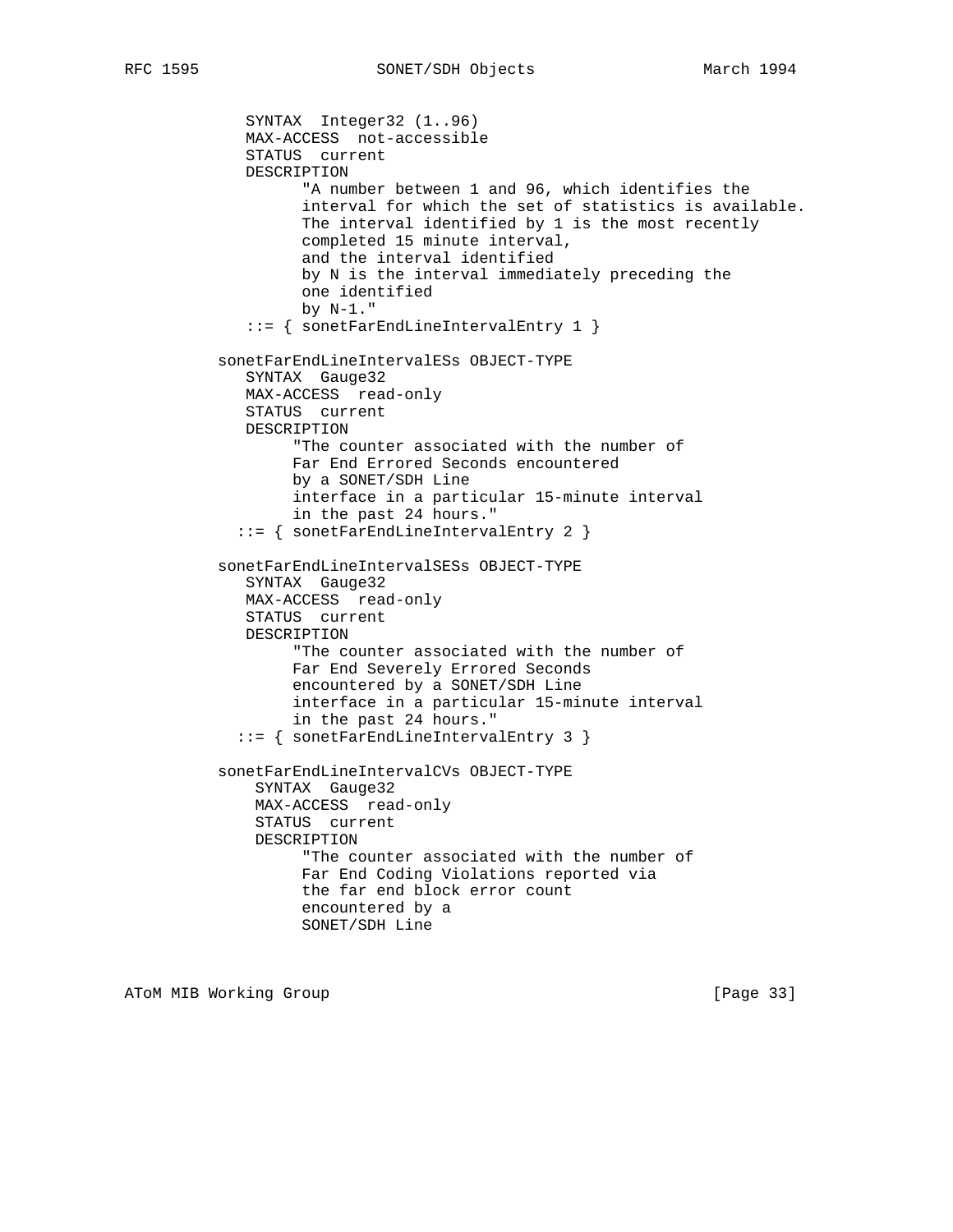```
             SYNTAX  Integer32 (1..96)
             MAX-ACCESS  not-accessible
             STATUS  current
             DESCRIPTION
                   "A number between 1 and 96, which identifies the
                   interval for which the set of statistics is available.
                   The interval identified by 1 is the most recently
                   completed 15 minute interval,
                   and the interval identified
                   by N is the interval immediately preceding the
                   one identified
                   by N-1."
             ::= { sonetFarEndLineIntervalEntry 1 }

          sonetFarEndLineIntervalESs OBJECT-TYPE
             SYNTAX  Gauge32
             MAX-ACCESS  read-only
             STATUS  current
             DESCRIPTION
                  "The counter associated with the number of
                  Far End Errored Seconds encountered
                  by a SONET/SDH Line
                  interface in a particular 15-minute interval
                  in the past 24 hours."
            ::= { sonetFarEndLineIntervalEntry 2 }

          sonetFarEndLineIntervalSESs OBJECT-TYPE
             SYNTAX  Gauge32
             MAX-ACCESS  read-only
             STATUS  current
             DESCRIPTION
                  "The counter associated with the number of
                  Far End Severely Errored Seconds
                  encountered by a SONET/SDH Line
                  interface in a particular 15-minute interval
                  in the past 24 hours."
            ::= { sonetFarEndLineIntervalEntry 3 }

          sonetFarEndLineIntervalCVs OBJECT-TYPE
              SYNTAX  Gauge32
              MAX-ACCESS  read-only
              STATUS  current
              DESCRIPTION
                   "The counter associated with the number of
                   Far End Coding Violations reported via
                   the far end block error count
                   encountered by a
                   SONET/SDH Line
```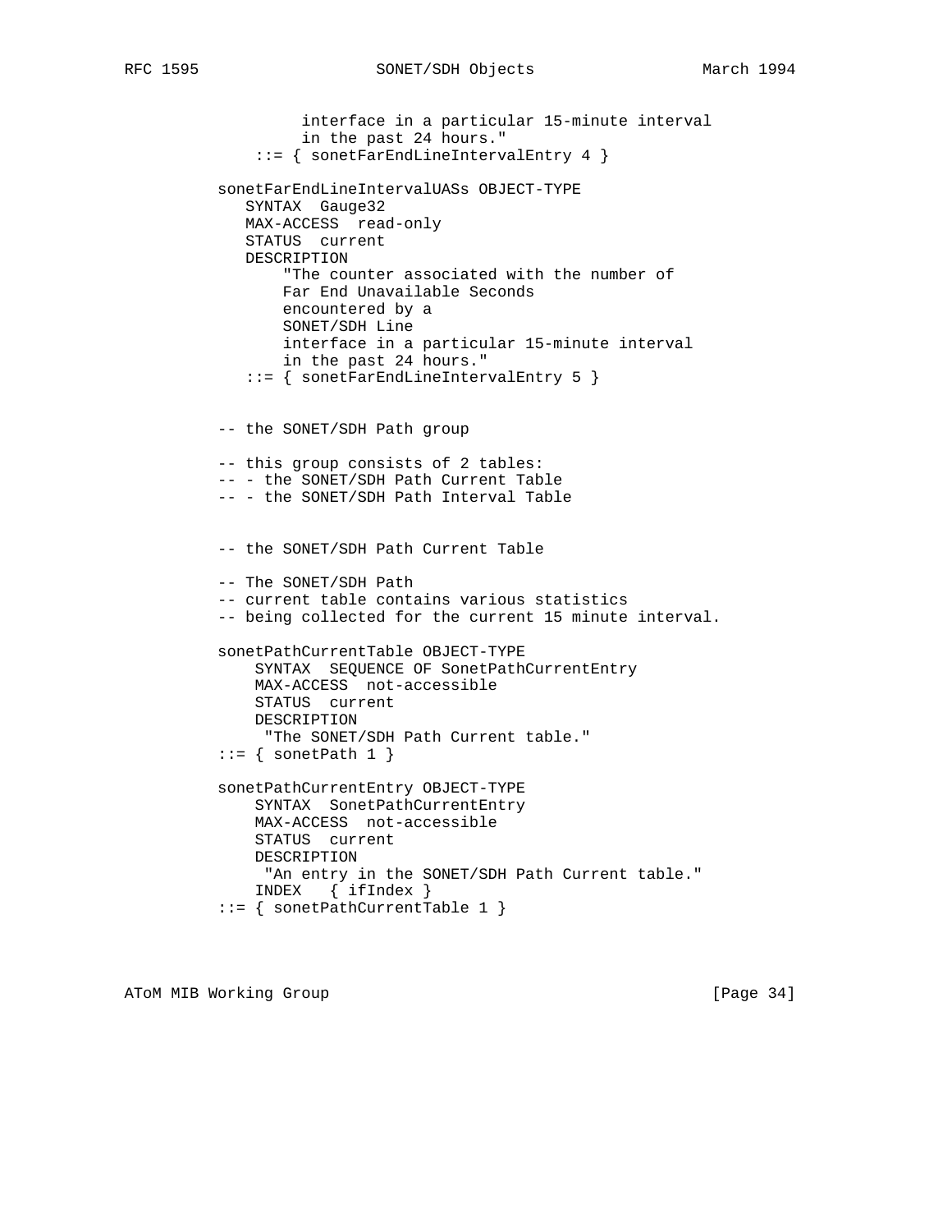```
                  interface in a particular 15-minute interval
                  in the past 24 hours."
             ::= { sonetFarEndLineIntervalEntry 4 }

          sonetFarEndLineIntervalUASs OBJECT-TYPE
             SYNTAX  Gauge32
             MAX-ACCESS  read-only
             STATUS  current
             DESCRIPTION
                 "The counter associated with the number of
                 Far End Unavailable Seconds
                 encountered by a
                 SONET/SDH Line
                 interface in a particular 15-minute interval
                 in the past 24 hours."
             ::= { sonetFarEndLineIntervalEntry 5 }


          -- the SONET/SDH Path group

          -- this group consists of 2 tables:
          -- - the SONET/SDH Path Current Table
          -- - the SONET/SDH Path Interval Table


          -- the SONET/SDH Path Current Table

          -- The SONET/SDH Path
          -- current table contains various statistics
          -- being collected for the current 15 minute interval.

          sonetPathCurrentTable OBJECT-TYPE
              SYNTAX  SEQUENCE OF SonetPathCurrentEntry
              MAX-ACCESS  not-accessible
              STATUS  current
              DESCRIPTION
               "The SONET/SDH Path Current table."
          ::= { sonetPath 1 }

          sonetPathCurrentEntry OBJECT-TYPE
              SYNTAX  SonetPathCurrentEntry
              MAX-ACCESS  not-accessible
              STATUS  current
              DESCRIPTION
               "An entry in the SONET/SDH Path Current table."
              INDEX   { ifIndex }
          ::= { sonetPathCurrentTable 1 }
```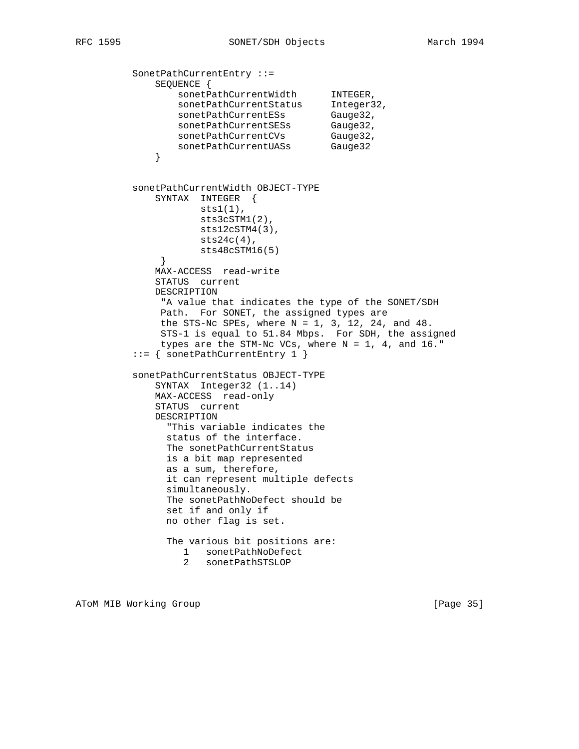```
          SonetPathCurrentEntry ::=
              SEQUENCE {
                  sonetPathCurrentWidth      INTEGER,
                  sonetPathCurrentStatus     Integer32,
                  sonetPathCurrentESs        Gauge32,
                  sonetPathCurrentSESs       Gauge32,
                  sonetPathCurrentCVs        Gauge32,
                  sonetPathCurrentUASs       Gauge32
              }


          sonetPathCurrentWidth OBJECT-TYPE
              SYNTAX  INTEGER  {
                      sts1(1),
                      sts3cSTM1(2),
                      sts12cSTM4(3),
                      sts24c(4),
                      sts48cSTM16(5)
               }
              MAX-ACCESS  read-write
              STATUS  current
              DESCRIPTION
               "A value that indicates the type of the SONET/SDH
               Path.  For SONET, the assigned types are
               the STS-Nc SPEs, where N = 1, 3, 12, 24, and 48.
               STS-1 is equal to 51.84 Mbps.  For SDH, the assigned
               types are the STM-Nc VCs, where N = 1, 4, and 16."
          ::= { sonetPathCurrentEntry 1 }

          sonetPathCurrentStatus OBJECT-TYPE
              SYNTAX  Integer32 (1..14)
              MAX-ACCESS  read-only
              STATUS  current
              DESCRIPTION
                "This variable indicates the
                status of the interface.
                The sonetPathCurrentStatus
                is a bit map represented
                as a sum, therefore,
                it can represent multiple defects
                simultaneously.
                The sonetPathNoDefect should be
                set if and only if
                no other flag is set.

                The various bit positions are:
                   1   sonetPathNoDefect
                   2   sonetPathSTSLOP
```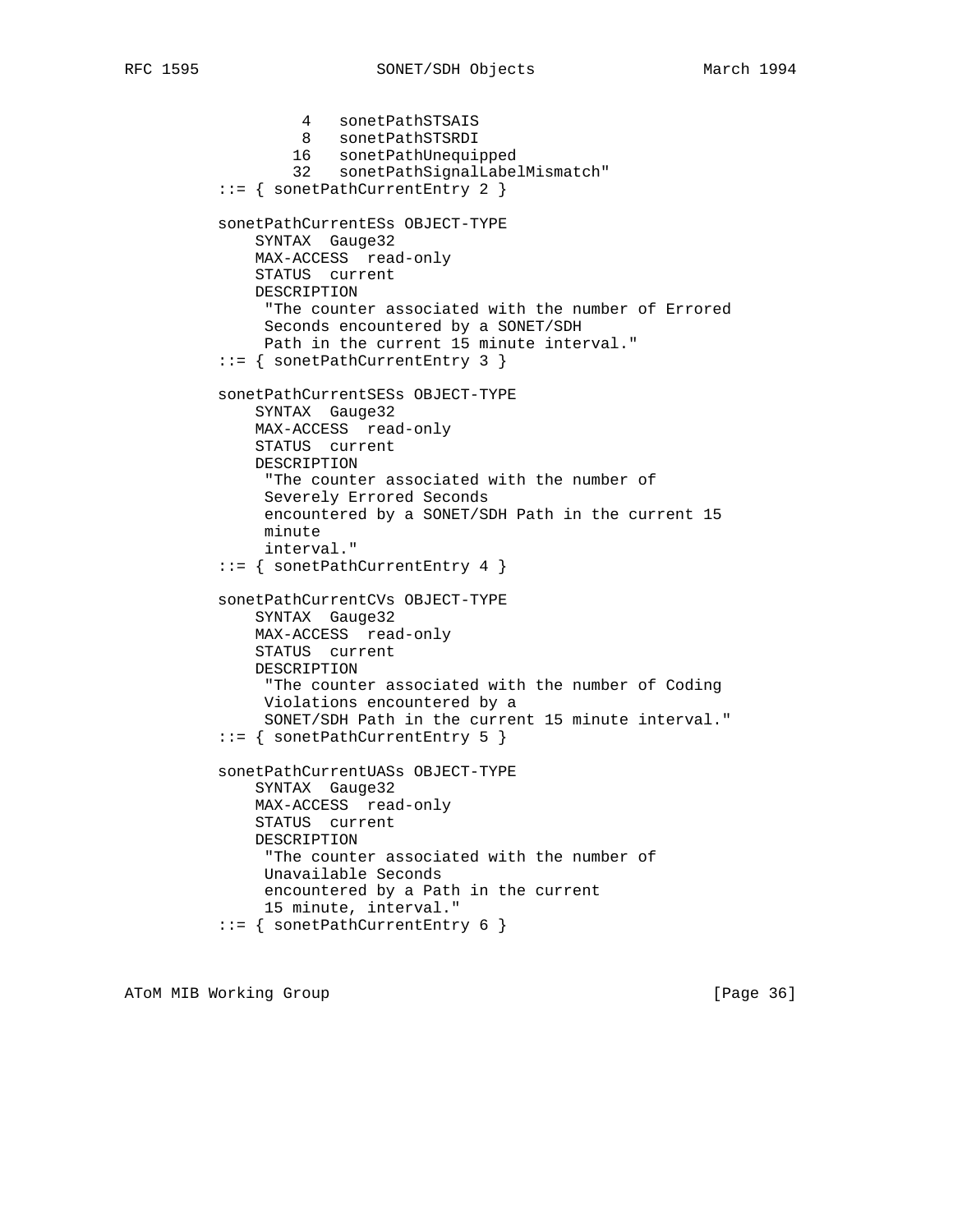```
                 4   sonetPathSTSAIS
                 8   sonetPathSTSRDI
                16   sonetPathUnequipped
                32   sonetPathSignalLabelMismatch"
        ::= { sonetPathCurrentEntry 2 }

        sonetPathCurrentESs OBJECT-TYPE
            SYNTAX  Gauge32
            MAX-ACCESS  read-only
            STATUS  current
            DESCRIPTION
             "The counter associated with the number of Errored
             Seconds encountered by a SONET/SDH
             Path in the current 15 minute interval."
        ::= { sonetPathCurrentEntry 3 }

        sonetPathCurrentSESs OBJECT-TYPE
            SYNTAX  Gauge32
            MAX-ACCESS  read-only
            STATUS  current
            DESCRIPTION
             "The counter associated with the number of
             Severely Errored Seconds
             encountered by a SONET/SDH Path in the current 15
             minute
             interval."
        ::= { sonetPathCurrentEntry 4 }

        sonetPathCurrentCVs OBJECT-TYPE
            SYNTAX  Gauge32
            MAX-ACCESS  read-only
            STATUS  current
            DESCRIPTION
             "The counter associated with the number of Coding
             Violations encountered by a
             SONET/SDH Path in the current 15 minute interval."
        ::= { sonetPathCurrentEntry 5 }

        sonetPathCurrentUASs OBJECT-TYPE
            SYNTAX  Gauge32
            MAX-ACCESS  read-only
            STATUS  current
            DESCRIPTION
             "The counter associated with the number of
             Unavailable Seconds
             encountered by a Path in the current
             15 minute, interval."
        ::= { sonetPathCurrentEntry 6 }
```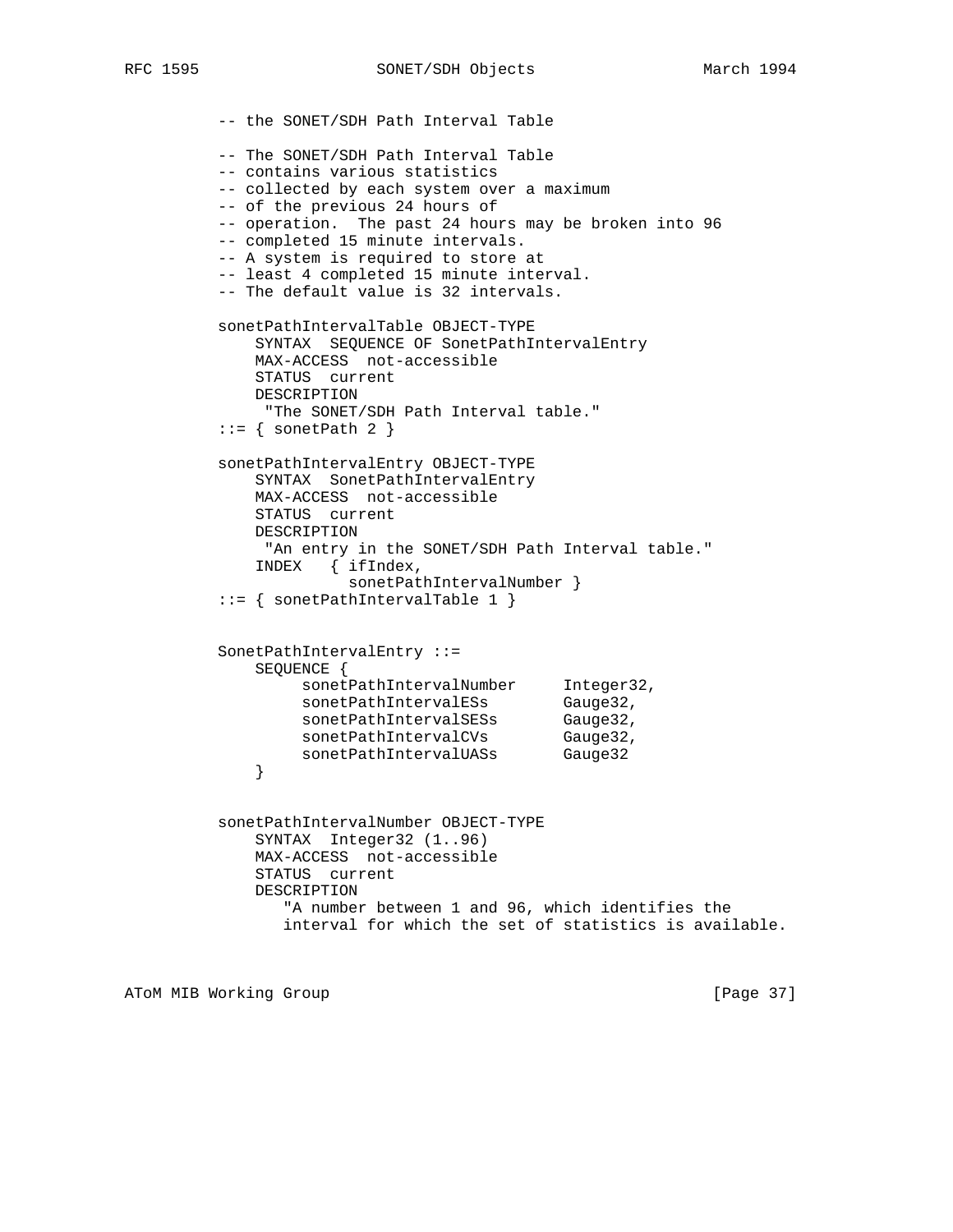```
-- the SONET/SDH Path Interval Table

-- The SONET/SDH Path Interval Table
-- contains various statistics
-- collected by each system over a maximum
-- of the previous 24 hours of
-- operation.  The past 24 hours may be broken into 96
-- completed 15 minute intervals.
-- A system is required to store at
-- least 4 completed 15 minute interval.
-- The default value is 32 intervals.

sonetPathIntervalTable OBJECT-TYPE
    SYNTAX  SEQUENCE OF SonetPathIntervalEntry
    MAX-ACCESS  not-accessible
    STATUS  current
    DESCRIPTION
     "The SONET/SDH Path Interval table."
::= { sonetPath 2 }

sonetPathIntervalEntry OBJECT-TYPE
    SYNTAX  SonetPathIntervalEntry
    MAX-ACCESS  not-accessible
    STATUS  current
    DESCRIPTION
     "An entry in the SONET/SDH Path Interval table."
    INDEX   { ifIndex,
              sonetPathIntervalNumber }
::= { sonetPathIntervalTable 1 }


SonetPathIntervalEntry ::=
    SEQUENCE {
         sonetPathIntervalNumber     Integer32,
         sonetPathIntervalESs        Gauge32,
         sonetPathIntervalSESs       Gauge32,
         sonetPathIntervalCVs        Gauge32,
         sonetPathIntervalUASs       Gauge32
    }


sonetPathIntervalNumber OBJECT-TYPE
    SYNTAX  Integer32 (1..96)
    MAX-ACCESS  not-accessible
    STATUS  current
    DESCRIPTION
       "A number between 1 and 96, which identifies the
       interval for which the set of statistics is available.
```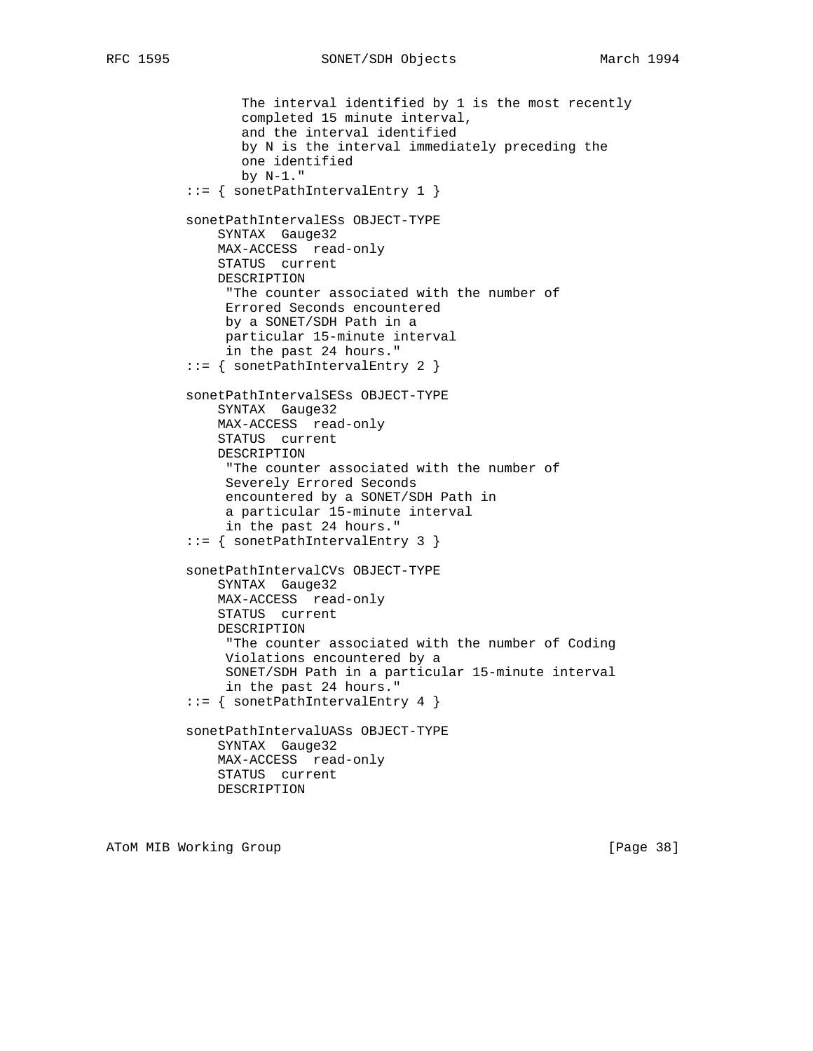```
                  The interval identified by 1 is the most recently
                  completed 15 minute interval,
                  and the interval identified
                  by N is the interval immediately preceding the
                  one identified
                  by N-1."
           ::= { sonetPathIntervalEntry 1 }

           sonetPathIntervalESs OBJECT-TYPE
               SYNTAX  Gauge32
               MAX-ACCESS  read-only
               STATUS  current
               DESCRIPTION
                "The counter associated with the number of
                Errored Seconds encountered
                by a SONET/SDH Path in a
                particular 15-minute interval
                in the past 24 hours."
           ::= { sonetPathIntervalEntry 2 }

           sonetPathIntervalSESs OBJECT-TYPE
               SYNTAX  Gauge32
               MAX-ACCESS  read-only
               STATUS  current
               DESCRIPTION
                "The counter associated with the number of
                Severely Errored Seconds
                encountered by a SONET/SDH Path in
                a particular 15-minute interval
                in the past 24 hours."
           ::= { sonetPathIntervalEntry 3 }

           sonetPathIntervalCVs OBJECT-TYPE
               SYNTAX  Gauge32
               MAX-ACCESS  read-only
               STATUS  current
               DESCRIPTION
                "The counter associated with the number of Coding
                Violations encountered by a
                SONET/SDH Path in a particular 15-minute interval
                in the past 24 hours."
           ::= { sonetPathIntervalEntry 4 }

           sonetPathIntervalUASs OBJECT-TYPE
               SYNTAX  Gauge32
               MAX-ACCESS  read-only
               STATUS  current
               DESCRIPTION
```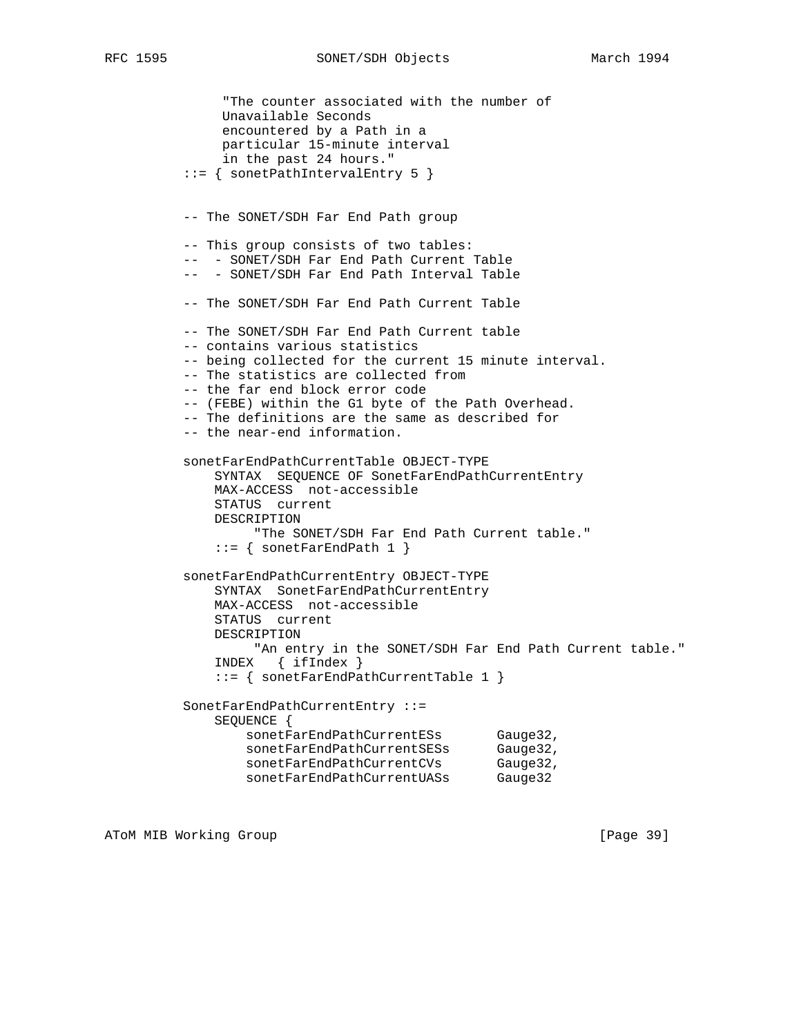```
             "The counter associated with the number of
             Unavailable Seconds
             encountered by a Path in a
             particular 15-minute interval
             in the past 24 hours."
        ::= { sonetPathIntervalEntry 5 }


        -- The SONET/SDH Far End Path group

        -- This group consists of two tables:
        --  - SONET/SDH Far End Path Current Table
        --  - SONET/SDH Far End Path Interval Table

        -- The SONET/SDH Far End Path Current Table

        -- The SONET/SDH Far End Path Current table
        -- contains various statistics
        -- being collected for the current 15 minute interval.
        -- The statistics are collected from
        -- the far end block error code
        -- (FEBE) within the G1 byte of the Path Overhead.
        -- The definitions are the same as described for
        -- the near-end information.

        sonetFarEndPathCurrentTable OBJECT-TYPE
            SYNTAX  SEQUENCE OF SonetFarEndPathCurrentEntry
            MAX-ACCESS  not-accessible
            STATUS  current
            DESCRIPTION
                 "The SONET/SDH Far End Path Current table."
            ::= { sonetFarEndPath 1 }

        sonetFarEndPathCurrentEntry OBJECT-TYPE
            SYNTAX  SonetFarEndPathCurrentEntry
            MAX-ACCESS  not-accessible
            STATUS  current
            DESCRIPTION
                 "An entry in the SONET/SDH Far End Path Current table."
            INDEX   { ifIndex }
            ::= { sonetFarEndPathCurrentTable 1 }

        SonetFarEndPathCurrentEntry ::=
            SEQUENCE {
                sonetFarEndPathCurrentESs       Gauge32,
                sonetFarEndPathCurrentSESs      Gauge32,
                sonetFarEndPathCurrentCVs       Gauge32,
                sonetFarEndPathCurrentUASs      Gauge32
```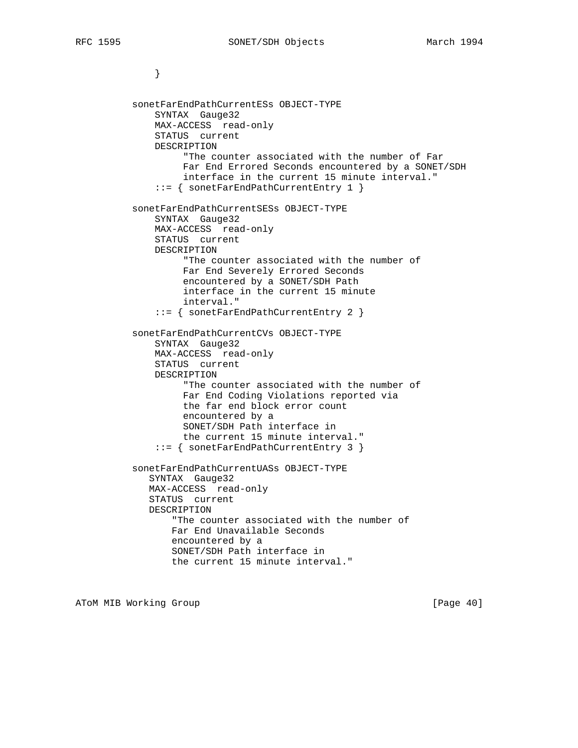```
            }


        sonetFarEndPathCurrentESs OBJECT-TYPE
            SYNTAX  Gauge32
            MAX-ACCESS  read-only
            STATUS  current
            DESCRIPTION
                 "The counter associated with the number of Far
                 Far End Errored Seconds encountered by a SONET/SDH
                 interface in the current 15 minute interval."
            ::= { sonetFarEndPathCurrentEntry 1 }

        sonetFarEndPathCurrentSESs OBJECT-TYPE
            SYNTAX  Gauge32
            MAX-ACCESS  read-only
            STATUS  current
            DESCRIPTION
                 "The counter associated with the number of
                 Far End Severely Errored Seconds
                 encountered by a SONET/SDH Path
                 interface in the current 15 minute
                 interval."
            ::= { sonetFarEndPathCurrentEntry 2 }

        sonetFarEndPathCurrentCVs OBJECT-TYPE
            SYNTAX  Gauge32
            MAX-ACCESS  read-only
            STATUS  current
            DESCRIPTION
                 "The counter associated with the number of
                 Far End Coding Violations reported via
                 the far end block error count
                 encountered by a
                 SONET/SDH Path interface in
                 the current 15 minute interval."
            ::= { sonetFarEndPathCurrentEntry 3 }

        sonetFarEndPathCurrentUASs OBJECT-TYPE
           SYNTAX  Gauge32
           MAX-ACCESS  read-only
           STATUS  current
           DESCRIPTION
               "The counter associated with the number of
               Far End Unavailable Seconds
               encountered by a
               SONET/SDH Path interface in
               the current 15 minute interval."
```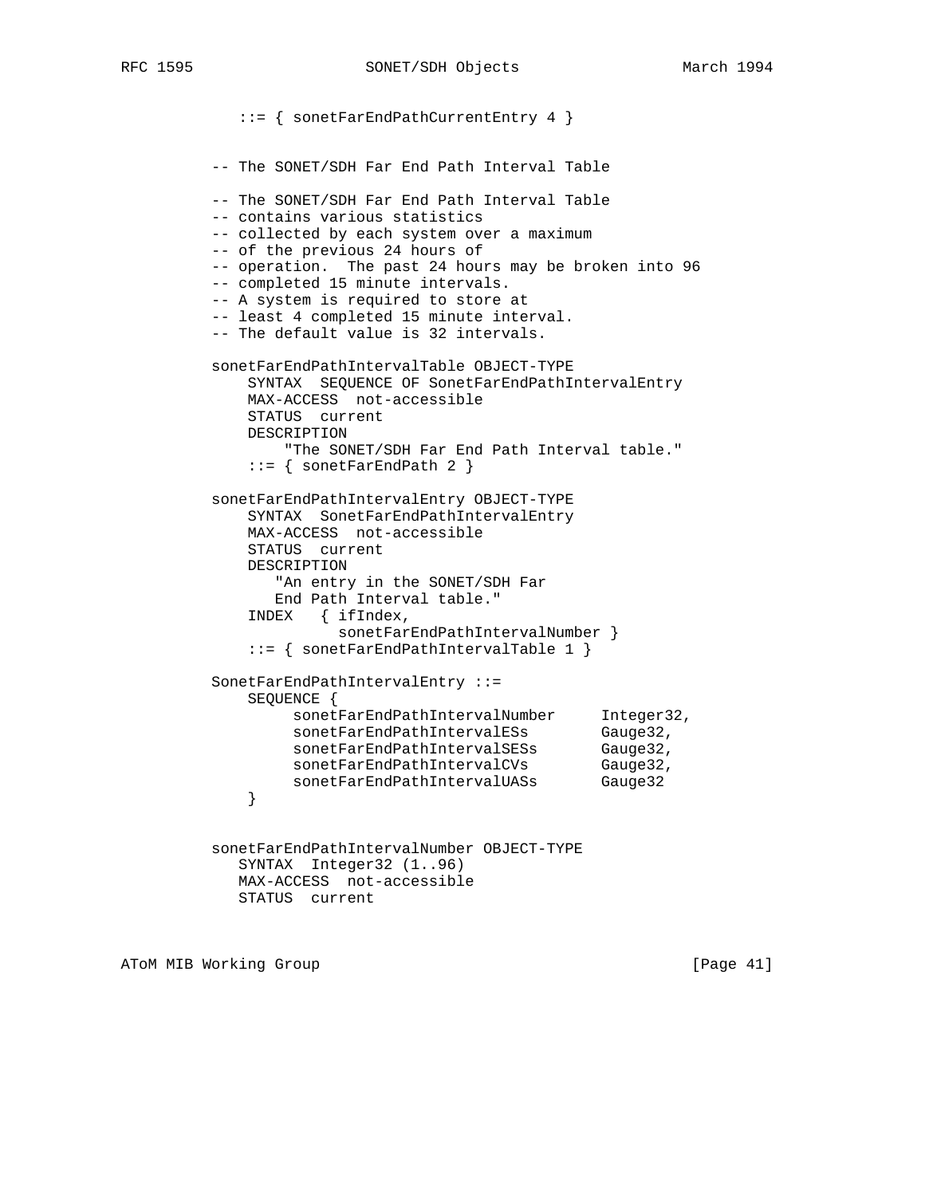```
   ::= { sonetFarEndPathCurrentEntry 4 }


-- The SONET/SDH Far End Path Interval Table

-- The SONET/SDH Far End Path Interval Table
-- contains various statistics
-- collected by each system over a maximum
-- of the previous 24 hours of
-- operation.  The past 24 hours may be broken into 96
-- completed 15 minute intervals.
-- A system is required to store at
-- least 4 completed 15 minute interval.
-- The default value is 32 intervals.

sonetFarEndPathIntervalTable OBJECT-TYPE
    SYNTAX  SEQUENCE OF SonetFarEndPathIntervalEntry
    MAX-ACCESS  not-accessible
    STATUS  current
    DESCRIPTION
        "The SONET/SDH Far End Path Interval table."
    ::= { sonetFarEndPath 2 }

sonetFarEndPathIntervalEntry OBJECT-TYPE
    SYNTAX  SonetFarEndPathIntervalEntry
    MAX-ACCESS  not-accessible
    STATUS  current
    DESCRIPTION
       "An entry in the SONET/SDH Far
       End Path Interval table."
    INDEX   { ifIndex,
              sonetFarEndPathIntervalNumber }
    ::= { sonetFarEndPathIntervalTable 1 }

SonetFarEndPathIntervalEntry ::=
    SEQUENCE {
         sonetFarEndPathIntervalNumber     Integer32,
         sonetFarEndPathIntervalESs        Gauge32,
         sonetFarEndPathIntervalSESs       Gauge32,
         sonetFarEndPathIntervalCVs        Gauge32,
         sonetFarEndPathIntervalUASs       Gauge32
    }


sonetFarEndPathIntervalNumber OBJECT-TYPE
   SYNTAX  Integer32 (1..96)
   MAX-ACCESS  not-accessible
   STATUS  current
```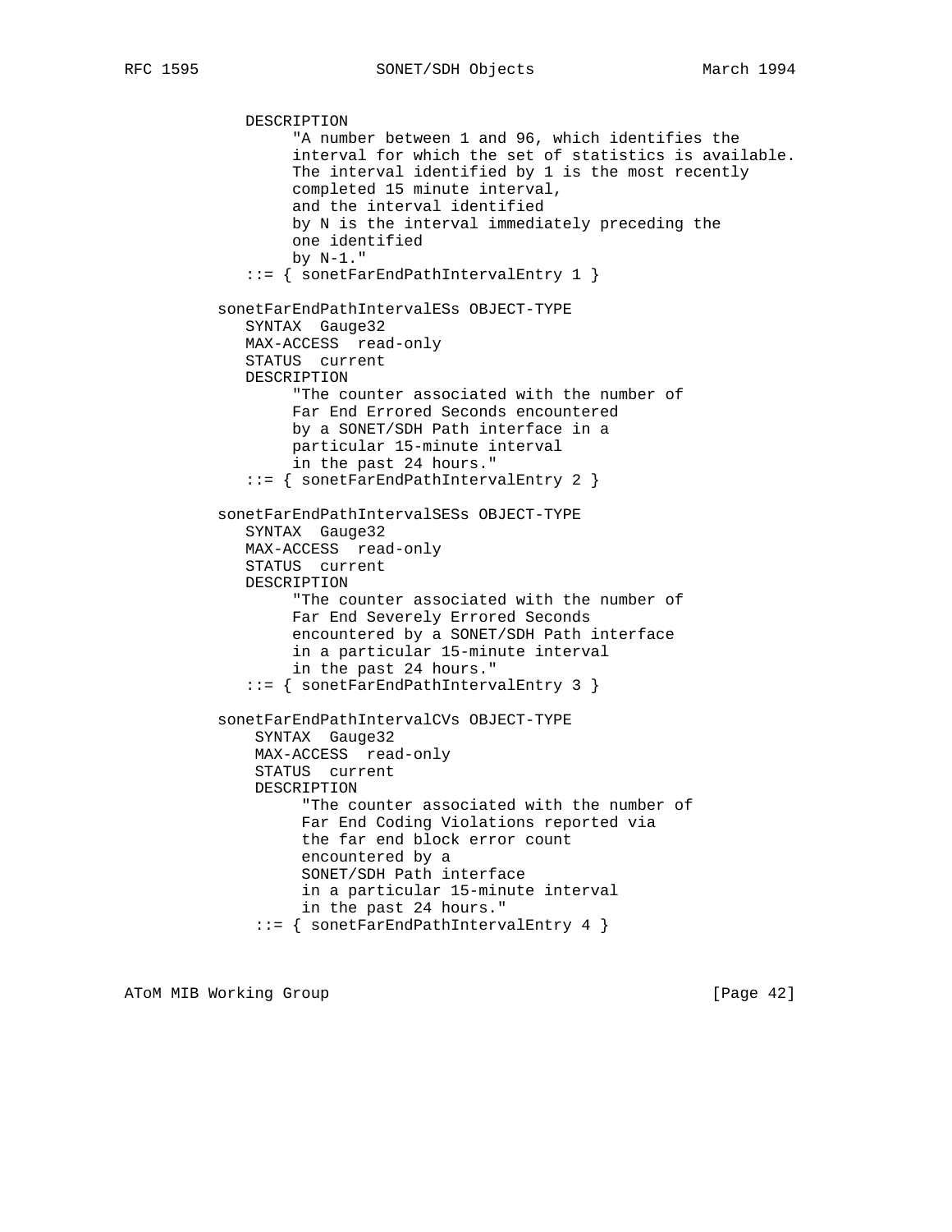```
             DESCRIPTION
                  "A number between 1 and 96, which identifies the
                  interval for which the set of statistics is available.
                  The interval identified by 1 is the most recently
                  completed 15 minute interval,
                  and the interval identified
                  by N is the interval immediately preceding the
                  one identified
                  by N-1."
             ::= { sonetFarEndPathIntervalEntry 1 }

          sonetFarEndPathIntervalESs OBJECT-TYPE
             SYNTAX  Gauge32
             MAX-ACCESS  read-only
             STATUS  current
             DESCRIPTION
                  "The counter associated with the number of
                  Far End Errored Seconds encountered
                  by a SONET/SDH Path interface in a
                  particular 15-minute interval
                  in the past 24 hours."
             ::= { sonetFarEndPathIntervalEntry 2 }

          sonetFarEndPathIntervalSESs OBJECT-TYPE
             SYNTAX  Gauge32
             MAX-ACCESS  read-only
             STATUS  current
             DESCRIPTION
                  "The counter associated with the number of
                  Far End Severely Errored Seconds
                  encountered by a SONET/SDH Path interface
                  in a particular 15-minute interval
                  in the past 24 hours."
             ::= { sonetFarEndPathIntervalEntry 3 }

          sonetFarEndPathIntervalCVs OBJECT-TYPE
              SYNTAX  Gauge32
              MAX-ACCESS  read-only
              STATUS  current
              DESCRIPTION
                   "The counter associated with the number of
                   Far End Coding Violations reported via
                   the far end block error count
                   encountered by a
                   SONET/SDH Path interface
                   in a particular 15-minute interval
                   in the past 24 hours."
              ::= { sonetFarEndPathIntervalEntry 4 }
```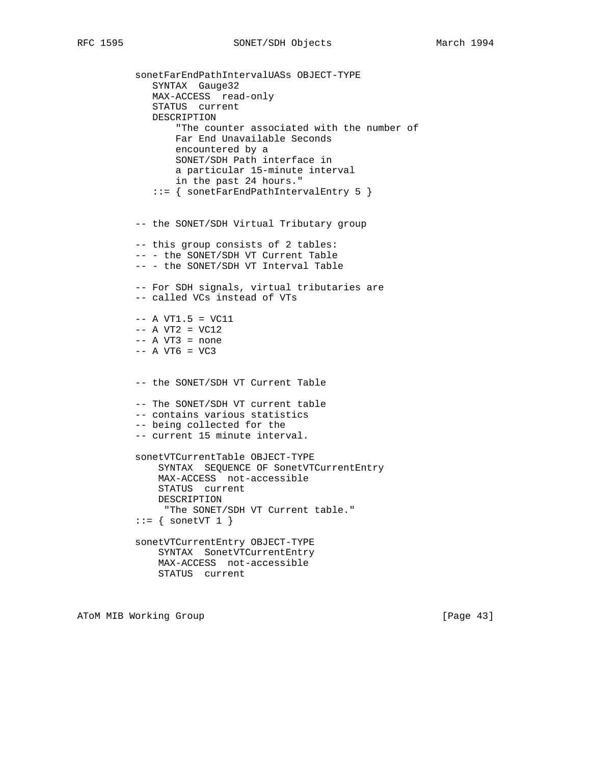```
          sonetFarEndPathIntervalUASs OBJECT-TYPE
             SYNTAX  Gauge32
             MAX-ACCESS  read-only
             STATUS  current
             DESCRIPTION
                 "The counter associated with the number of
                 Far End Unavailable Seconds
                 encountered by a
                 SONET/SDH Path interface in
                 a particular 15-minute interval
                 in the past 24 hours."
             ::= { sonetFarEndPathIntervalEntry 5 }


          -- the SONET/SDH Virtual Tributary group

          -- this group consists of 2 tables:
          -- - the SONET/SDH VT Current Table
          -- - the SONET/SDH VT Interval Table

          -- For SDH signals, virtual tributaries are
          -- called VCs instead of VTs

          -- A VT1.5 = VC11
          -- A VT2 = VC12
          -- A VT3 = none
          -- A VT6 = VC3


          -- the SONET/SDH VT Current Table

          -- The SONET/SDH VT current table
          -- contains various statistics
          -- being collected for the
          -- current 15 minute interval.

          sonetVTCurrentTable OBJECT-TYPE
              SYNTAX  SEQUENCE OF SonetVTCurrentEntry
              MAX-ACCESS  not-accessible
              STATUS  current
              DESCRIPTION
               "The SONET/SDH VT Current table."
          ::= { sonetVT 1 }

          sonetVTCurrentEntry OBJECT-TYPE
              SYNTAX  SonetVTCurrentEntry
              MAX-ACCESS  not-accessible
              STATUS  current
```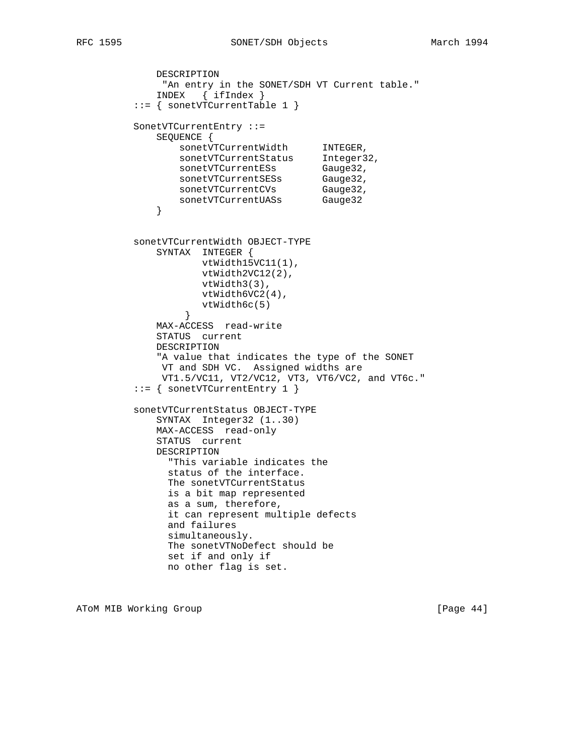```
           DESCRIPTION
            "An entry in the SONET/SDH VT Current table."
           INDEX   { ifIndex }
       ::= { sonetVTCurrentTable 1 }

       SonetVTCurrentEntry ::=
           SEQUENCE {
               sonetVTCurrentWidth      INTEGER,
               sonetVTCurrentStatus     Integer32,
               sonetVTCurrentESs        Gauge32,
               sonetVTCurrentSESs       Gauge32,
               sonetVTCurrentCVs        Gauge32,
               sonetVTCurrentUASs       Gauge32
           }


       sonetVTCurrentWidth OBJECT-TYPE
           SYNTAX  INTEGER {
                   vtWidth15VC11(1),
                   vtWidth2VC12(2),
                   vtWidth3(3),
                   vtWidth6VC2(4),
                   vtWidth6c(5)
                }
           MAX-ACCESS  read-write
           STATUS  current
           DESCRIPTION
           "A value that indicates the type of the SONET
            VT and SDH VC.  Assigned widths are
            VT1.5/VC11, VT2/VC12, VT3, VT6/VC2, and VT6c."
       ::= { sonetVTCurrentEntry 1 }

       sonetVTCurrentStatus OBJECT-TYPE
           SYNTAX  Integer32 (1..30)
           MAX-ACCESS  read-only
           STATUS  current
           DESCRIPTION
             "This variable indicates the
             status of the interface.
             The sonetVTCurrentStatus
             is a bit map represented
             as a sum, therefore,
             it can represent multiple defects
             and failures
             simultaneously.
             The sonetVTNoDefect should be
             set if and only if
             no other flag is set.
```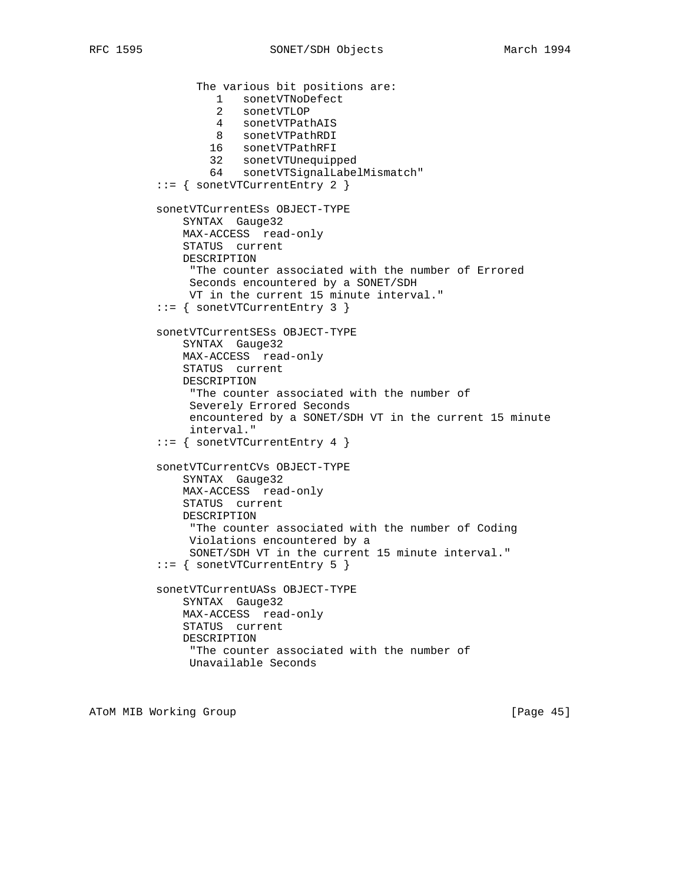```
                The various bit positions are:
                   1   sonetVTNoDefect
                   2   sonetVTLOP
                   4   sonetVTPathAIS
                   8   sonetVTPathRDI
                  16   sonetVTPathRFI
                  32   sonetVTUnequipped
                  64   sonetVTSignalLabelMismatch"
          ::= { sonetVTCurrentEntry 2 }

          sonetVTCurrentESs OBJECT-TYPE
              SYNTAX  Gauge32
              MAX-ACCESS  read-only
              STATUS  current
              DESCRIPTION
               "The counter associated with the number of Errored
               Seconds encountered by a SONET/SDH
               VT in the current 15 minute interval."
          ::= { sonetVTCurrentEntry 3 }

          sonetVTCurrentSESs OBJECT-TYPE
              SYNTAX  Gauge32
              MAX-ACCESS  read-only
              STATUS  current
              DESCRIPTION
               "The counter associated with the number of
               Severely Errored Seconds
               encountered by a SONET/SDH VT in the current 15 minute
               interval."
          ::= { sonetVTCurrentEntry 4 }

          sonetVTCurrentCVs OBJECT-TYPE
              SYNTAX  Gauge32
              MAX-ACCESS  read-only
              STATUS  current
              DESCRIPTION
               "The counter associated with the number of Coding
               Violations encountered by a
               SONET/SDH VT in the current 15 minute interval."
          ::= { sonetVTCurrentEntry 5 }

          sonetVTCurrentUASs OBJECT-TYPE
              SYNTAX  Gauge32
              MAX-ACCESS  read-only
              STATUS  current
              DESCRIPTION
               "The counter associated with the number of
               Unavailable Seconds
```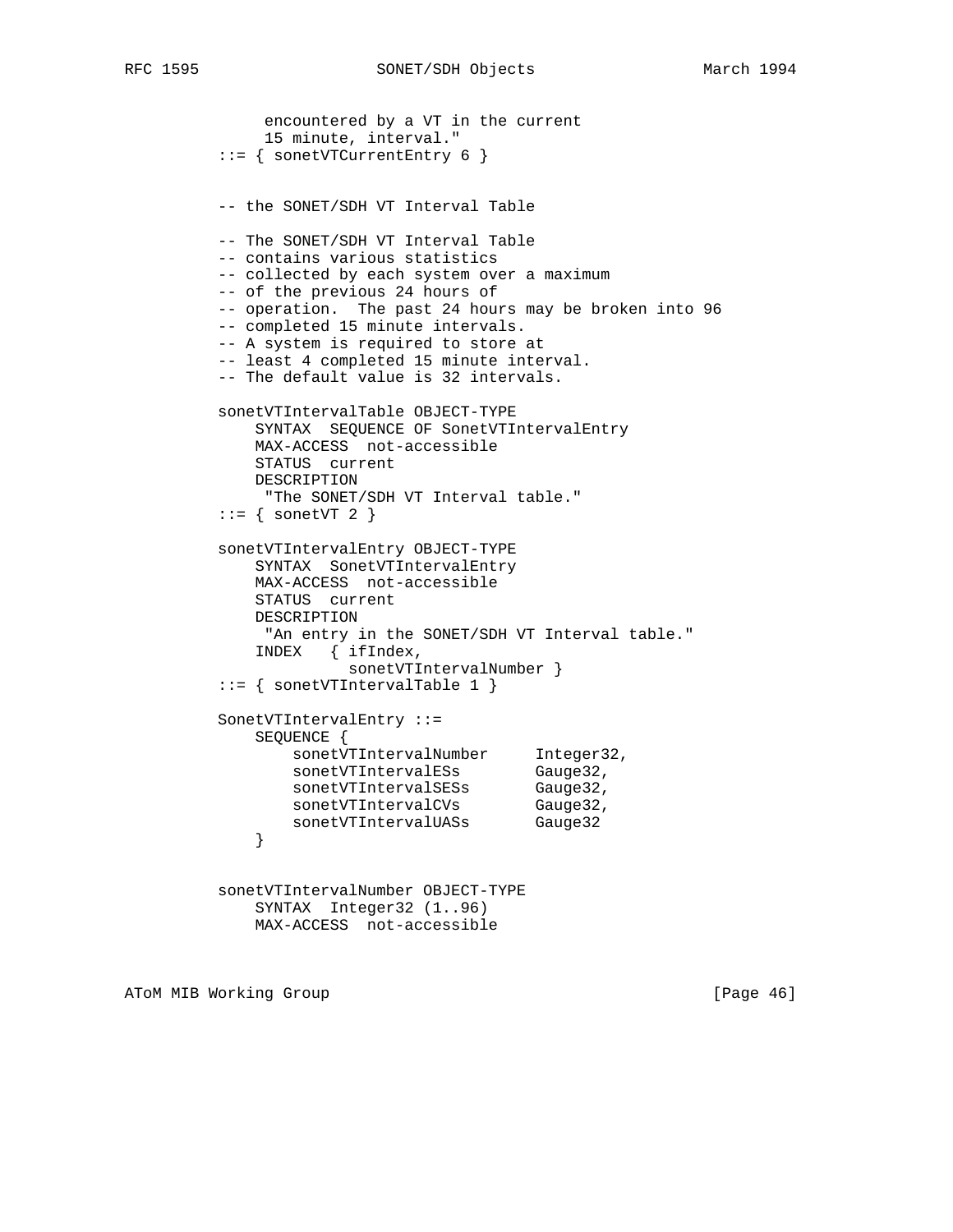```
               encounters by a VT in the current
               15 minute, interval."
          ::= { sonetVTCurrentEntry 6 }


          -- the SONET/SDH VT Interval Table

          -- The SONET/SDH VT Interval Table
          -- contains various statistics
          -- collected by each system over a maximum
          -- of the previous 24 hours of
          -- operation.  The past 24 hours may be broken into 96
          -- completed 15 minute intervals.
          -- A system is required to store at
          -- least 4 completed 15 minute interval.
          -- The default value is 32 intervals.

          sonetVTIntervalTable OBJECT-TYPE
              SYNTAX  SEQUENCE OF SonetVTIntervalEntry
              MAX-ACCESS  not-accessible
              STATUS  current
              DESCRIPTION
               "The SONET/SDH VT Interval table."
          ::= { sonetVT 2 }

          sonetVTIntervalEntry OBJECT-TYPE
              SYNTAX  SonetVTIntervalEntry
              MAX-ACCESS  not-accessible
              STATUS  current
              DESCRIPTION
               "An entry in the SONET/SDH VT Interval table."
              INDEX   { ifIndex,
                        sonetVTIntervalNumber }
          ::= { sonetVTIntervalTable 1 }

          SonetVTIntervalEntry ::=
              SEQUENCE {
                  sonetVTIntervalNumber     Integer32,
                  sonetVTIntervalESs        Gauge32,
                  sonetVTIntervalSESs       Gauge32,
                  sonetVTIntervalCVs        Gauge32,
                  sonetVTIntervalUASs       Gauge32
              }


          sonetVTIntervalNumber OBJECT-TYPE
              SYNTAX  Integer32 (1..96)
              MAX-ACCESS  not-accessible
```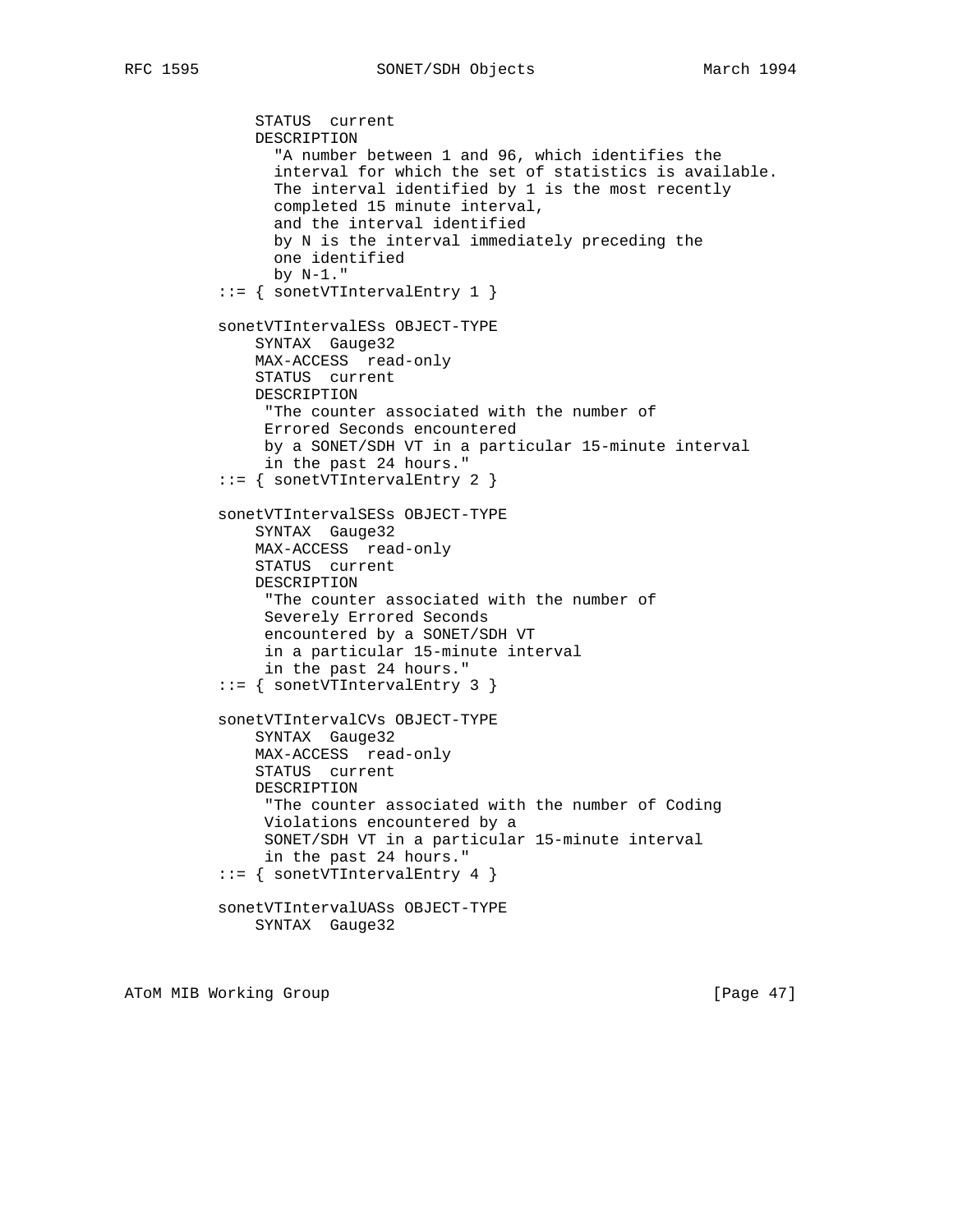```
            STATUS  current
            DESCRIPTION
              "A number between 1 and 96, which identifies the
              interval for which the set of statistics is available.
              The interval identified by 1 is the most recently
              completed 15 minute interval,
              and the interval identified
              by N is the interval immediately preceding the
              one identified
              by N-1."
        ::= { sonetVTIntervalEntry 1 }

        sonetVTIntervalESs OBJECT-TYPE
            SYNTAX  Gauge32
            MAX-ACCESS  read-only
            STATUS  current
            DESCRIPTION
             "The counter associated with the number of
             Errored Seconds encountered
             by a SONET/SDH VT in a particular 15-minute interval
             in the past 24 hours."
        ::= { sonetVTIntervalEntry 2 }

        sonetVTIntervalSESs OBJECT-TYPE
            SYNTAX  Gauge32
            MAX-ACCESS  read-only
            STATUS  current
            DESCRIPTION
             "The counter associated with the number of
             Severely Errored Seconds
             encountered by a SONET/SDH VT
             in a particular 15-minute interval
             in the past 24 hours."
        ::= { sonetVTIntervalEntry 3 }

        sonetVTIntervalCVs OBJECT-TYPE
            SYNTAX  Gauge32
            MAX-ACCESS  read-only
            STATUS  current
            DESCRIPTION
             "The counter associated with the number of Coding
             Violations encountered by a
             SONET/SDH VT in a particular 15-minute interval
             in the past 24 hours."
        ::= { sonetVTIntervalEntry 4 }

        sonetVTIntervalUASs OBJECT-TYPE
            SYNTAX  Gauge32
```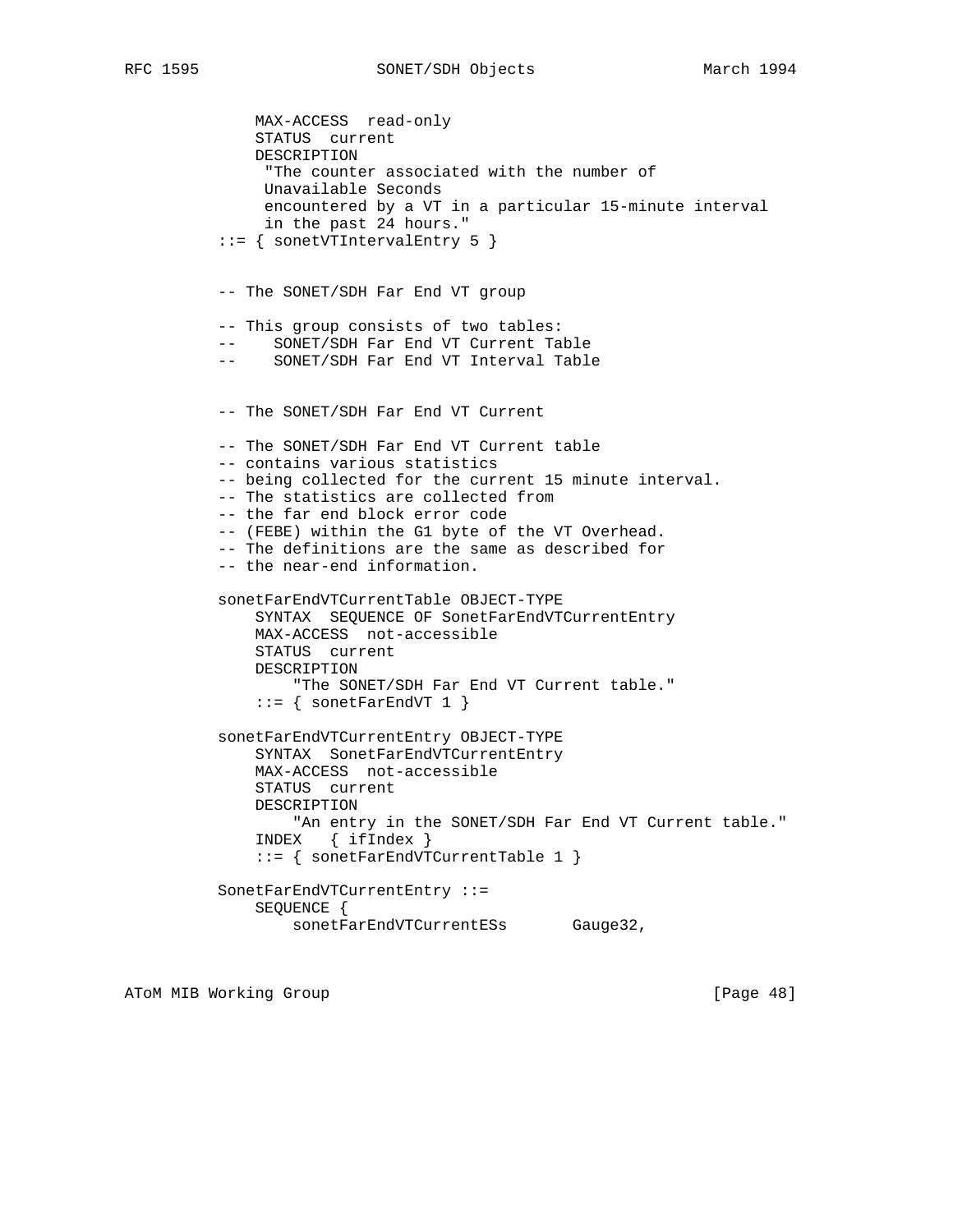```
    MAX-ACCESS  read-only
    STATUS  current
    DESCRIPTION
     "The counter associated with the number of
     Unavailable Seconds
     encountered by a VT in a particular 15-minute interval
     in the past 24 hours."
::= { sonetVTIntervalEntry 5 }


-- The SONET/SDH Far End VT group

-- This group consists of two tables:
--    SONET/SDH Far End VT Current Table
--    SONET/SDH Far End VT Interval Table


-- The SONET/SDH Far End VT Current

-- The SONET/SDH Far End VT Current table
-- contains various statistics
-- being collected for the current 15 minute interval.
-- The statistics are collected from
-- the far end block error code
-- (FEBE) within the G1 byte of the VT Overhead.
-- The definitions are the same as described for
-- the near-end information.

sonetFarEndVTCurrentTable OBJECT-TYPE
    SYNTAX  SEQUENCE OF SonetFarEndVTCurrentEntry
    MAX-ACCESS  not-accessible
    STATUS  current
    DESCRIPTION
        "The SONET/SDH Far End VT Current table."
    ::= { sonetFarEndVT 1 }

sonetFarEndVTCurrentEntry OBJECT-TYPE
    SYNTAX  SonetFarEndVTCurrentEntry
    MAX-ACCESS  not-accessible
    STATUS  current
    DESCRIPTION
        "An entry in the SONET/SDH Far End VT Current table."
    INDEX   { ifIndex }
    ::= { sonetFarEndVTCurrentTable 1 }

SonetFarEndVTCurrentEntry ::=
    SEQUENCE {
        sonetFarEndVTCurrentESs       Gauge32,
```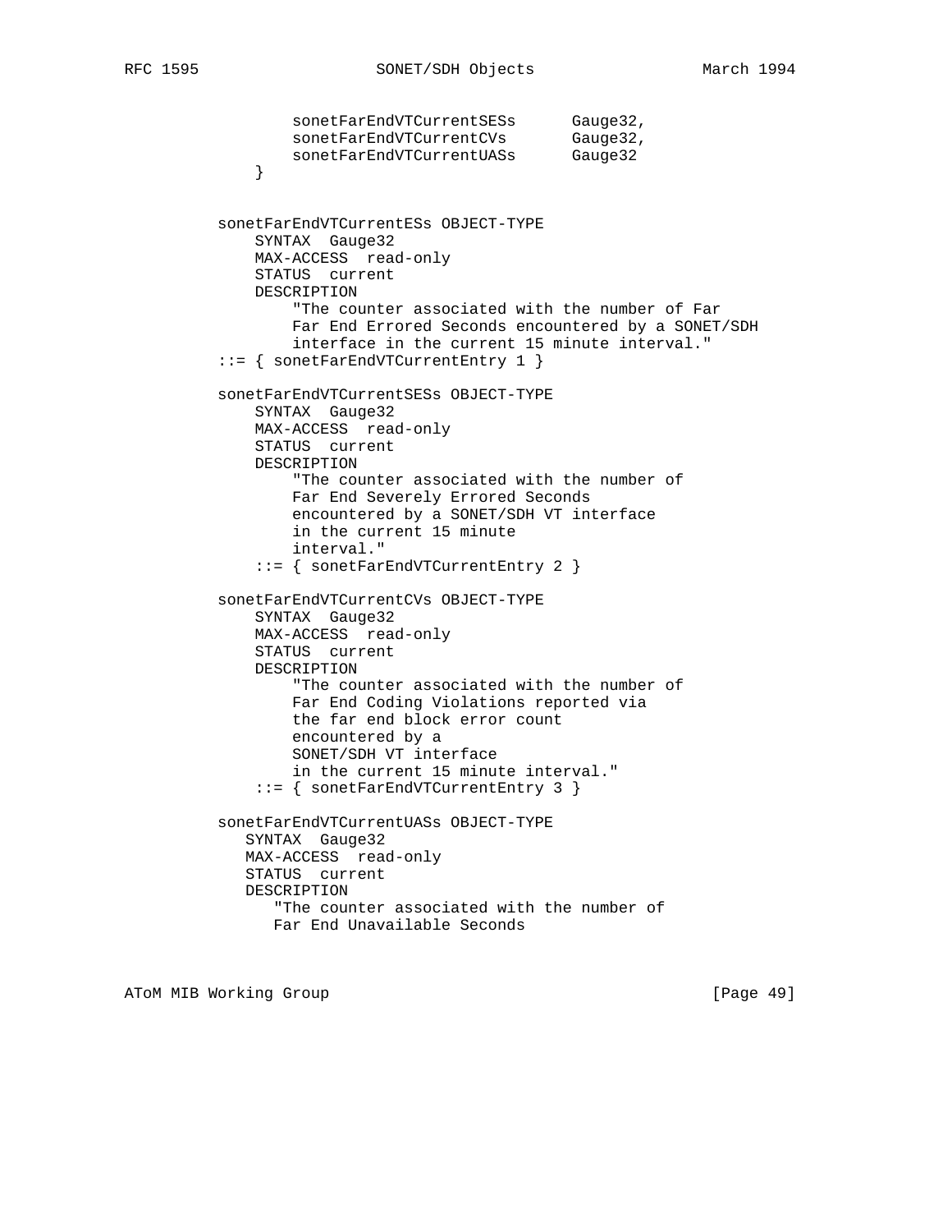```
                 sonetFarEndVTCurrentSESs      Gauge32,
                 sonetFarEndVTCurrentCVs       Gauge32,
                 sonetFarEndVTCurrentUASs      Gauge32
             }


         sonetFarEndVTCurrentESs OBJECT-TYPE
             SYNTAX  Gauge32
             MAX-ACCESS  read-only
             STATUS  current
             DESCRIPTION
                 "The counter associated with the number of Far
                 Far End Errored Seconds encountered by a SONET/SDH
                 interface in the current 15 minute interval."
         ::= { sonetFarEndVTCurrentEntry 1 }

         sonetFarEndVTCurrentSESs OBJECT-TYPE
             SYNTAX  Gauge32
             MAX-ACCESS  read-only
             STATUS  current
             DESCRIPTION
                 "The counter associated with the number of
                 Far End Severely Errored Seconds
                 encountered by a SONET/SDH VT interface
                 in the current 15 minute
                 interval."
             ::= { sonetFarEndVTCurrentEntry 2 }

         sonetFarEndVTCurrentCVs OBJECT-TYPE
             SYNTAX  Gauge32
             MAX-ACCESS  read-only
             STATUS  current
             DESCRIPTION
                 "The counter associated with the number of
                 Far End Coding Violations reported via
                 the far end block error count
                 encountered by a
                 SONET/SDH VT interface
                 in the current 15 minute interval."
             ::= { sonetFarEndVTCurrentEntry 3 }

         sonetFarEndVTCurrentUASs OBJECT-TYPE
            SYNTAX  Gauge32
            MAX-ACCESS  read-only
            STATUS  current
            DESCRIPTION
               "The counter associated with the number of
               Far End Unavailable Seconds
```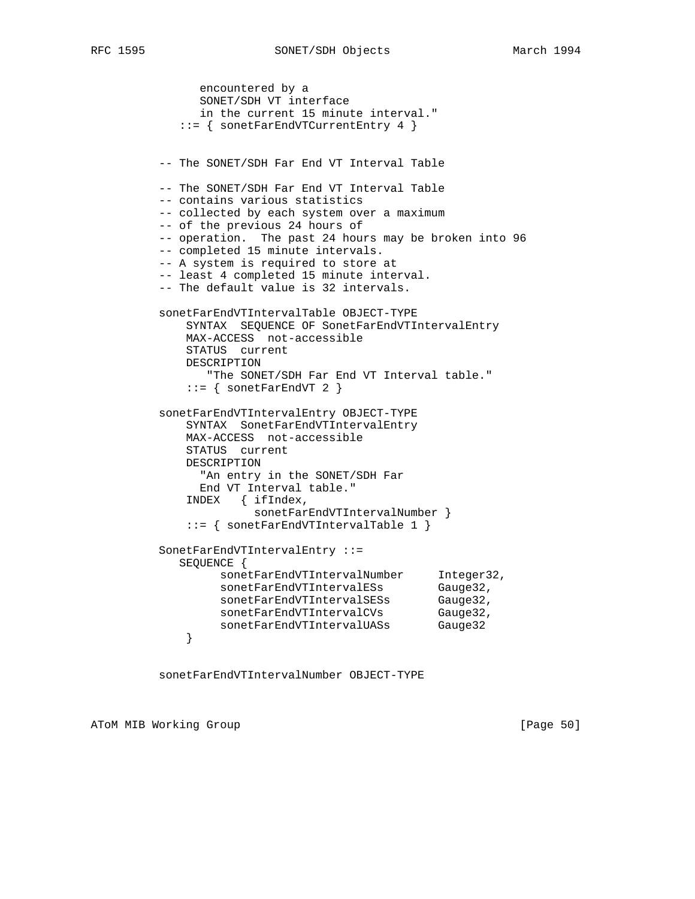```
               encountered by a
               SONET/SDH VT interface
               in the current 15 minute interval."
            ::= { sonetFarEndVTCurrentEntry 4 }


          -- The SONET/SDH Far End VT Interval Table

          -- The SONET/SDH Far End VT Interval Table
          -- contains various statistics
          -- collected by each system over a maximum
          -- of the previous 24 hours of
          -- operation.  The past 24 hours may be broken into 96
          -- completed 15 minute intervals.
          -- A system is required to store at
          -- least 4 completed 15 minute interval.
          -- The default value is 32 intervals.

          sonetFarEndVTIntervalTable OBJECT-TYPE
              SYNTAX  SEQUENCE OF SonetFarEndVTIntervalEntry
              MAX-ACCESS  not-accessible
              STATUS  current
              DESCRIPTION
                 "The SONET/SDH Far End VT Interval table."
              ::= { sonetFarEndVT 2 }

          sonetFarEndVTIntervalEntry OBJECT-TYPE
              SYNTAX  SonetFarEndVTIntervalEntry
              MAX-ACCESS  not-accessible
              STATUS  current
              DESCRIPTION
                "An entry in the SONET/SDH Far
                End VT Interval table."
              INDEX   { ifIndex,
                        sonetFarEndVTIntervalNumber }
              ::= { sonetFarEndVTIntervalTable 1 }

          SonetFarEndVTIntervalEntry ::=
             SEQUENCE {
                   sonetFarEndVTIntervalNumber     Integer32,
                   sonetFarEndVTIntervalESs        Gauge32,
                   sonetFarEndVTIntervalSESs       Gauge32,
                   sonetFarEndVTIntervalCVs        Gauge32,
                   sonetFarEndVTIntervalUASs       Gauge32
              }


          sonetFarEndVTIntervalNumber OBJECT-TYPE
```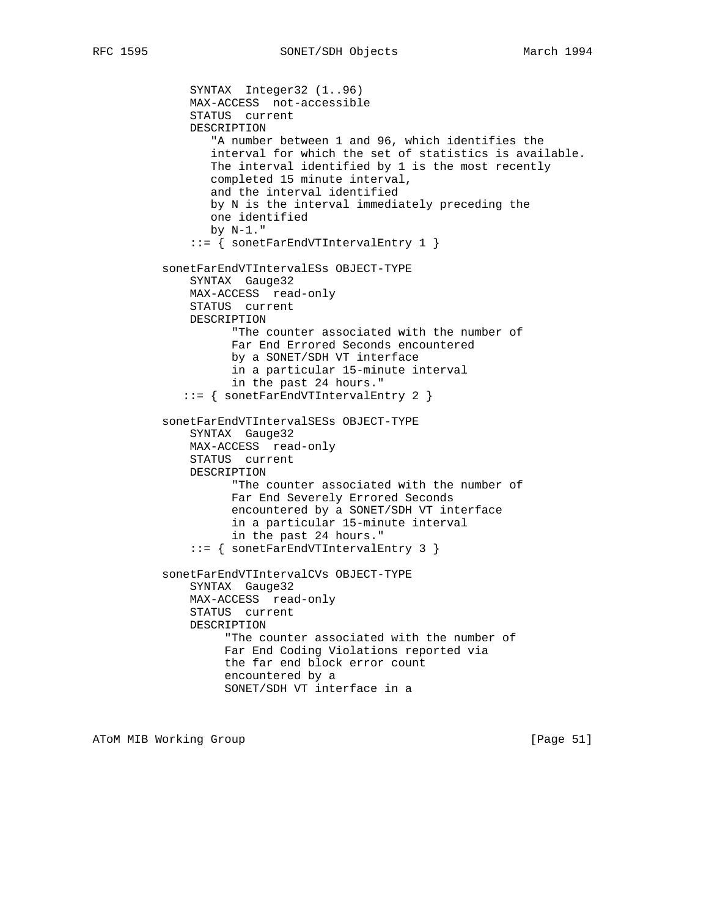```
         SYNTAX  Integer32 (1..96)
         MAX-ACCESS  not-accessible
         STATUS  current
         DESCRIPTION
            "A number between 1 and 96, which identifies the
            interval for which the set of statistics is available.
            The interval identified by 1 is the most recently
            completed 15 minute interval,
            and the interval identified
            by N is the interval immediately preceding the
            one identified
            by N-1."
         ::= { sonetFarEndVTIntervalEntry 1 }

     sonetFarEndVTIntervalESs OBJECT-TYPE
         SYNTAX  Gauge32
         MAX-ACCESS  read-only
         STATUS  current
         DESCRIPTION
               "The counter associated with the number of
               Far End Errored Seconds encountered
               by a SONET/SDH VT interface
               in a particular 15-minute interval
               in the past 24 hours."
        ::= { sonetFarEndVTIntervalEntry 2 }

     sonetFarEndVTIntervalSESs OBJECT-TYPE
         SYNTAX  Gauge32
         MAX-ACCESS  read-only
         STATUS  current
         DESCRIPTION
               "The counter associated with the number of
               Far End Severely Errored Seconds
               encountered by a SONET/SDH VT interface
               in a particular 15-minute interval
               in the past 24 hours."
         ::= { sonetFarEndVTIntervalEntry 3 }

     sonetFarEndVTIntervalCVs OBJECT-TYPE
         SYNTAX  Gauge32
         MAX-ACCESS  read-only
         STATUS  current
         DESCRIPTION
              "The counter associated with the number of
              Far End Coding Violations reported via
              the far end block error count
              encountered by a
              SONET/SDH VT interface in a
```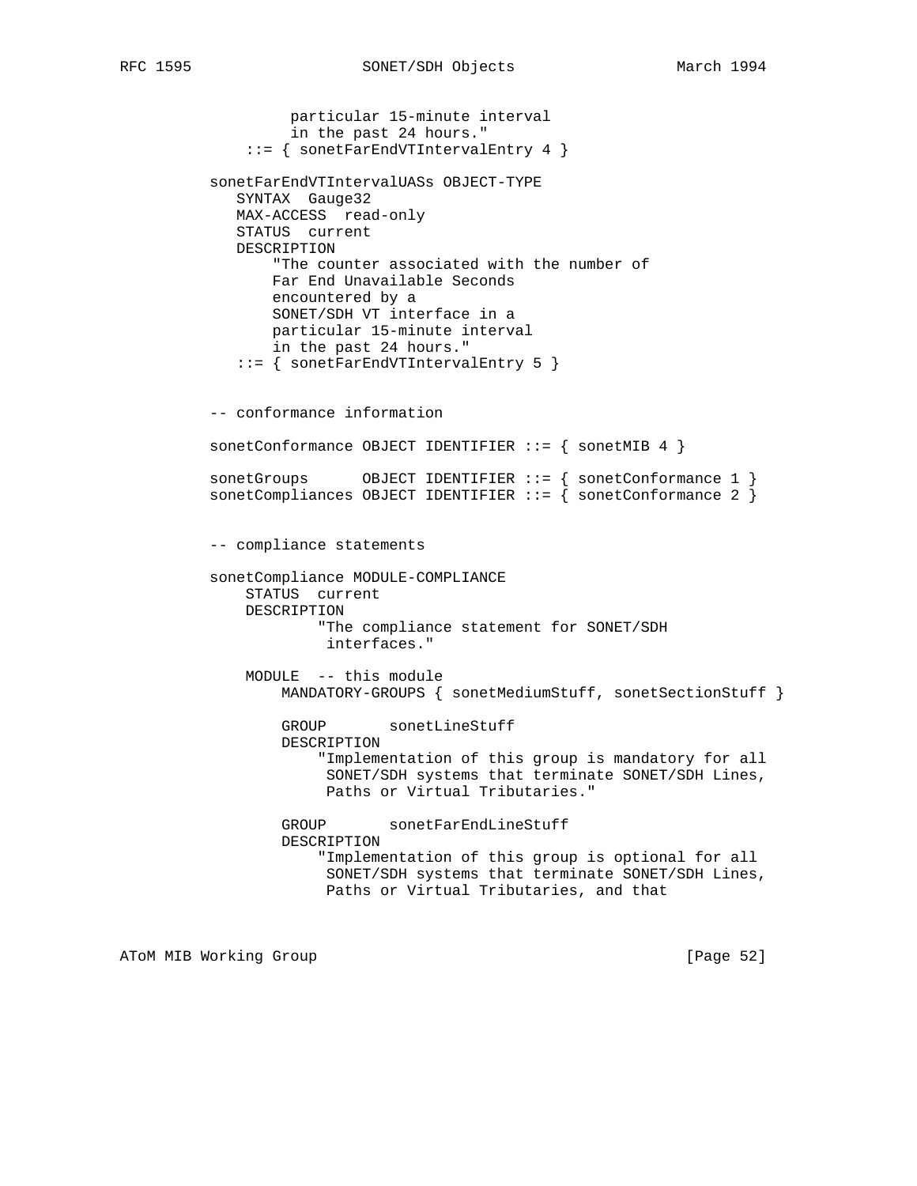```
              particular 15-minute interval
              in the past 24 hours."
         ::= { sonetFarEndVTIntervalEntry 4 }

     sonetFarEndVTIntervalUASs OBJECT-TYPE
        SYNTAX  Gauge32
        MAX-ACCESS  read-only
        STATUS  current
        DESCRIPTION
            "The counter associated with the number of
            Far End Unavailable Seconds
            encountered by a
            SONET/SDH VT interface in a
            particular 15-minute interval
            in the past 24 hours."
        ::= { sonetFarEndVTIntervalEntry 5 }


     -- conformance information

     sonetConformance OBJECT IDENTIFIER ::= { sonetMIB 4 }

     sonetGroups      OBJECT IDENTIFIER ::= { sonetConformance 1 }
     sonetCompliances OBJECT IDENTIFIER ::= { sonetConformance 2 }


     -- compliance statements

     sonetCompliance MODULE-COMPLIANCE
         STATUS  current
         DESCRIPTION
                 "The compliance statement for SONET/SDH
                  interfaces."

         MODULE  -- this module
             MANDATORY-GROUPS { sonetMediumStuff, sonetSectionStuff }

             GROUP       sonetLineStuff
             DESCRIPTION
                 "Implementation of this group is mandatory for all
                  SONET/SDH systems that terminate SONET/SDH Lines,
                  Paths or Virtual Tributaries."

             GROUP       sonetFarEndLineStuff
             DESCRIPTION
                 "Implementation of this group is optional for all
                  SONET/SDH systems that terminate SONET/SDH Lines,
                  Paths or Virtual Tributaries, and that
```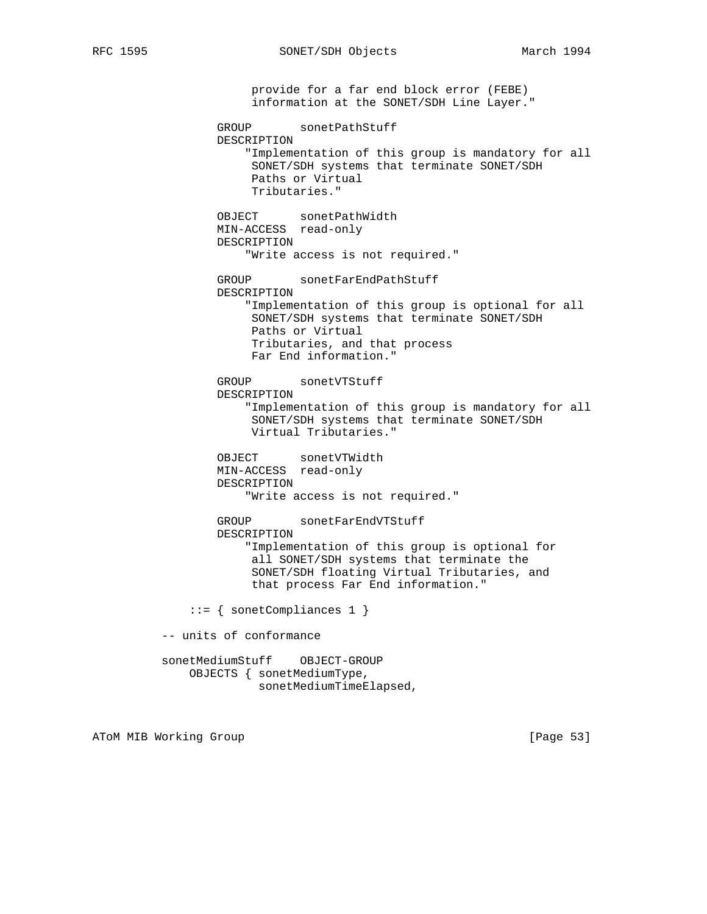```
                  provide for a far end block error (FEBE)
                  information at the SONET/SDH Line Layer."

              GROUP       sonetPathStuff
              DESCRIPTION
                 "Implementation of this group is mandatory for all
                  SONET/SDH systems that terminate SONET/SDH
                  Paths or Virtual
                  Tributaries."

              OBJECT      sonetPathWidth
              MIN-ACCESS  read-only
              DESCRIPTION
                 "Write access is not required."

              GROUP       sonetFarEndPathStuff
              DESCRIPTION
                 "Implementation of this group is optional for all
                  SONET/SDH systems that terminate SONET/SDH
                  Paths or Virtual
                  Tributaries, and that process
                  Far End information."

              GROUP       sonetVTStuff
              DESCRIPTION
                 "Implementation of this group is mandatory for all
                  SONET/SDH systems that terminate SONET/SDH
                  Virtual Tributaries."

              OBJECT      sonetVTWidth
              MIN-ACCESS  read-only
              DESCRIPTION
                 "Write access is not required."

              GROUP       sonetFarEndVTStuff
              DESCRIPTION
                 "Implementation of this group is optional for
                  all SONET/SDH systems that terminate the
                  SONET/SDH floating Virtual Tributaries, and
                  that process Far End information."

          ::= { sonetCompliances 1 }

      -- units of conformance

      sonetMediumStuff    OBJECT-GROUP
          OBJECTS { sonetMediumType,
                    sonetMediumTimeElapsed,
```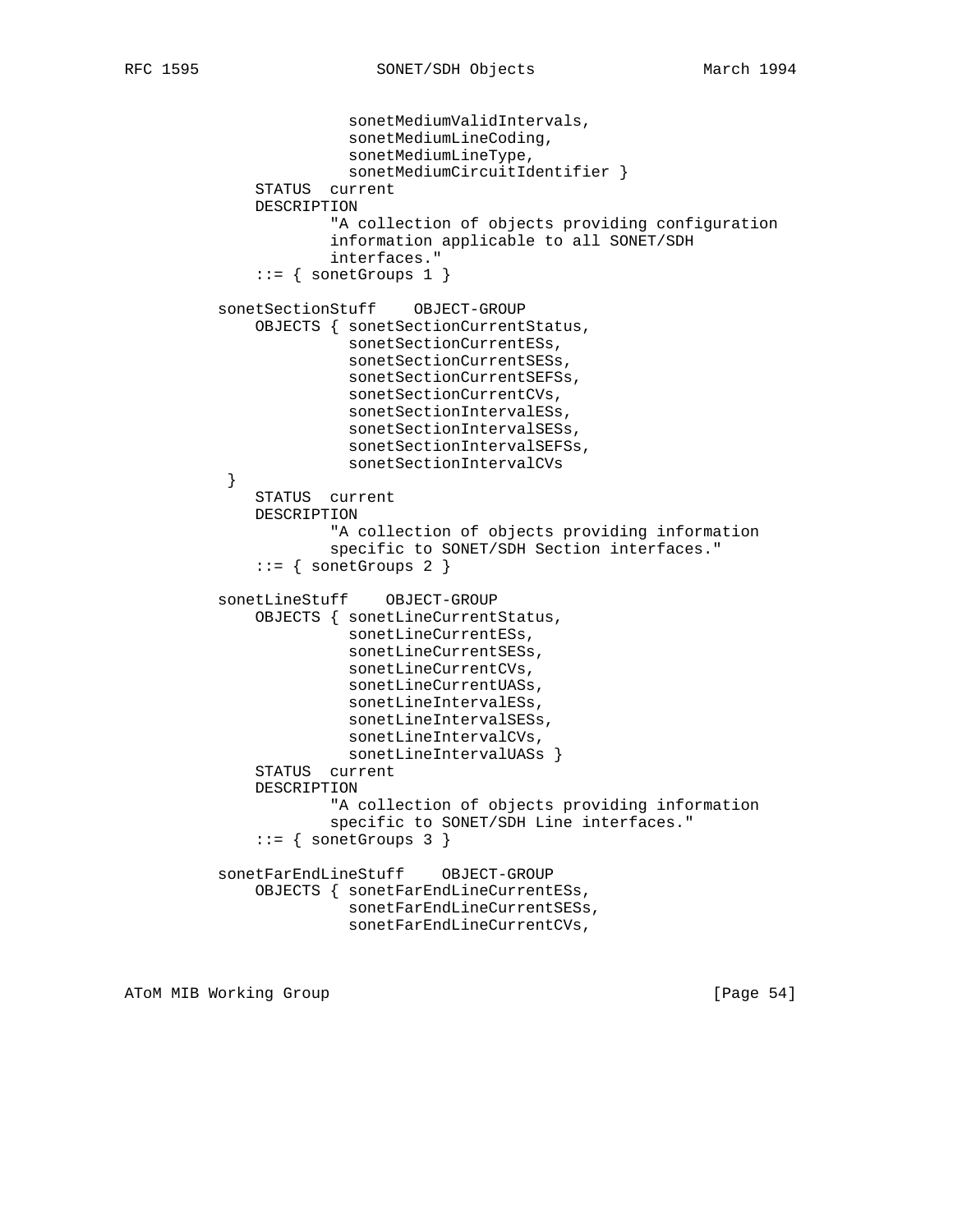```
                  sonetMediumValidIntervals,
                  sonetMediumLineCoding,
                  sonetMediumLineType,
                  sonetMediumCircuitIdentifier }
         STATUS  current
         DESCRIPTION
                "A collection of objects providing configuration
                information applicable to all SONET/SDH
                interfaces."
         ::= { sonetGroups 1 }

     sonetSectionStuff    OBJECT-GROUP
         OBJECTS { sonetSectionCurrentStatus,
                   sonetSectionCurrentESs,
                   sonetSectionCurrentSESs,
                   sonetSectionCurrentSEFSs,
                   sonetSectionCurrentCVs,
                   sonetSectionIntervalESs,
                   sonetSectionIntervalSESs,
                   sonetSectionIntervalSEFSs,
                   sonetSectionIntervalCVs
      }
         STATUS  current
         DESCRIPTION
                "A collection of objects providing information
                specific to SONET/SDH Section interfaces."
         ::= { sonetGroups 2 }

     sonetLineStuff    OBJECT-GROUP
         OBJECTS { sonetLineCurrentStatus,
                   sonetLineCurrentESs,
                   sonetLineCurrentSESs,
                   sonetLineCurrentCVs,
                   sonetLineCurrentUASs,
                   sonetLineIntervalESs,
                   sonetLineIntervalSESs,
                   sonetLineIntervalCVs,
                   sonetLineIntervalUASs }
         STATUS  current
         DESCRIPTION
                "A collection of objects providing information
                specific to SONET/SDH Line interfaces."
         ::= { sonetGroups 3 }

     sonetFarEndLineStuff    OBJECT-GROUP
         OBJECTS { sonetFarEndLineCurrentESs,
                   sonetFarEndLineCurrentSESs,
                   sonetFarEndLineCurrentCVs,
```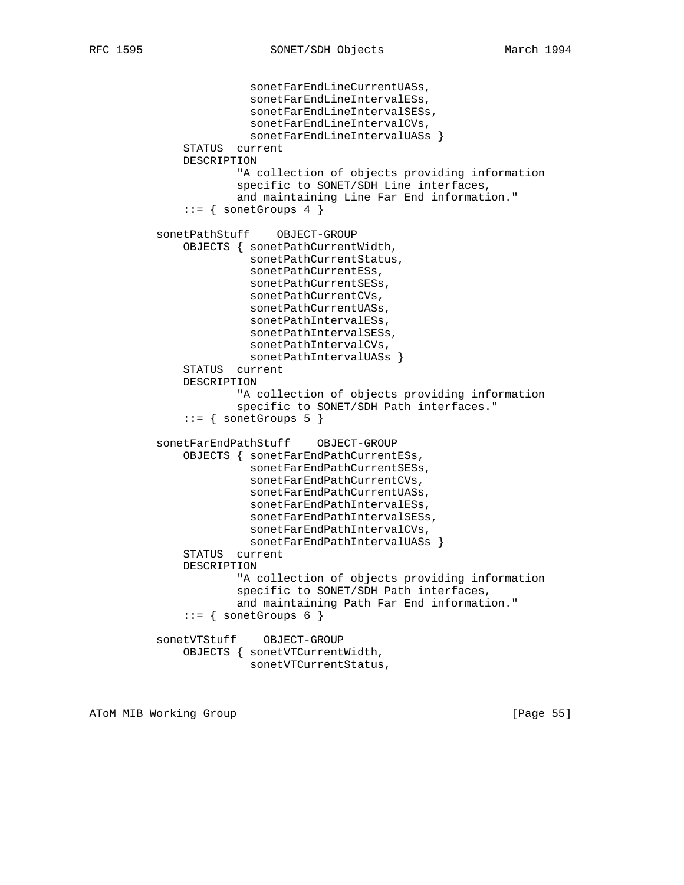```
                  sonetFarEndLineCurrentUASs,
                  sonetFarEndLineIntervalESs,
                  sonetFarEndLineIntervalSESs,
                  sonetFarEndLineIntervalCVs,
                  sonetFarEndLineIntervalUASs }
          STATUS  current
          DESCRIPTION
                  "A collection of objects providing information
                  specific to SONET/SDH Line interfaces,
                  and maintaining Line Far End information."
          ::= { sonetGroups 4 }

      sonetPathStuff    OBJECT-GROUP
          OBJECTS { sonetPathCurrentWidth,
                    sonetPathCurrentStatus,
                    sonetPathCurrentESs,
                    sonetPathCurrentSESs,
                    sonetPathCurrentCVs,
                    sonetPathCurrentUASs,
                    sonetPathIntervalESs,
                    sonetPathIntervalSESs,
                    sonetPathIntervalCVs,
                    sonetPathIntervalUASs }
          STATUS  current
          DESCRIPTION
                  "A collection of objects providing information
                  specific to SONET/SDH Path interfaces."
          ::= { sonetGroups 5 }

      sonetFarEndPathStuff    OBJECT-GROUP
          OBJECTS { sonetFarEndPathCurrentESs,
                    sonetFarEndPathCurrentSESs,
                    sonetFarEndPathCurrentCVs,
                    sonetFarEndPathCurrentUASs,
                    sonetFarEndPathIntervalESs,
                    sonetFarEndPathIntervalSESs,
                    sonetFarEndPathIntervalCVs,
                    sonetFarEndPathIntervalUASs }
          STATUS  current
          DESCRIPTION
                  "A collection of objects providing information
                  specific to SONET/SDH Path interfaces,
                  and maintaining Path Far End information."
          ::= { sonetGroups 6 }

      sonetVTStuff    OBJECT-GROUP
          OBJECTS { sonetVTCurrentWidth,
                    sonetVTCurrentStatus,
```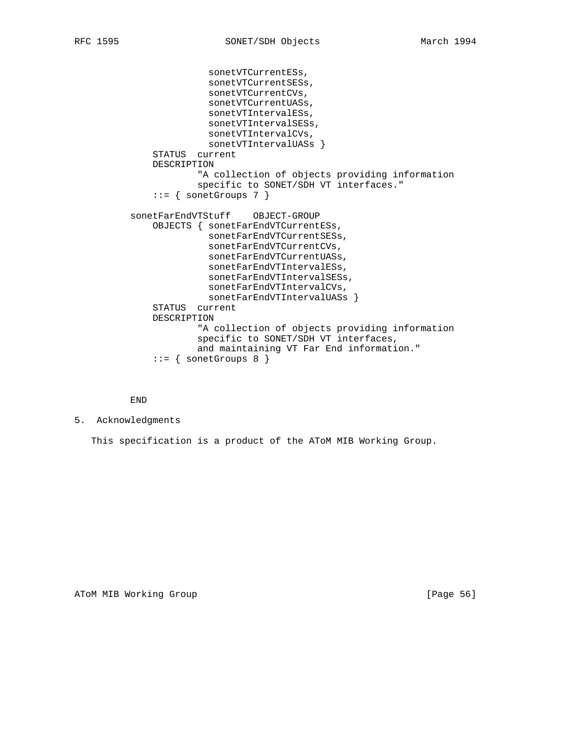```
                  sonetVTCurrentESs,
                  sonetVTCurrentSESs,
                  sonetVTCurrentCVs,
                  sonetVTCurrentUASs,
                  sonetVTIntervalESs,
                  sonetVTIntervalSESs,
                  sonetVTIntervalCVs,
                  sonetVTIntervalUASs }
          STATUS  current
          DESCRIPTION
                  "A collection of objects providing information
                  specific to SONET/SDH VT interfaces."
          ::= { sonetGroups 7 }

      sonetFarEndVTStuff    OBJECT-GROUP
          OBJECTS { sonetFarEndVTCurrentESs,
                    sonetFarEndVTCurrentSESs,
                    sonetFarEndVTCurrentCVs,
                    sonetFarEndVTCurrentUASs,
                    sonetFarEndVTIntervalESs,
                    sonetFarEndVTIntervalSESs,
                    sonetFarEndVTIntervalCVs,
                    sonetFarEndVTIntervalUASs }
          STATUS  current
          DESCRIPTION
                  "A collection of objects providing information
                  specific to SONET/SDH VT interfaces,
                  and maintaining VT Far End information."
          ::= { sonetGroups 8 }


      END
```

## 5. Acknowledgments

This specification is a product of the AToM MIB Working Group.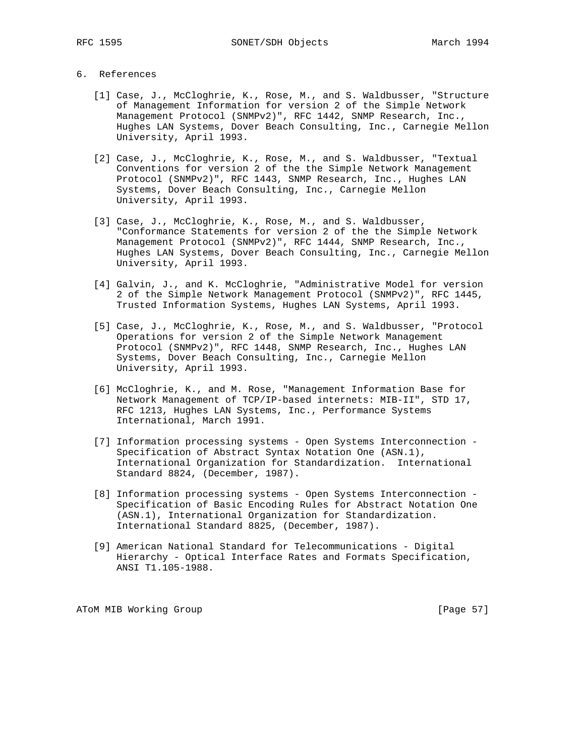## 6. References

[1] Case, J., McCloghrie, K., Rose, M., and S. Waldbusser, "Structure of Management Information for version 2 of the Simple Network Management Protocol (SNMPv2)", RFC 1442, SNMP Research, Inc., Hughes LAN Systems, Dover Beach Consulting, Inc., Carnegie Mellon University, April 1993.

[2] Case, J., McCloghrie, K., Rose, M., and S. Waldbusser, "Textual Conventions for version 2 of the the Simple Network Management Protocol (SNMPv2)", RFC 1443, SNMP Research, Inc., Hughes LAN Systems, Dover Beach Consulting, Inc., Carnegie Mellon University, April 1993.

[3] Case, J., McCloghrie, K., Rose, M., and S. Waldbusser, "Conformance Statements for version 2 of the the Simple Network Management Protocol (SNMPv2)", RFC 1444, SNMP Research, Inc., Hughes LAN Systems, Dover Beach Consulting, Inc., Carnegie Mellon University, April 1993.

[4] Galvin, J., and K. McCloghrie, "Administrative Model for version 2 of the Simple Network Management Protocol (SNMPv2)", RFC 1445, Trusted Information Systems, Hughes LAN Systems, April 1993.

[5] Case, J., McCloghrie, K., Rose, M., and S. Waldbusser, "Protocol Operations for version 2 of the Simple Network Management Protocol (SNMPv2)", RFC 1448, SNMP Research, Inc., Hughes LAN Systems, Dover Beach Consulting, Inc., Carnegie Mellon University, April 1993.

[6] McCloghrie, K., and M. Rose, "Management Information Base for Network Management of TCP/IP-based internets: MIB-II", STD 17, RFC 1213, Hughes LAN Systems, Inc., Performance Systems International, March 1991.

[7] Information processing systems - Open Systems Interconnection - Specification of Abstract Syntax Notation One (ASN.1), International Organization for Standardization. International Standard 8824, (December, 1987).

[8] Information processing systems - Open Systems Interconnection - Specification of Basic Encoding Rules for Abstract Notation One (ASN.1), International Organization for Standardization. International Standard 8825, (December, 1987).

[9] American National Standard for Telecommunications - Digital Hierarchy - Optical Interface Rates and Formats Specification, ANSI T1.105-1988.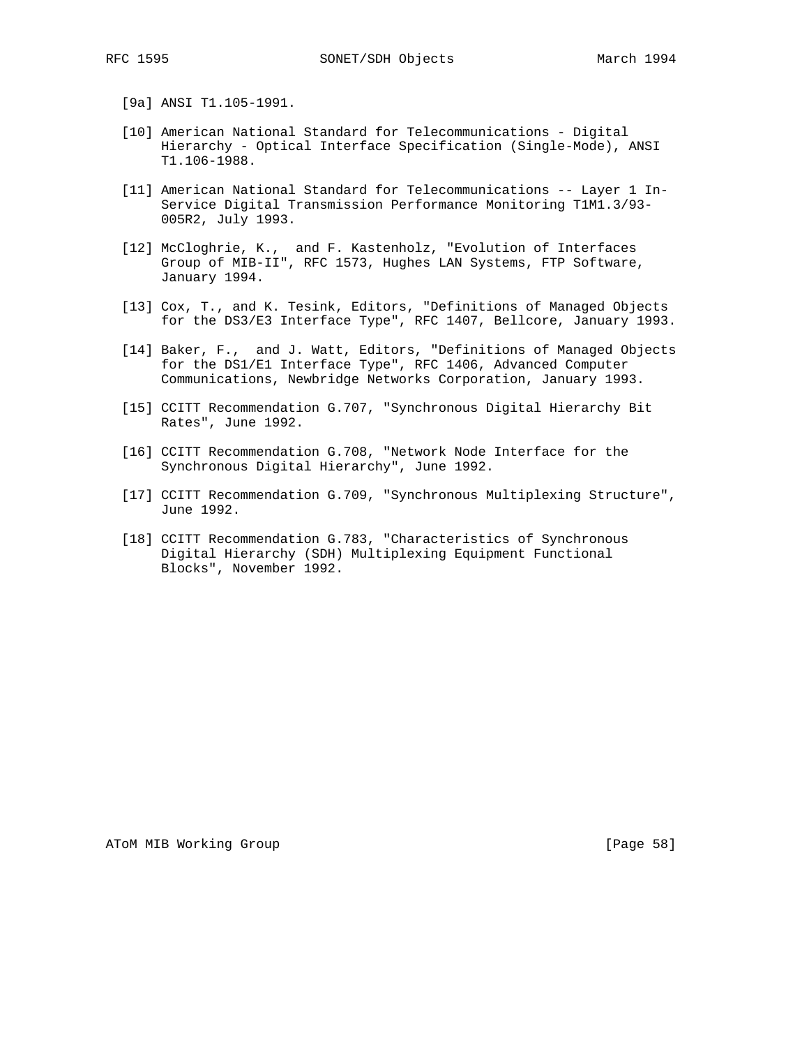[9a] ANSI T1.105-1991.

[10] American National Standard for Telecommunications - Digital Hierarchy - Optical Interface Specification (Single-Mode), ANSI T1.106-1988.

[11] American National Standard for Telecommunications -- Layer 1 In-Service Digital Transmission Performance Monitoring T1M1.3/93-005R2, July 1993.

[12] McCloghrie, K., and F. Kastenholz, "Evolution of Interfaces Group of MIB-II", RFC 1573, Hughes LAN Systems, FTP Software, January 1994.

[13] Cox, T., and K. Tesink, Editors, "Definitions of Managed Objects for the DS3/E3 Interface Type", RFC 1407, Bellcore, January 1993.

[14] Baker, F., and J. Watt, Editors, "Definitions of Managed Objects for the DS1/E1 Interface Type", RFC 1406, Advanced Computer Communications, Newbridge Networks Corporation, January 1993.

[15] CCITT Recommendation G.707, "Synchronous Digital Hierarchy Bit Rates", June 1992.

[16] CCITT Recommendation G.708, "Network Node Interface for the Synchronous Digital Hierarchy", June 1992.

[17] CCITT Recommendation G.709, "Synchronous Multiplexing Structure", June 1992.

[18] CCITT Recommendation G.783, "Characteristics of Synchronous Digital Hierarchy (SDH) Multiplexing Equipment Functional Blocks", November 1992.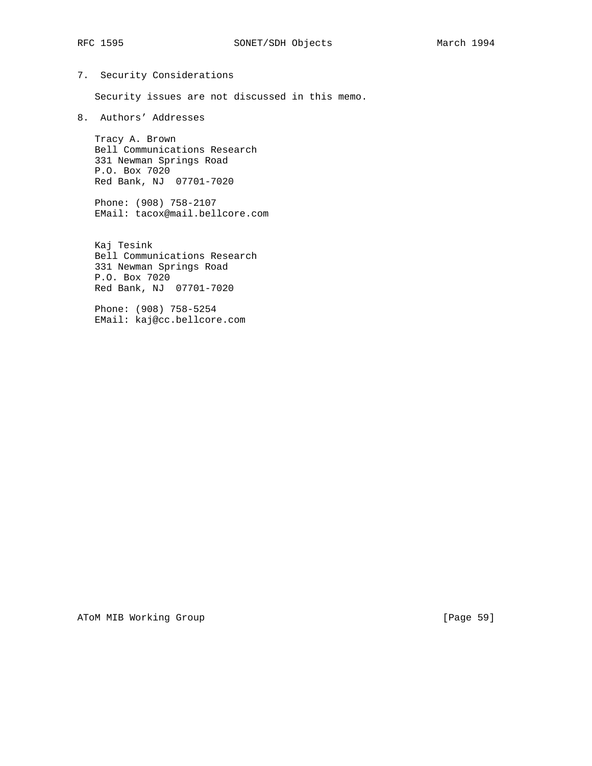## 7. Security Considerations

Security issues are not discussed in this memo.

## 8. Authors' Addresses

Tracy A. Brown
Bell Communications Research
331 Newman Springs Road
P.O. Box 7020
Red Bank, NJ 07701-7020

Phone: (908) 758-2107
EMail: tacox@mail.bellcore.com

Kaj Tesink
Bell Communications Research
331 Newman Springs Road
P.O. Box 7020
Red Bank, NJ 07701-7020

Phone: (908) 758-5254
EMail: kaj@cc.bellcore.com